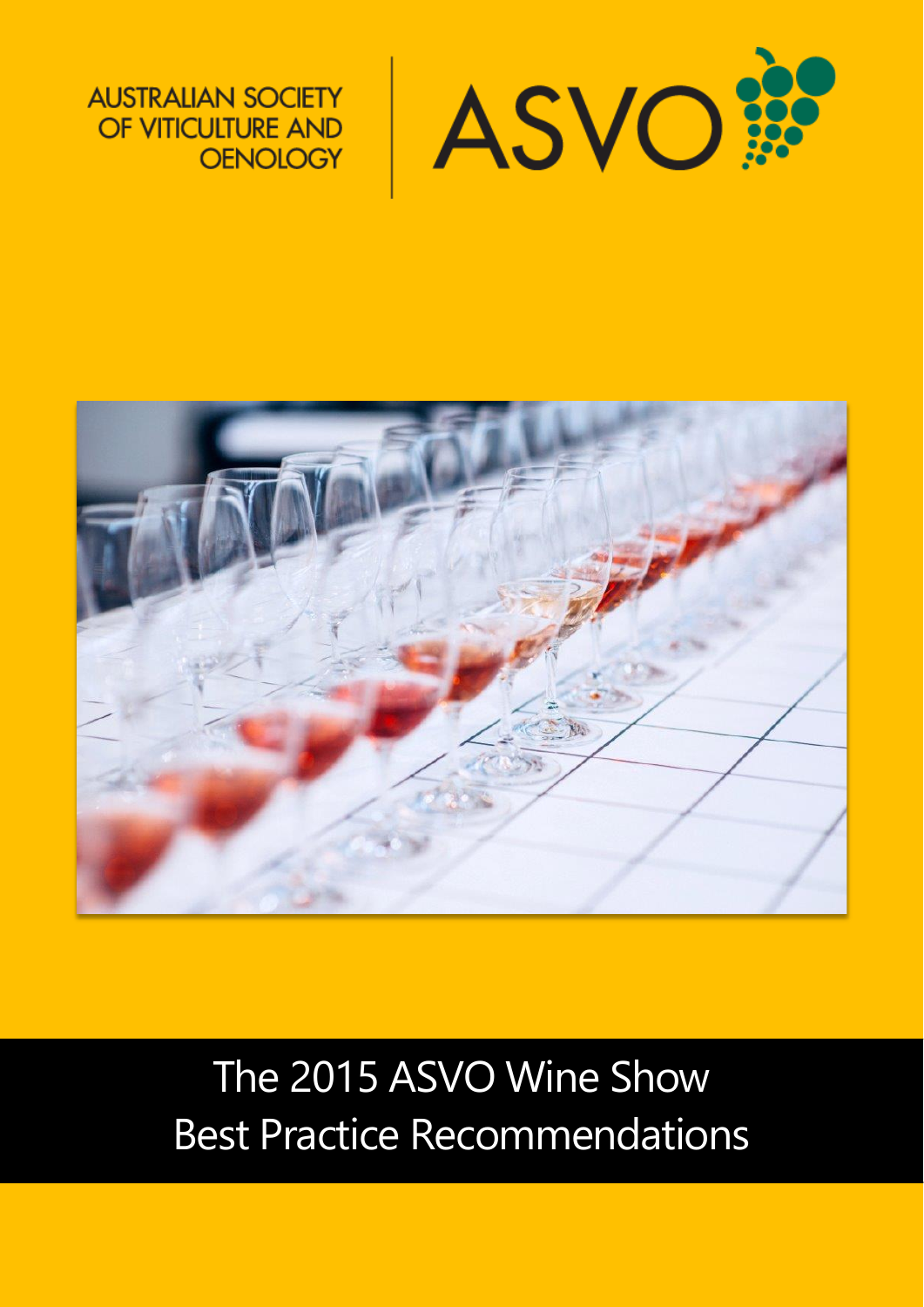AUSTRALIAN SOCIETY OF VITICULTURE AND OENOLOGY

ASVO

# The 2015 ASVO Wine Show Best Practice Recommendations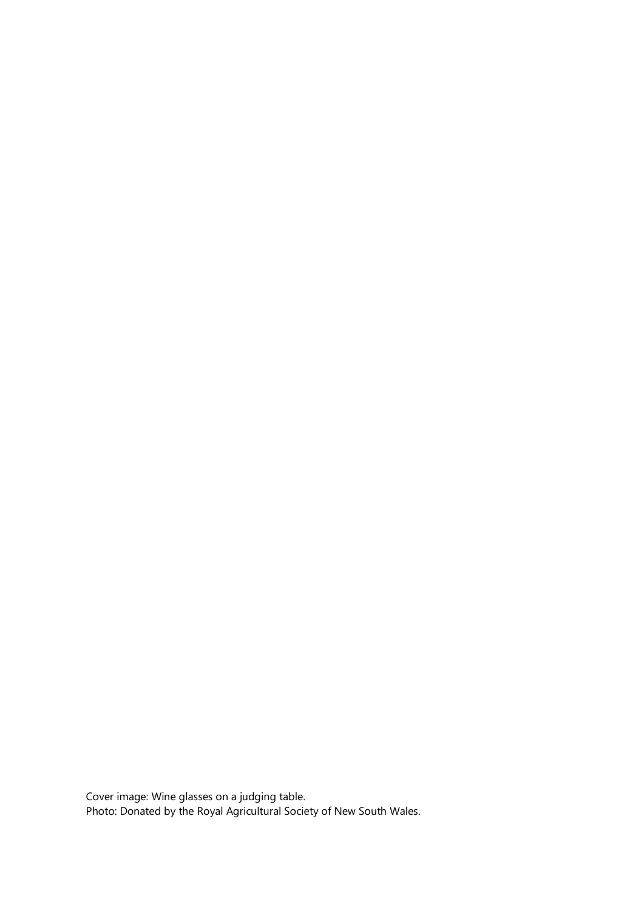Cover image: Wine glasses on a judging table.
Photo: Donated by the Royal Agricultural Society of New South Wales.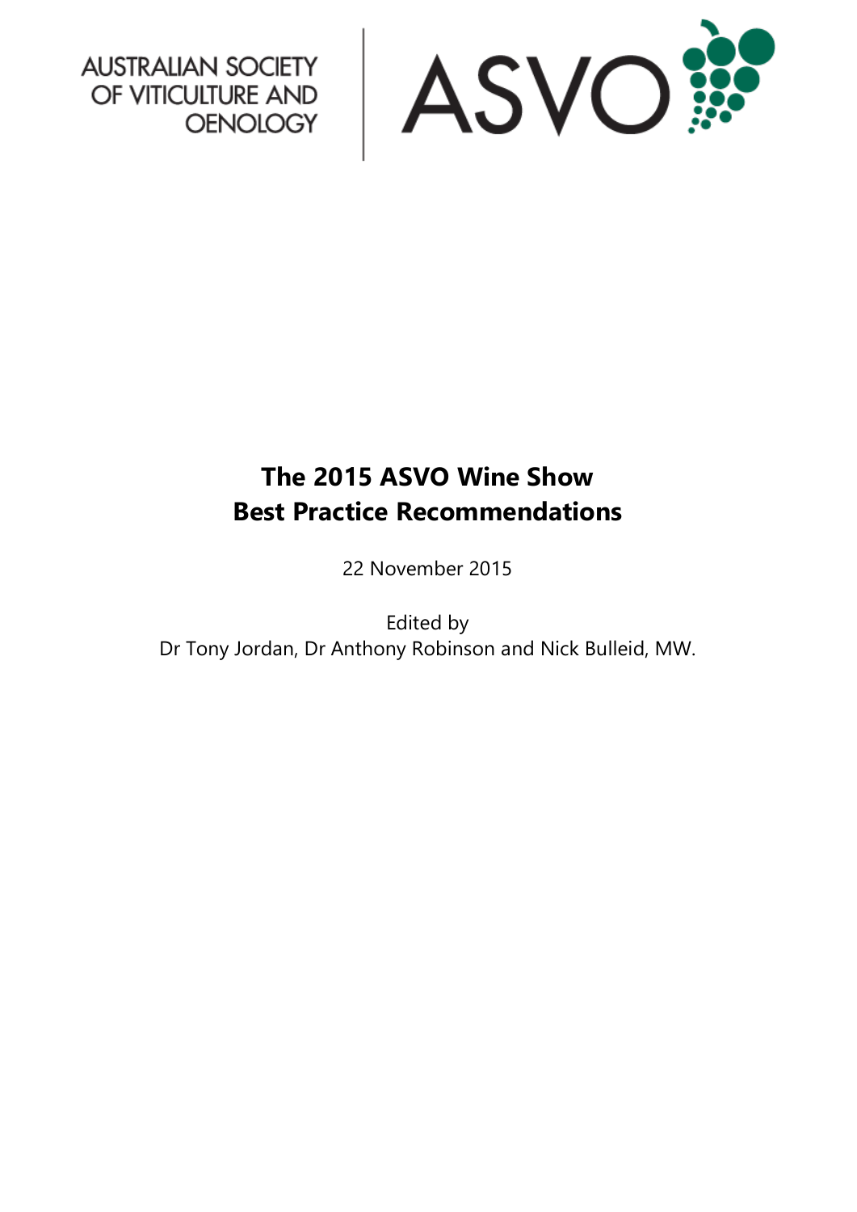AUSTRALIAN SOCIETY OF VITICULTURE AND OENOLOGY

ASVO

# The 2015 ASVO Wine Show Best Practice Recommendations

22 November 2015

Edited by
Dr Tony Jordan, Dr Anthony Robinson and Nick Bulleid, MW.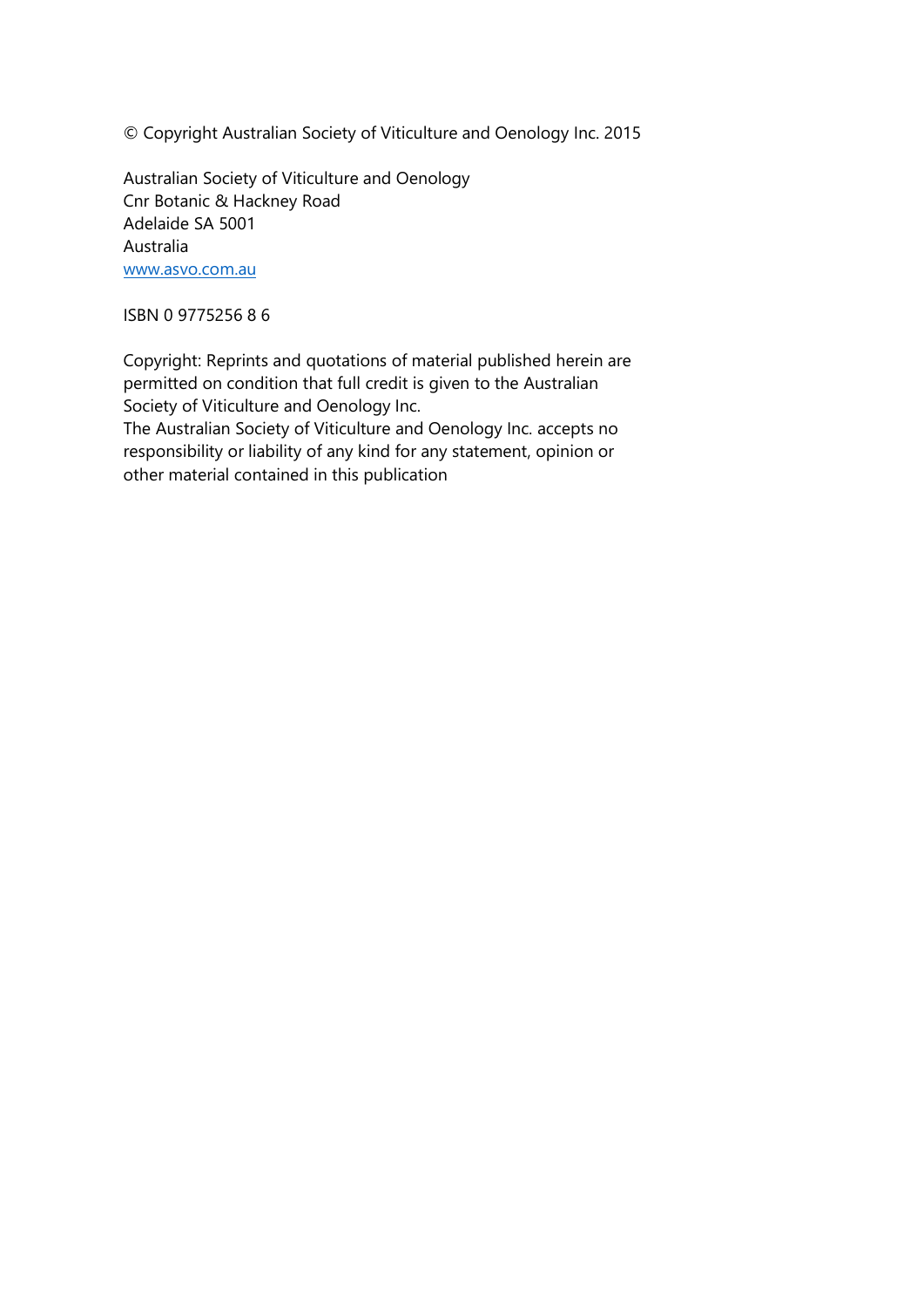© Copyright Australian Society of Viticulture and Oenology Inc. 2015

Australian Society of Viticulture and Oenology
Cnr Botanic & Hackney Road
Adelaide SA 5001
Australia
[www.asvo.com.au](http://www.asvo.com.au)

ISBN 0 9775256 8 6

Copyright: Reprints and quotations of material published herein are permitted on condition that full credit is given to the Australian Society of Viticulture and Oenology Inc.
The Australian Society of Viticulture and Oenology Inc. accepts no responsibility or liability of any kind for any statement, opinion or other material contained in this publication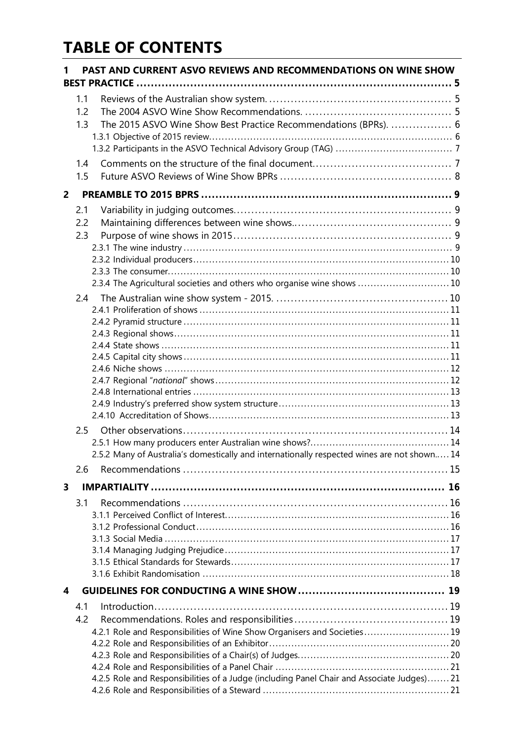# TABLE OF CONTENTS

**1 PAST AND CURRENT ASVO REVIEWS AND RECOMMENDATIONS ON WINE SHOW BEST PRACTICE .......... 5**

- 1.1 Reviews of the Australian show system. .......... 5
- 1.2 The 2004 ASVO Wine Show Recommendations. .......... 5
- 1.3 The 2015 ASVO Wine Show Best Practice Recommendations (BPRs). .......... 6
  - 1.3.1 Objective of 2015 review .......... 6
  - 1.3.2 Participants in the ASVO Technical Advisory Group (TAG) .......... 7
- 1.4 Comments on the structure of the final document. .......... 7
- 1.5 Future ASVO Reviews of Wine Show BPRs .......... 8

**2 PREAMBLE TO 2015 BPRS .......... 9**

- 2.1 Variability in judging outcomes. .......... 9
- 2.2 Maintaining differences between wine shows. .......... 9
- 2.3 Purpose of wine shows in 2015 .......... 9
  - 2.3.1 The wine industry .......... 9
  - 2.3.2 Individual producers .......... 10
  - 2.3.3 The consumer. .......... 10
  - 2.3.4 The Agricultural societies and others who organise wine shows .......... 10
- 2.4 The Australian wine show system - 2015. .......... 10
  - 2.4.1 Proliferation of shows .......... 11
  - 2.4.2 Pyramid structure .......... 11
  - 2.4.3 Regional shows .......... 11
  - 2.4.4 State shows .......... 11
  - 2.4.5 Capital city shows .......... 11
  - 2.4.6 Niche shows .......... 12
  - 2.4.7 Regional "*national*" shows .......... 12
  - 2.4.8 International entries .......... 13
  - 2.4.9 Industry's preferred show system structure .......... 13
  - 2.4.10 Accreditation of Shows .......... 13
- 2.5 Other observations .......... 14
  - 2.5.1 How many producers enter Australian wine shows? .......... 14
  - 2.5.2 Many of Australia's domestically and internationally respected wines are not shown. .......... 14
- 2.6 Recommendations .......... 15

**3 IMPARTIALITY .......... 16**

- 3.1 Recommendations .......... 16
  - 3.1.1 Perceived Conflict of Interest .......... 16
  - 3.1.2 Professional Conduct .......... 16
  - 3.1.3 Social Media .......... 17
  - 3.1.4 Managing Judging Prejudice .......... 17
  - 3.1.5 Ethical Standards for Stewards .......... 17
  - 3.1.6 Exhibit Randomisation .......... 18

**4 GUIDELINES FOR CONDUCTING A WINE SHOW .......... 19**

- 4.1 Introduction .......... 19
- 4.2 Recommendations. Roles and responsibilities .......... 19
  - 4.2.1 Role and Responsibilities of Wine Show Organisers and Societies .......... 19
  - 4.2.2 Role and Responsibilities of an Exhibitor .......... 20
  - 4.2.3 Role and Responsibilities of a Chair(s) of Judges .......... 20
  - 4.2.4 Role and Responsibilities of a Panel Chair .......... 21
  - 4.2.5 Role and Responsibilities of a Judge (including Panel Chair and Associate Judges) .......... 21
  - 4.2.6 Role and Responsibilities of a Steward .......... 21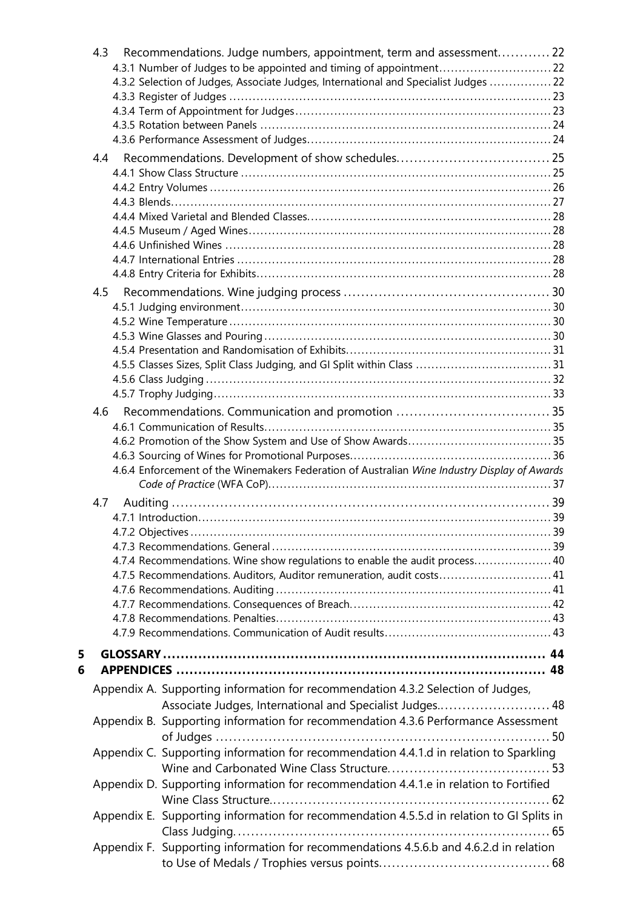4.3 Recommendations. Judge numbers, appointment, term and assessment............ 22

4.3.1 Number of Judges to be appointed and timing of appointment............................ 22

4.3.2 Selection of Judges, Associate Judges, International and Specialist Judges ................ 22

4.3.3 Register of Judges ................................................................................. 23

4.3.4 Term of Appointment for Judges................................................................ 23

4.3.5 Rotation between Panels .......................................................................... 24

4.3.6 Performance Assessment of Judges.............................................................. 24

4.4 Recommendations. Development of show schedules.................................. 25

4.4.1 Show Class Structure ............................................................................... 25

4.4.2 Entry Volumes ....................................................................................... 26

4.4.3 Blends.................................................................................................. 27

4.4.4 Mixed Varietal and Blended Classes............................................................. 28

4.4.5 Museum / Aged Wines............................................................................... 28

4.4.6 Unfinished Wines .................................................................................... 28

4.4.7 International Entries ................................................................................ 28

4.4.8 Entry Criteria for Exhibits.......................................................................... 28

4.5 Recommendations. Wine judging process .............................................. 30

4.5.1 Judging environment................................................................................ 30

4.5.2 Wine Temperature ................................................................................... 30

4.5.3 Wine Glasses and Pouring .......................................................................... 30

4.5.4 Presentation and Randomisation of Exhibits................................................... 31

4.5.5 Classes Sizes, Split Class Judging, and GI Split within Class .................................. 31

4.5.6 Class Judging ......................................................................................... 32

4.5.7 Trophy Judging....................................................................................... 33

4.6 Recommendations. Communication and promotion ................................... 35

4.6.1 Communication of Results......................................................................... 35

4.6.2 Promotion of the Show System and Use of Show Awards.................................... 35

4.6.3 Sourcing of Wines for Promotional Purposes.................................................. 36

4.6.4 Enforcement of the Winemakers Federation of Australian *Wine Industry Display of Awards Code of Practice* (WFA CoP)....................................................................... 37

4.7 Auditing ........................................................................................... 39

4.7.1 Introduction.......................................................................................... 39

4.7.2 Objectives ............................................................................................ 39

4.7.3 Recommendations. General ....................................................................... 39

4.7.4 Recommendations. Wine show regulations to enable the audit process................... 40

4.7.5 Recommendations. Auditors, Auditor remuneration, audit costs............................ 41

4.7.6 Recommendations. Auditing ...................................................................... 41

4.7.7 Recommendations. Consequences of Breach.................................................. 42

4.7.8 Recommendations. Penalties...................................................................... 43

4.7.9 Recommendations. Communication of Audit results.......................................... 43

**5 GLOSSARY ........................................................................................ 44**

**6 APPENDICES ..................................................................................... 48**

Appendix A. Supporting information for recommendation 4.3.2 Selection of Judges, Associate Judges, International and Specialist Judges.......................... 48

Appendix B. Supporting information for recommendation 4.3.6 Performance Assessment of Judges ........................................................................... 50

Appendix C. Supporting information for recommendation 4.4.1.d in relation to Sparkling Wine and Carbonated Wine Class Structure.................................... 53

Appendix D. Supporting information for recommendation 4.4.1.e in relation to Fortified Wine Class Structure.............................................................. 62

Appendix E. Supporting information for recommendation 4.5.5.d in relation to GI Splits in Class Judging....................................................................... 65

Appendix F. Supporting information for recommendations 4.5.6.b and 4.6.2.d in relation to Use of Medals / Trophies versus points...................................... 68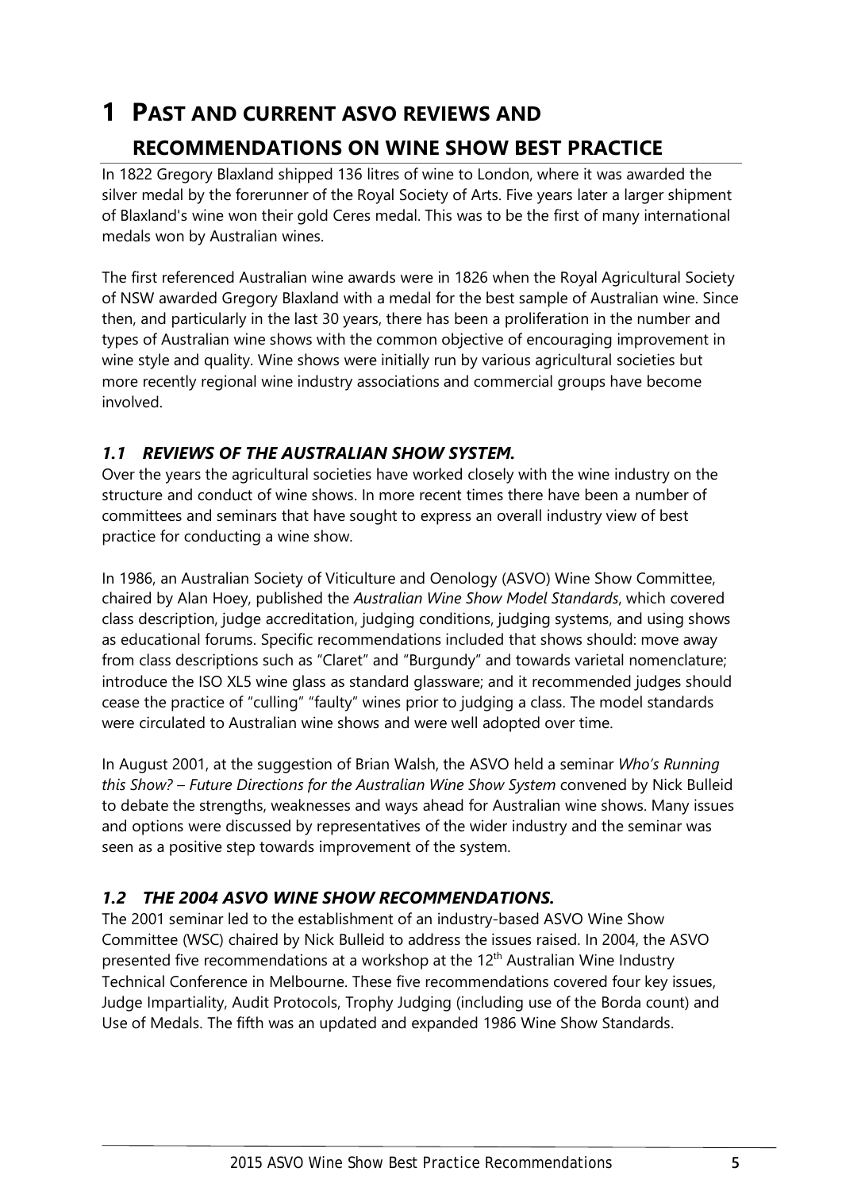# 1 PAST AND CURRENT ASVO REVIEWS AND RECOMMENDATIONS ON WINE SHOW BEST PRACTICE

In 1822 Gregory Blaxland shipped 136 litres of wine to London, where it was awarded the silver medal by the forerunner of the Royal Society of Arts. Five years later a larger shipment of Blaxland's wine won their gold Ceres medal. This was to be the first of many international medals won by Australian wines.

The first referenced Australian wine awards were in 1826 when the Royal Agricultural Society of NSW awarded Gregory Blaxland with a medal for the best sample of Australian wine. Since then, and particularly in the last 30 years, there has been a proliferation in the number and types of Australian wine shows with the common objective of encouraging improvement in wine style and quality. Wine shows were initially run by various agricultural societies but more recently regional wine industry associations and commercial groups have become involved.

## *1.1 REVIEWS OF THE AUSTRALIAN SHOW SYSTEM.*

Over the years the agricultural societies have worked closely with the wine industry on the structure and conduct of wine shows. In more recent times there have been a number of committees and seminars that have sought to express an overall industry view of best practice for conducting a wine show.

In 1986, an Australian Society of Viticulture and Oenology (ASVO) Wine Show Committee, chaired by Alan Hoey, published the *Australian Wine Show Model Standards*, which covered class description, judge accreditation, judging conditions, judging systems, and using shows as educational forums. Specific recommendations included that shows should: move away from class descriptions such as "Claret" and "Burgundy" and towards varietal nomenclature; introduce the ISO XL5 wine glass as standard glassware; and it recommended judges should cease the practice of "culling" "faulty" wines prior to judging a class. The model standards were circulated to Australian wine shows and were well adopted over time.

In August 2001, at the suggestion of Brian Walsh, the ASVO held a seminar *Who's Running this Show? – Future Directions for the Australian Wine Show System* convened by Nick Bulleid to debate the strengths, weaknesses and ways ahead for Australian wine shows. Many issues and options were discussed by representatives of the wider industry and the seminar was seen as a positive step towards improvement of the system.

## *1.2 THE 2004 ASVO WINE SHOW RECOMMENDATIONS.*

The 2001 seminar led to the establishment of an industry-based ASVO Wine Show Committee (WSC) chaired by Nick Bulleid to address the issues raised. In 2004, the ASVO presented five recommendations at a workshop at the 12th Australian Wine Industry Technical Conference in Melbourne. These five recommendations covered four key issues, Judge Impartiality, Audit Protocols, Trophy Judging (including use of the Borda count) and Use of Medals. The fifth was an updated and expanded 1986 Wine Show Standards.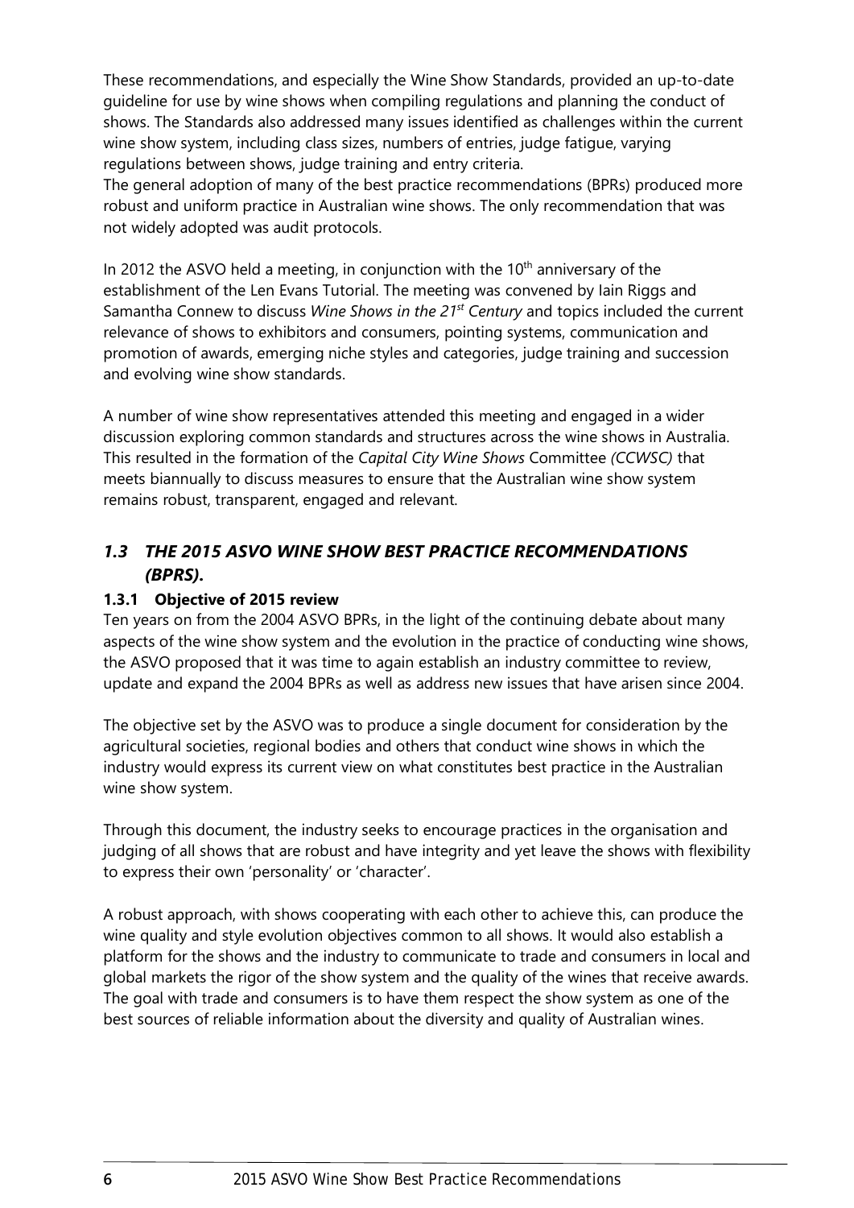These recommendations, and especially the Wine Show Standards, provided an up-to-date guideline for use by wine shows when compiling regulations and planning the conduct of shows. The Standards also addressed many issues identified as challenges within the current wine show system, including class sizes, numbers of entries, judge fatigue, varying regulations between shows, judge training and entry criteria.

The general adoption of many of the best practice recommendations (BPRs) produced more robust and uniform practice in Australian wine shows. The only recommendation that was not widely adopted was audit protocols.

In 2012 the ASVO held a meeting, in conjunction with the 10th anniversary of the establishment of the Len Evans Tutorial. The meeting was convened by Iain Riggs and Samantha Connew to discuss *Wine Shows in the 21st Century* and topics included the current relevance of shows to exhibitors and consumers, pointing systems, communication and promotion of awards, emerging niche styles and categories, judge training and succession and evolving wine show standards.

A number of wine show representatives attended this meeting and engaged in a wider discussion exploring common standards and structures across the wine shows in Australia. This resulted in the formation of the *Capital City Wine Shows* Committee *(CCWSC)* that meets biannually to discuss measures to ensure that the Australian wine show system remains robust, transparent, engaged and relevant.

## *1.3 THE 2015 ASVO WINE SHOW BEST PRACTICE RECOMMENDATIONS (BPRS).*

### 1.3.1 Objective of 2015 review

Ten years on from the 2004 ASVO BPRs, in the light of the continuing debate about many aspects of the wine show system and the evolution in the practice of conducting wine shows, the ASVO proposed that it was time to again establish an industry committee to review, update and expand the 2004 BPRs as well as address new issues that have arisen since 2004.

The objective set by the ASVO was to produce a single document for consideration by the agricultural societies, regional bodies and others that conduct wine shows in which the industry would express its current view on what constitutes best practice in the Australian wine show system.

Through this document, the industry seeks to encourage practices in the organisation and judging of all shows that are robust and have integrity and yet leave the shows with flexibility to express their own 'personality' or 'character'.

A robust approach, with shows cooperating with each other to achieve this, can produce the wine quality and style evolution objectives common to all shows. It would also establish a platform for the shows and the industry to communicate to trade and consumers in local and global markets the rigor of the show system and the quality of the wines that receive awards. The goal with trade and consumers is to have them respect the show system as one of the best sources of reliable information about the diversity and quality of Australian wines.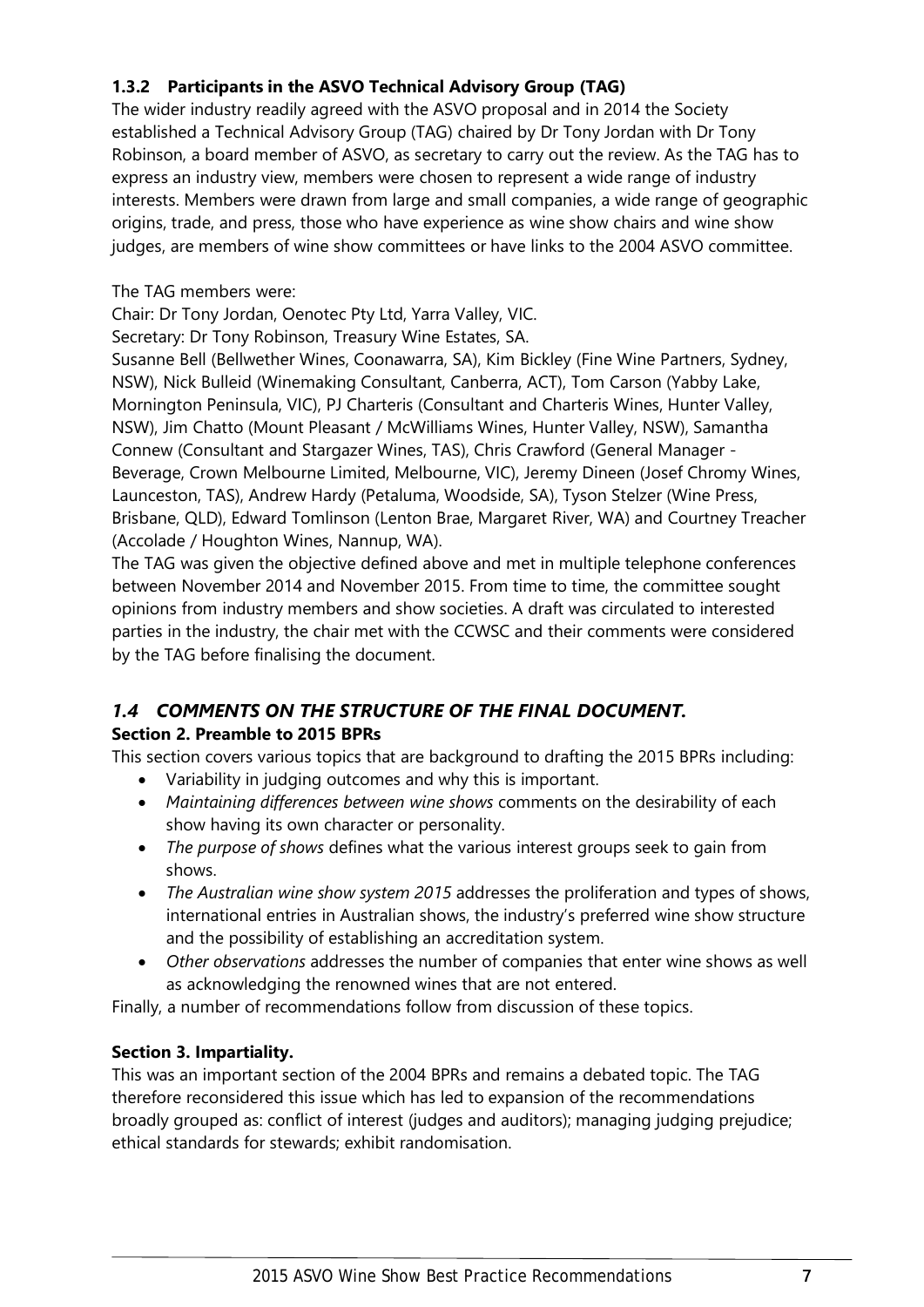### 1.3.2 Participants in the ASVO Technical Advisory Group (TAG)

The wider industry readily agreed with the ASVO proposal and in 2014 the Society established a Technical Advisory Group (TAG) chaired by Dr Tony Jordan with Dr Tony Robinson, a board member of ASVO, as secretary to carry out the review. As the TAG has to express an industry view, members were chosen to represent a wide range of industry interests. Members were drawn from large and small companies, a wide range of geographic origins, trade, and press, those who have experience as wine show chairs and wine show judges, are members of wine show committees or have links to the 2004 ASVO committee.

The TAG members were:

Chair: Dr Tony Jordan, Oenotec Pty Ltd, Yarra Valley, VIC.

Secretary: Dr Tony Robinson, Treasury Wine Estates, SA.

Susanne Bell (Bellwether Wines, Coonawarra, SA), Kim Bickley (Fine Wine Partners, Sydney, NSW), Nick Bulleid (Winemaking Consultant, Canberra, ACT), Tom Carson (Yabby Lake, Mornington Peninsula, VIC), PJ Charteris (Consultant and Charteris Wines, Hunter Valley, NSW), Jim Chatto (Mount Pleasant / McWilliams Wines, Hunter Valley, NSW), Samantha Connew (Consultant and Stargazer Wines, TAS), Chris Crawford (General Manager - Beverage, Crown Melbourne Limited, Melbourne, VIC), Jeremy Dineen (Josef Chromy Wines, Launceston, TAS), Andrew Hardy (Petaluma, Woodside, SA), Tyson Stelzer (Wine Press, Brisbane, QLD), Edward Tomlinson (Lenton Brae, Margaret River, WA) and Courtney Treacher (Accolade / Houghton Wines, Nannup, WA).

The TAG was given the objective defined above and met in multiple telephone conferences between November 2014 and November 2015. From time to time, the committee sought opinions from industry members and show societies. A draft was circulated to interested parties in the industry, the chair met with the CCWSC and their comments were considered by the TAG before finalising the document.

## *1.4 COMMENTS ON THE STRUCTURE OF THE FINAL DOCUMENT.*

**Section 2. Preamble to 2015 BPRs**

This section covers various topics that are background to drafting the 2015 BPRs including:

- Variability in judging outcomes and why this is important.
- *Maintaining differences between wine shows* comments on the desirability of each show having its own character or personality.
- *The purpose of shows* defines what the various interest groups seek to gain from shows.
- *The Australian wine show system 2015* addresses the proliferation and types of shows, international entries in Australian shows, the industry's preferred wine show structure and the possibility of establishing an accreditation system.
- *Other observations* addresses the number of companies that enter wine shows as well as acknowledging the renowned wines that are not entered.

Finally, a number of recommendations follow from discussion of these topics.

**Section 3. Impartiality.**

This was an important section of the 2004 BPRs and remains a debated topic. The TAG therefore reconsidered this issue which has led to expansion of the recommendations broadly grouped as: conflict of interest (judges and auditors); managing judging prejudice; ethical standards for stewards; exhibit randomisation.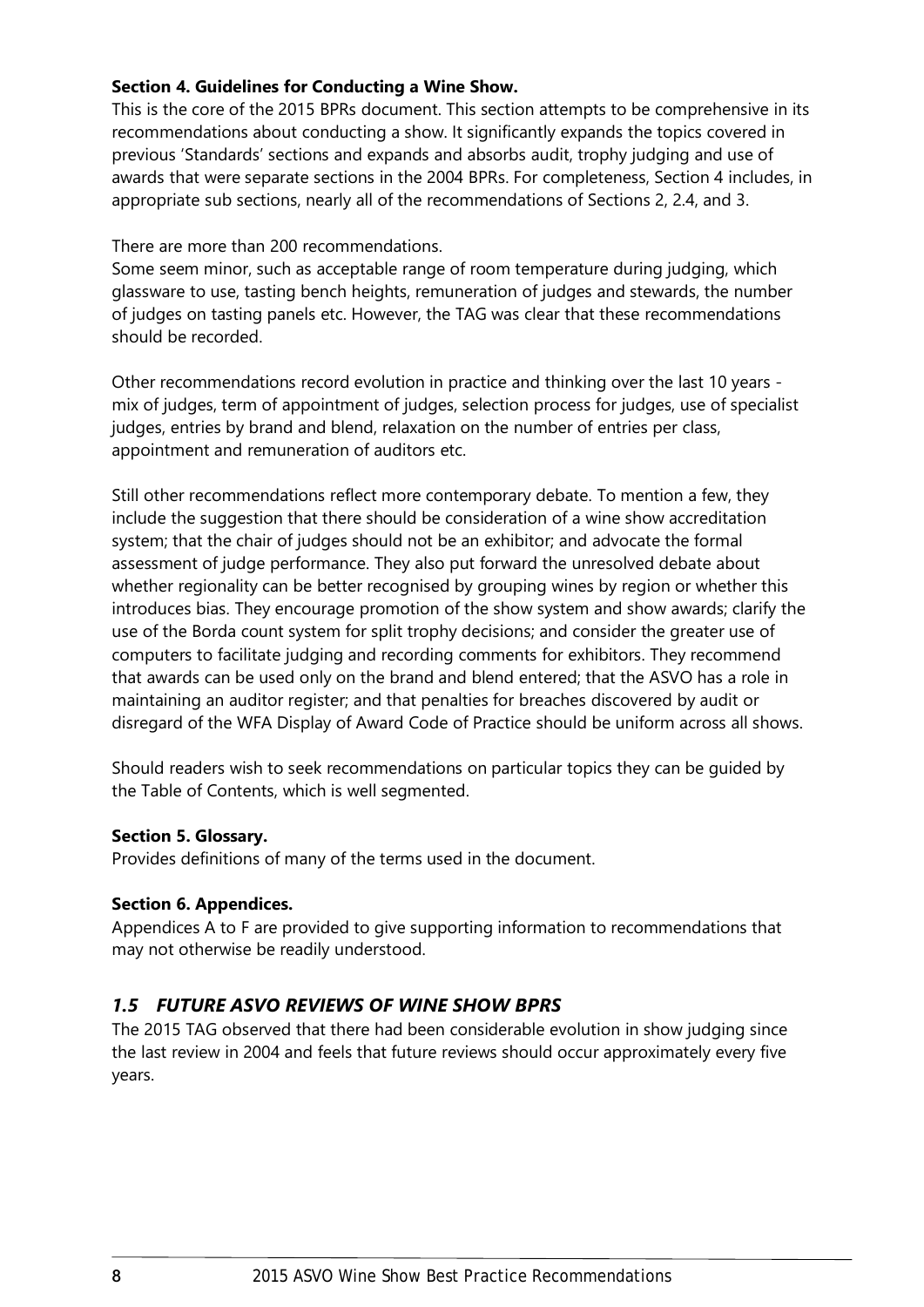**Section 4. Guidelines for Conducting a Wine Show.**

This is the core of the 2015 BPRs document. This section attempts to be comprehensive in its recommendations about conducting a show. It significantly expands the topics covered in previous 'Standards' sections and expands and absorbs audit, trophy judging and use of awards that were separate sections in the 2004 BPRs. For completeness, Section 4 includes, in appropriate sub sections, nearly all of the recommendations of Sections 2, 2.4, and 3.

There are more than 200 recommendations.

Some seem minor, such as acceptable range of room temperature during judging, which glassware to use, tasting bench heights, remuneration of judges and stewards, the number of judges on tasting panels etc. However, the TAG was clear that these recommendations should be recorded.

Other recommendations record evolution in practice and thinking over the last 10 years - mix of judges, term of appointment of judges, selection process for judges, use of specialist judges, entries by brand and blend, relaxation on the number of entries per class, appointment and remuneration of auditors etc.

Still other recommendations reflect more contemporary debate. To mention a few, they include the suggestion that there should be consideration of a wine show accreditation system; that the chair of judges should not be an exhibitor; and advocate the formal assessment of judge performance. They also put forward the unresolved debate about whether regionality can be better recognised by grouping wines by region or whether this introduces bias. They encourage promotion of the show system and show awards; clarify the use of the Borda count system for split trophy decisions; and consider the greater use of computers to facilitate judging and recording comments for exhibitors. They recommend that awards can be used only on the brand and blend entered; that the ASVO has a role in maintaining an auditor register; and that penalties for breaches discovered by audit or disregard of the WFA Display of Award Code of Practice should be uniform across all shows.

Should readers wish to seek recommendations on particular topics they can be guided by the Table of Contents, which is well segmented.

**Section 5. Glossary.**

Provides definitions of many of the terms used in the document.

**Section 6. Appendices.**

Appendices A to F are provided to give supporting information to recommendations that may not otherwise be readily understood.

## *1.5 FUTURE ASVO REVIEWS OF WINE SHOW BPRS*

The 2015 TAG observed that there had been considerable evolution in show judging since the last review in 2004 and feels that future reviews should occur approximately every five years.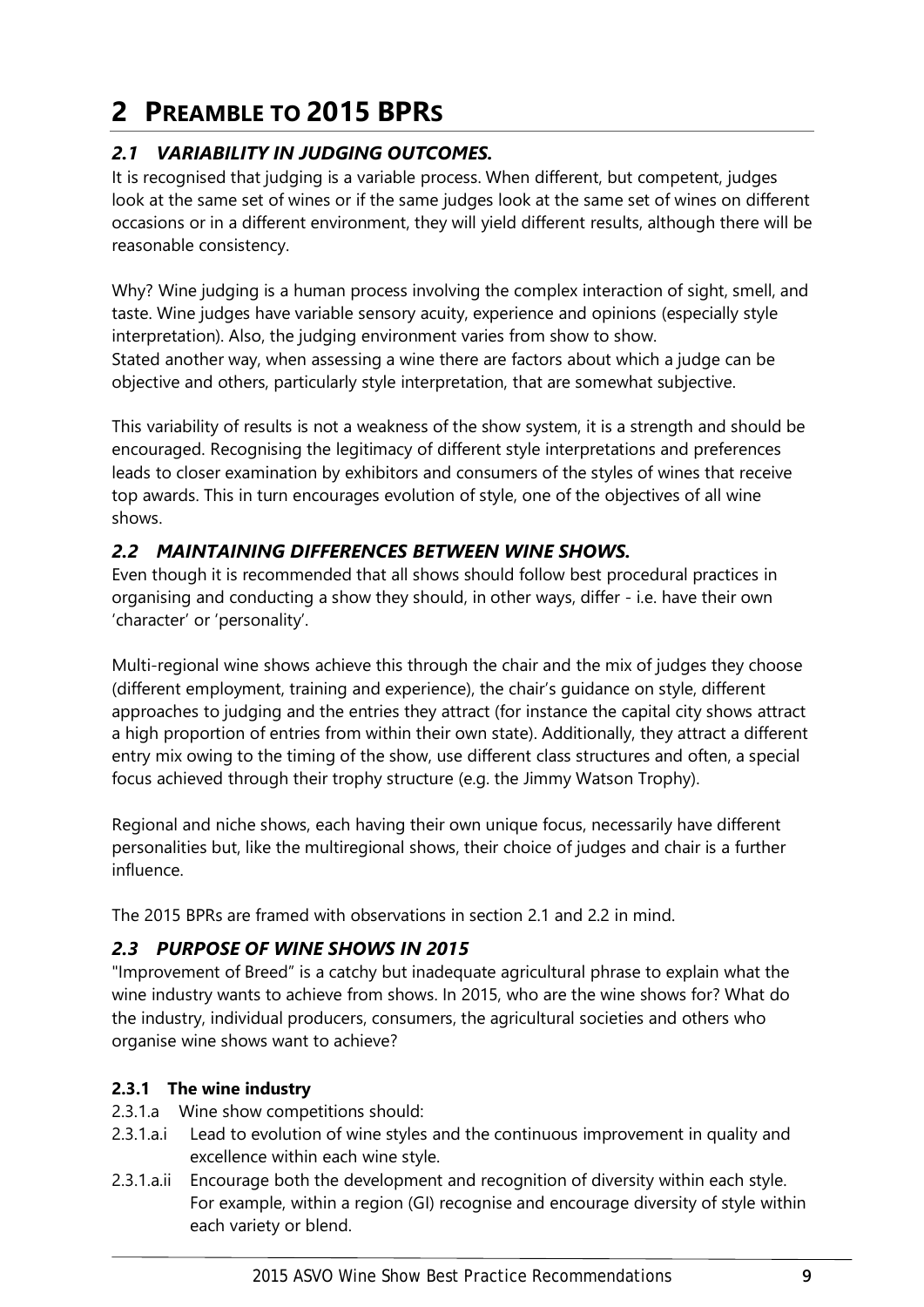# 2 PREAMBLE TO 2015 BPRS

## *2.1 VARIABILITY IN JUDGING OUTCOMES.*

It is recognised that judging is a variable process. When different, but competent, judges look at the same set of wines or if the same judges look at the same set of wines on different occasions or in a different environment, they will yield different results, although there will be reasonable consistency.

Why? Wine judging is a human process involving the complex interaction of sight, smell, and taste. Wine judges have variable sensory acuity, experience and opinions (especially style interpretation). Also, the judging environment varies from show to show.
Stated another way, when assessing a wine there are factors about which a judge can be objective and others, particularly style interpretation, that are somewhat subjective.

This variability of results is not a weakness of the show system, it is a strength and should be encouraged. Recognising the legitimacy of different style interpretations and preferences leads to closer examination by exhibitors and consumers of the styles of wines that receive top awards. This in turn encourages evolution of style, one of the objectives of all wine shows.

## *2.2 MAINTAINING DIFFERENCES BETWEEN WINE SHOWS.*

Even though it is recommended that all shows should follow best procedural practices in organising and conducting a show they should, in other ways, differ - i.e. have their own 'character' or 'personality'.

Multi-regional wine shows achieve this through the chair and the mix of judges they choose (different employment, training and experience), the chair's guidance on style, different approaches to judging and the entries they attract (for instance the capital city shows attract a high proportion of entries from within their own state). Additionally, they attract a different entry mix owing to the timing of the show, use different class structures and often, a special focus achieved through their trophy structure (e.g. the Jimmy Watson Trophy).

Regional and niche shows, each having their own unique focus, necessarily have different personalities but, like the multiregional shows, their choice of judges and chair is a further influence.

The 2015 BPRs are framed with observations in section 2.1 and 2.2 in mind.

## *2.3 PURPOSE OF WINE SHOWS IN 2015*

"Improvement of Breed" is a catchy but inadequate agricultural phrase to explain what the wine industry wants to achieve from shows. In 2015, who are the wine shows for? What do the industry, individual producers, consumers, the agricultural societies and others who organise wine shows want to achieve?

### 2.3.1 The wine industry

2.3.1.a Wine show competitions should:

2.3.1.a.i Lead to evolution of wine styles and the continuous improvement in quality and excellence within each wine style.

2.3.1.a.ii Encourage both the development and recognition of diversity within each style. For example, within a region (GI) recognise and encourage diversity of style within each variety or blend.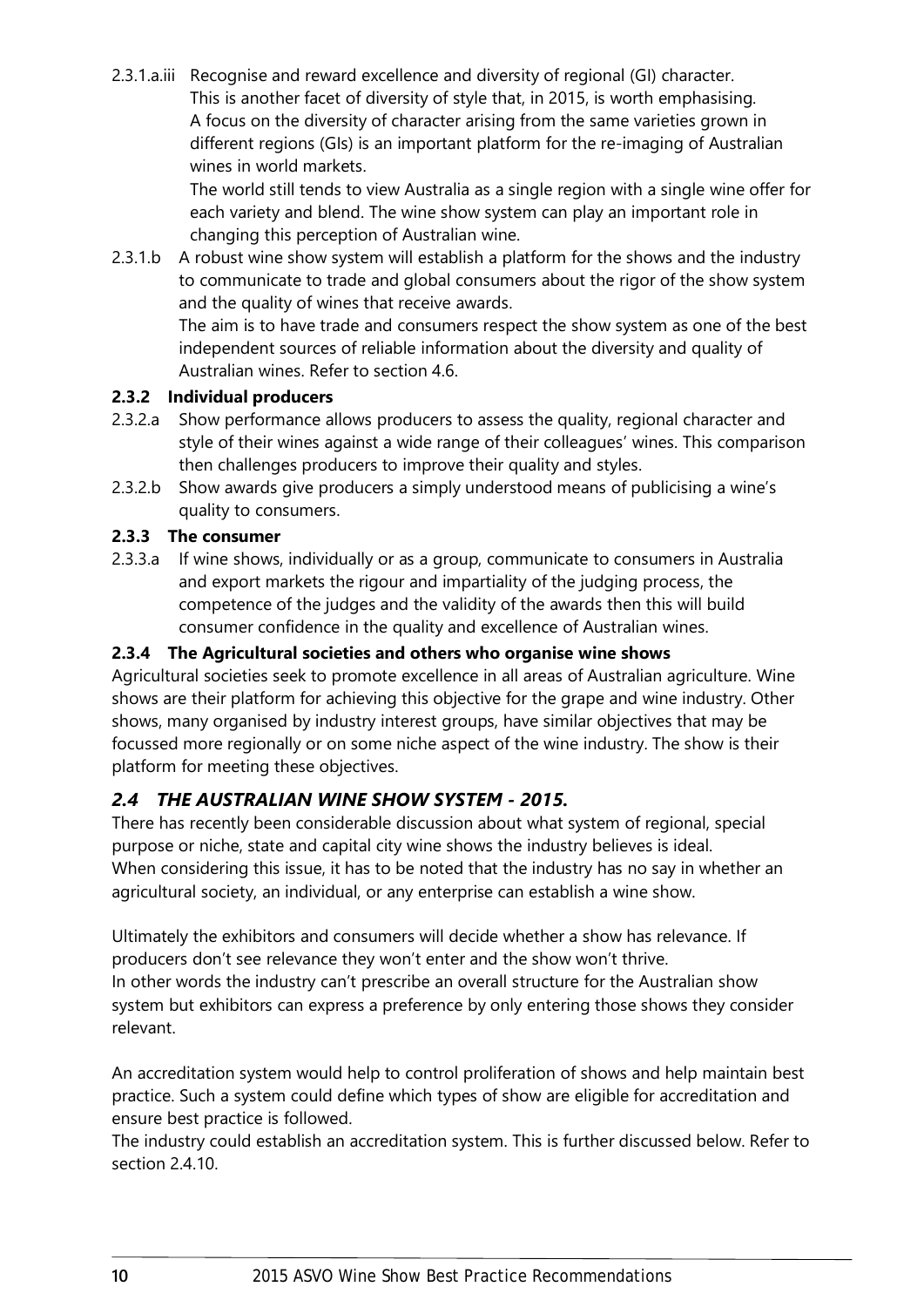2.3.1.a.iii Recognise and reward excellence and diversity of regional (GI) character. This is another facet of diversity of style that, in 2015, is worth emphasising. A focus on the diversity of character arising from the same varieties grown in different regions (GIs) is an important platform for the re-imaging of Australian wines in world markets.

The world still tends to view Australia as a single region with a single wine offer for each variety and blend. The wine show system can play an important role in changing this perception of Australian wine.

2.3.1.b A robust wine show system will establish a platform for the shows and the industry to communicate to trade and global consumers about the rigor of the show system and the quality of wines that receive awards.

The aim is to have trade and consumers respect the show system as one of the best independent sources of reliable information about the diversity and quality of Australian wines. Refer to section 4.6.

### 2.3.2 Individual producers

2.3.2.a Show performance allows producers to assess the quality, regional character and style of their wines against a wide range of their colleagues' wines. This comparison then challenges producers to improve their quality and styles.

2.3.2.b Show awards give producers a simply understood means of publicising a wine's quality to consumers.

### 2.3.3 The consumer

2.3.3.a If wine shows, individually or as a group, communicate to consumers in Australia and export markets the rigour and impartiality of the judging process, the competence of the judges and the validity of the awards then this will build consumer confidence in the quality and excellence of Australian wines.

### 2.3.4 The Agricultural societies and others who organise wine shows

Agricultural societies seek to promote excellence in all areas of Australian agriculture. Wine shows are their platform for achieving this objective for the grape and wine industry. Other shows, many organised by industry interest groups, have similar objectives that may be focussed more regionally or on some niche aspect of the wine industry. The show is their platform for meeting these objectives.

## *2.4 THE AUSTRALIAN WINE SHOW SYSTEM - 2015.*

There has recently been considerable discussion about what system of regional, special purpose or niche, state and capital city wine shows the industry believes is ideal. When considering this issue, it has to be noted that the industry has no say in whether an agricultural society, an individual, or any enterprise can establish a wine show.

Ultimately the exhibitors and consumers will decide whether a show has relevance. If producers don't see relevance they won't enter and the show won't thrive. In other words the industry can't prescribe an overall structure for the Australian show system but exhibitors can express a preference by only entering those shows they consider relevant.

An accreditation system would help to control proliferation of shows and help maintain best practice. Such a system could define which types of show are eligible for accreditation and ensure best practice is followed.

The industry could establish an accreditation system. This is further discussed below. Refer to section 2.4.10.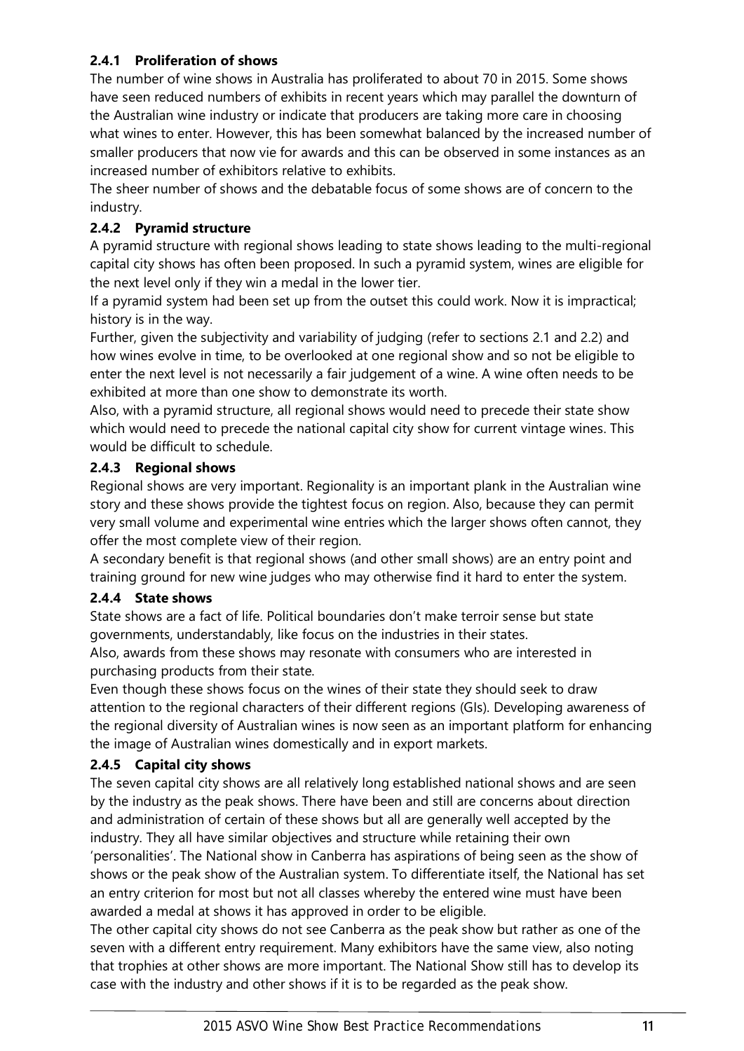### 2.4.1 Proliferation of shows

The number of wine shows in Australia has proliferated to about 70 in 2015. Some shows have seen reduced numbers of exhibits in recent years which may parallel the downturn of the Australian wine industry or indicate that producers are taking more care in choosing what wines to enter. However, this has been somewhat balanced by the increased number of smaller producers that now vie for awards and this can be observed in some instances as an increased number of exhibitors relative to exhibits.

The sheer number of shows and the debatable focus of some shows are of concern to the industry.

### 2.4.2 Pyramid structure

A pyramid structure with regional shows leading to state shows leading to the multi-regional capital city shows has often been proposed. In such a pyramid system, wines are eligible for the next level only if they win a medal in the lower tier.

If a pyramid system had been set up from the outset this could work. Now it is impractical; history is in the way.

Further, given the subjectivity and variability of judging (refer to sections 2.1 and 2.2) and how wines evolve in time, to be overlooked at one regional show and so not be eligible to enter the next level is not necessarily a fair judgement of a wine. A wine often needs to be exhibited at more than one show to demonstrate its worth.

Also, with a pyramid structure, all regional shows would need to precede their state show which would need to precede the national capital city show for current vintage wines. This would be difficult to schedule.

### 2.4.3 Regional shows

Regional shows are very important. Regionality is an important plank in the Australian wine story and these shows provide the tightest focus on region. Also, because they can permit very small volume and experimental wine entries which the larger shows often cannot, they offer the most complete view of their region.

A secondary benefit is that regional shows (and other small shows) are an entry point and training ground for new wine judges who may otherwise find it hard to enter the system.

### 2.4.4 State shows

State shows are a fact of life. Political boundaries don't make terroir sense but state governments, understandably, like focus on the industries in their states.

Also, awards from these shows may resonate with consumers who are interested in purchasing products from their state.

Even though these shows focus on the wines of their state they should seek to draw attention to the regional characters of their different regions (GIs). Developing awareness of the regional diversity of Australian wines is now seen as an important platform for enhancing the image of Australian wines domestically and in export markets.

### 2.4.5 Capital city shows

The seven capital city shows are all relatively long established national shows and are seen by the industry as the peak shows. There have been and still are concerns about direction and administration of certain of these shows but all are generally well accepted by the industry. They all have similar objectives and structure while retaining their own 'personalities'. The National show in Canberra has aspirations of being seen as the show of shows or the peak show of the Australian system. To differentiate itself, the National has set an entry criterion for most but not all classes whereby the entered wine must have been awarded a medal at shows it has approved in order to be eligible.

The other capital city shows do not see Canberra as the peak show but rather as one of the seven with a different entry requirement. Many exhibitors have the same view, also noting that trophies at other shows are more important. The National Show still has to develop its case with the industry and other shows if it is to be regarded as the peak show.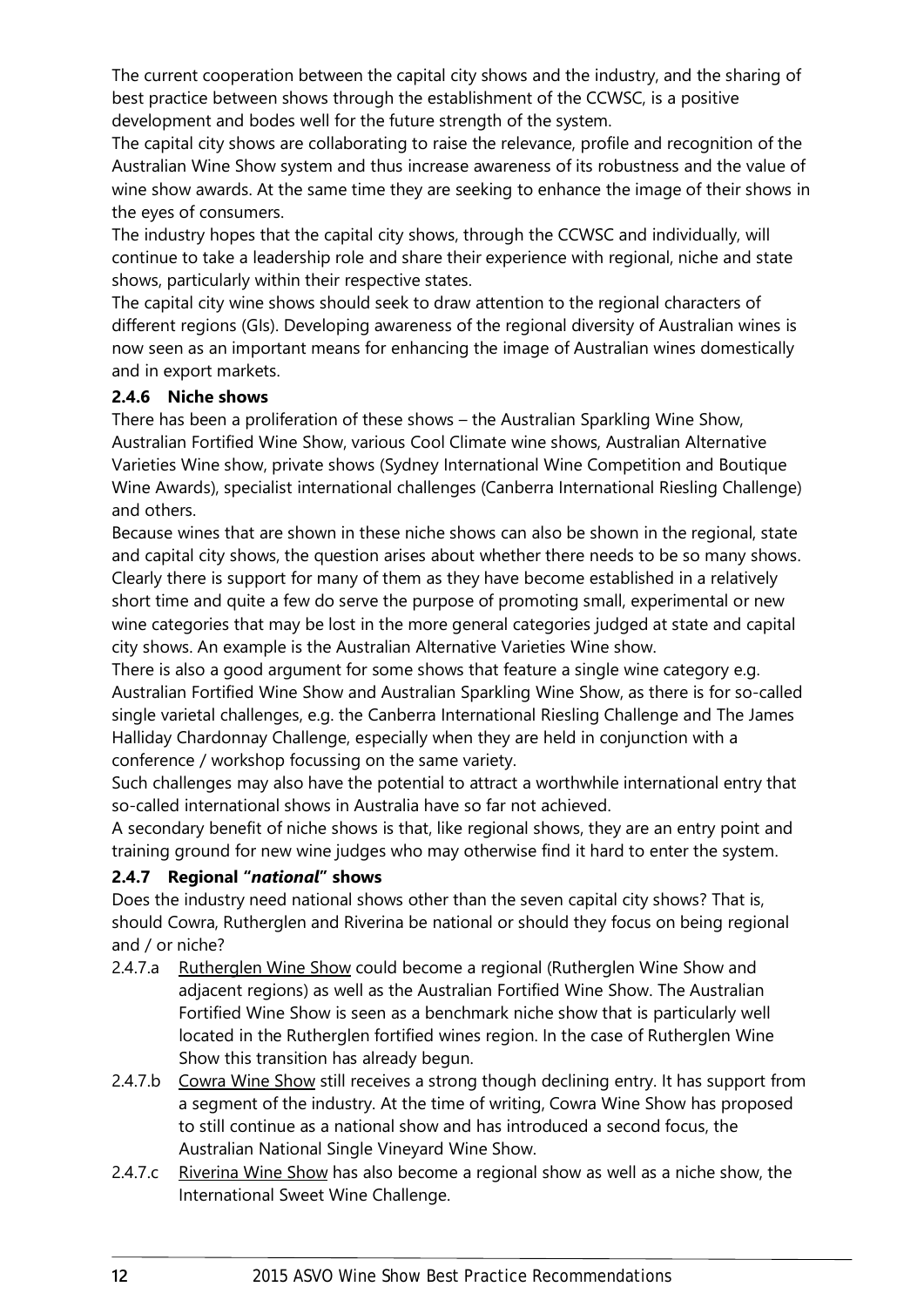The current cooperation between the capital city shows and the industry, and the sharing of best practice between shows through the establishment of the CCWSC, is a positive development and bodes well for the future strength of the system.

The capital city shows are collaborating to raise the relevance, profile and recognition of the Australian Wine Show system and thus increase awareness of its robustness and the value of wine show awards. At the same time they are seeking to enhance the image of their shows in the eyes of consumers.

The industry hopes that the capital city shows, through the CCWSC and individually, will continue to take a leadership role and share their experience with regional, niche and state shows, particularly within their respective states.

The capital city wine shows should seek to draw attention to the regional characters of different regions (GIs). Developing awareness of the regional diversity of Australian wines is now seen as an important means for enhancing the image of Australian wines domestically and in export markets.

### 2.4.6 Niche shows

There has been a proliferation of these shows – the Australian Sparkling Wine Show, Australian Fortified Wine Show, various Cool Climate wine shows, Australian Alternative Varieties Wine show, private shows (Sydney International Wine Competition and Boutique Wine Awards), specialist international challenges (Canberra International Riesling Challenge) and others.

Because wines that are shown in these niche shows can also be shown in the regional, state and capital city shows, the question arises about whether there needs to be so many shows. Clearly there is support for many of them as they have become established in a relatively short time and quite a few do serve the purpose of promoting small, experimental or new wine categories that may be lost in the more general categories judged at state and capital city shows. An example is the Australian Alternative Varieties Wine show.

There is also a good argument for some shows that feature a single wine category e.g. Australian Fortified Wine Show and Australian Sparkling Wine Show, as there is for so-called single varietal challenges, e.g. the Canberra International Riesling Challenge and The James Halliday Chardonnay Challenge, especially when they are held in conjunction with a conference / workshop focussing on the same variety.

Such challenges may also have the potential to attract a worthwhile international entry that so-called international shows in Australia have so far not achieved.

A secondary benefit of niche shows is that, like regional shows, they are an entry point and training ground for new wine judges who may otherwise find it hard to enter the system.

### 2.4.7 Regional "*national*" shows

Does the industry need national shows other than the seven capital city shows? That is, should Cowra, Rutherglen and Riverina be national or should they focus on being regional and / or niche?

2.4.7.a Rutherglen Wine Show could become a regional (Rutherglen Wine Show and adjacent regions) as well as the Australian Fortified Wine Show. The Australian Fortified Wine Show is seen as a benchmark niche show that is particularly well located in the Rutherglen fortified wines region. In the case of Rutherglen Wine Show this transition has already begun.

2.4.7.b Cowra Wine Show still receives a strong though declining entry. It has support from a segment of the industry. At the time of writing, Cowra Wine Show has proposed to still continue as a national show and has introduced a second focus, the Australian National Single Vineyard Wine Show.

2.4.7.c Riverina Wine Show has also become a regional show as well as a niche show, the International Sweet Wine Challenge.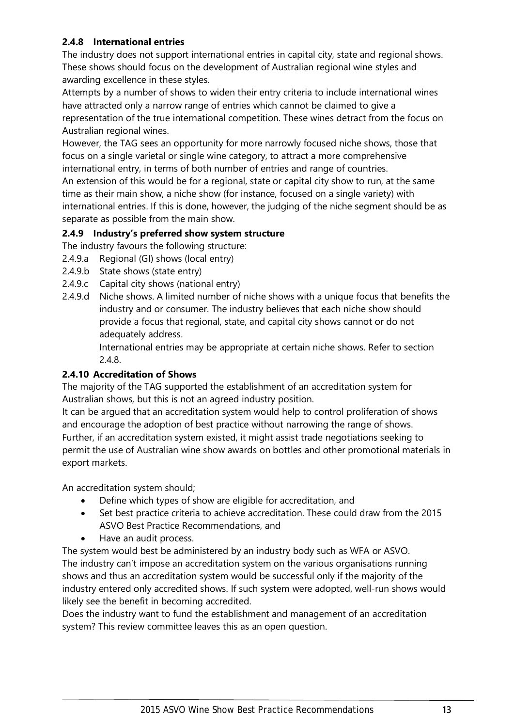### 2.4.8 International entries

The industry does not support international entries in capital city, state and regional shows. These shows should focus on the development of Australian regional wine styles and awarding excellence in these styles.

Attempts by a number of shows to widen their entry criteria to include international wines have attracted only a narrow range of entries which cannot be claimed to give a representation of the true international competition. These wines detract from the focus on Australian regional wines.

However, the TAG sees an opportunity for more narrowly focused niche shows, those that focus on a single varietal or single wine category, to attract a more comprehensive international entry, in terms of both number of entries and range of countries.

An extension of this would be for a regional, state or capital city show to run, at the same time as their main show, a niche show (for instance, focused on a single variety) with international entries. If this is done, however, the judging of the niche segment should be as separate as possible from the main show.

### 2.4.9 Industry's preferred show system structure

The industry favours the following structure:

2.4.9.a Regional (GI) shows (local entry)

2.4.9.b State shows (state entry)

2.4.9.c Capital city shows (national entry)

2.4.9.d Niche shows. A limited number of niche shows with a unique focus that benefits the industry and or consumer. The industry believes that each niche show should provide a focus that regional, state, and capital city shows cannot or do not adequately address.

International entries may be appropriate at certain niche shows. Refer to section 2.4.8.

### 2.4.10 Accreditation of Shows

The majority of the TAG supported the establishment of an accreditation system for Australian shows, but this is not an agreed industry position.

It can be argued that an accreditation system would help to control proliferation of shows and encourage the adoption of best practice without narrowing the range of shows. Further, if an accreditation system existed, it might assist trade negotiations seeking to permit the use of Australian wine show awards on bottles and other promotional materials in export markets.

An accreditation system should;

- Define which types of show are eligible for accreditation, and
- Set best practice criteria to achieve accreditation. These could draw from the 2015 ASVO Best Practice Recommendations, and
- Have an audit process.

The system would best be administered by an industry body such as WFA or ASVO.

The industry can't impose an accreditation system on the various organisations running shows and thus an accreditation system would be successful only if the majority of the industry entered only accredited shows. If such system were adopted, well-run shows would likely see the benefit in becoming accredited.

Does the industry want to fund the establishment and management of an accreditation system? This review committee leaves this as an open question.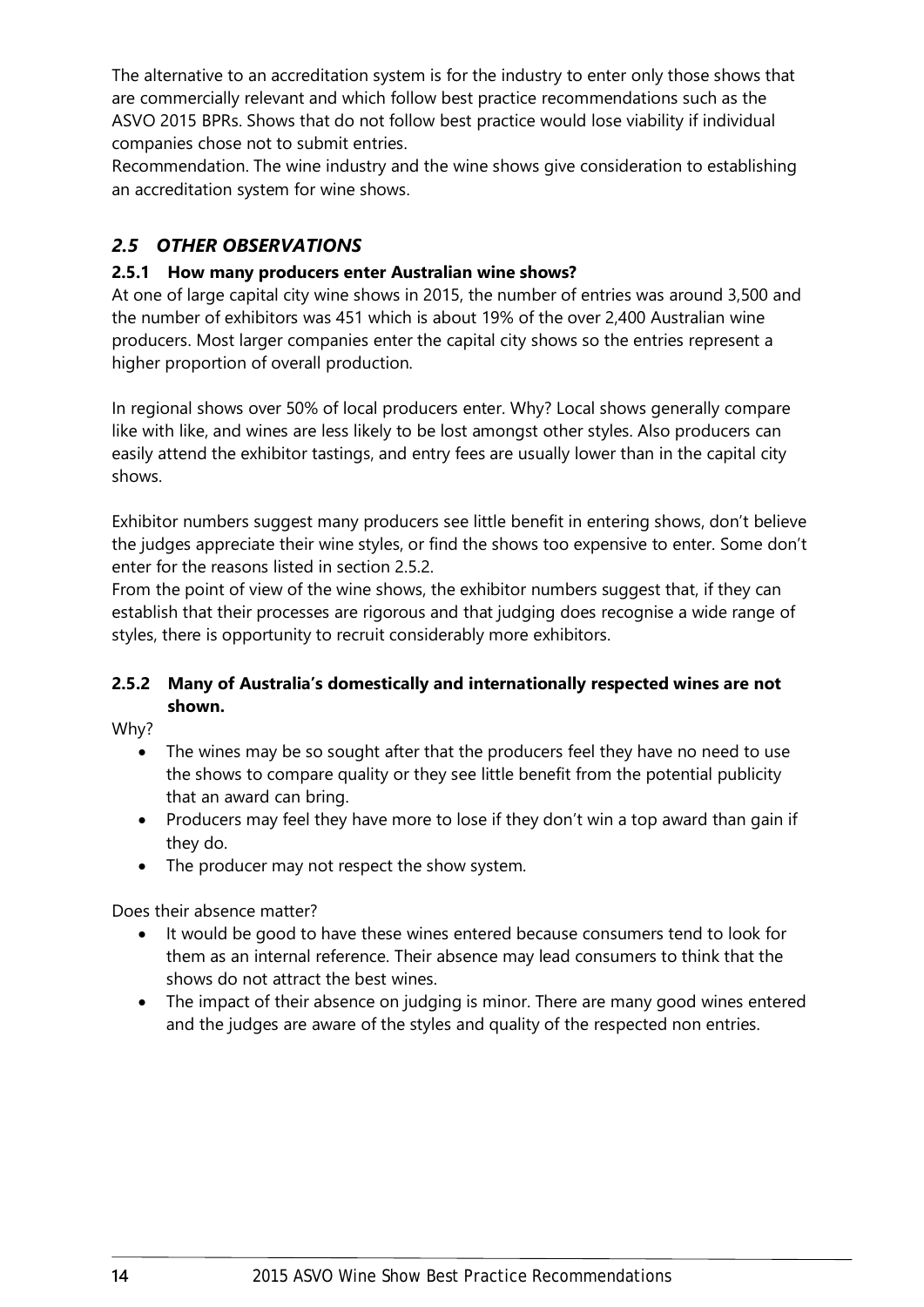The alternative to an accreditation system is for the industry to enter only those shows that are commercially relevant and which follow best practice recommendations such as the ASVO 2015 BPRs. Shows that do not follow best practice would lose viability if individual companies chose not to submit entries.

Recommendation. The wine industry and the wine shows give consideration to establishing an accreditation system for wine shows.

## *2.5 OTHER OBSERVATIONS*

### 2.5.1 How many producers enter Australian wine shows?

At one of large capital city wine shows in 2015, the number of entries was around 3,500 and the number of exhibitors was 451 which is about 19% of the over 2,400 Australian wine producers. Most larger companies enter the capital city shows so the entries represent a higher proportion of overall production.

In regional shows over 50% of local producers enter. Why? Local shows generally compare like with like, and wines are less likely to be lost amongst other styles. Also producers can easily attend the exhibitor tastings, and entry fees are usually lower than in the capital city shows.

Exhibitor numbers suggest many producers see little benefit in entering shows, don't believe the judges appreciate their wine styles, or find the shows too expensive to enter. Some don't enter for the reasons listed in section 2.5.2.

From the point of view of the wine shows, the exhibitor numbers suggest that, if they can establish that their processes are rigorous and that judging does recognise a wide range of styles, there is opportunity to recruit considerably more exhibitors.

### 2.5.2 Many of Australia's domestically and internationally respected wines are not shown.

Why?

- The wines may be so sought after that the producers feel they have no need to use the shows to compare quality or they see little benefit from the potential publicity that an award can bring.
- Producers may feel they have more to lose if they don't win a top award than gain if they do.
- The producer may not respect the show system.

Does their absence matter?

- It would be good to have these wines entered because consumers tend to look for them as an internal reference. Their absence may lead consumers to think that the shows do not attract the best wines.
- The impact of their absence on judging is minor. There are many good wines entered and the judges are aware of the styles and quality of the respected non entries.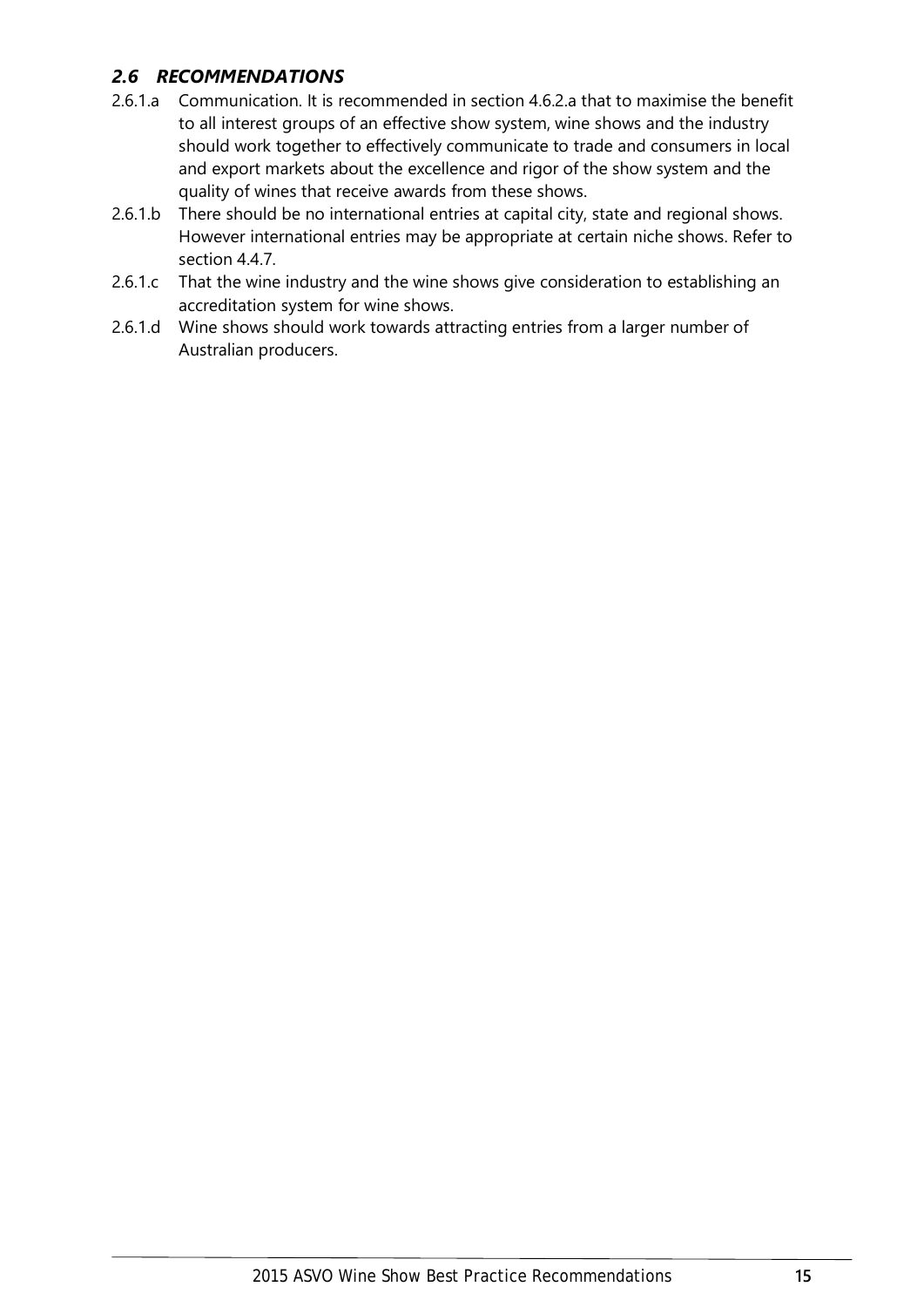## *2.6 RECOMMENDATIONS*

2.6.1.a Communication. It is recommended in section 4.6.2.a that to maximise the benefit to all interest groups of an effective show system, wine shows and the industry should work together to effectively communicate to trade and consumers in local and export markets about the excellence and rigor of the show system and the quality of wines that receive awards from these shows.

2.6.1.b There should be no international entries at capital city, state and regional shows. However international entries may be appropriate at certain niche shows. Refer to section 4.4.7.

2.6.1.c That the wine industry and the wine shows give consideration to establishing an accreditation system for wine shows.

2.6.1.d Wine shows should work towards attracting entries from a larger number of Australian producers.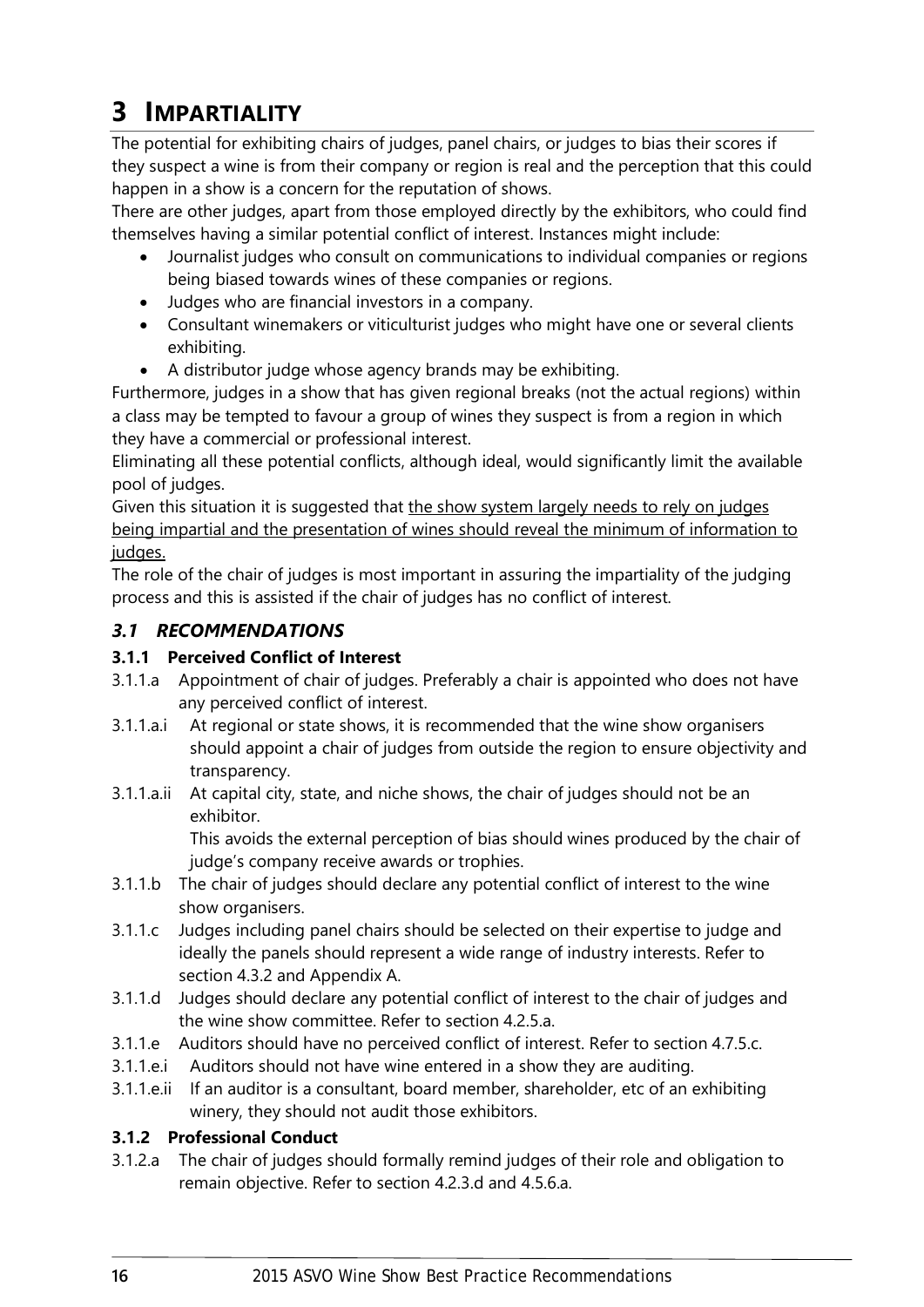# 3 IMPARTIALITY

The potential for exhibiting chairs of judges, panel chairs, or judges to bias their scores if they suspect a wine is from their company or region is real and the perception that this could happen in a show is a concern for the reputation of shows.

There are other judges, apart from those employed directly by the exhibitors, who could find themselves having a similar potential conflict of interest. Instances might include:

- Journalist judges who consult on communications to individual companies or regions being biased towards wines of these companies or regions.
- Judges who are financial investors in a company.
- Consultant winemakers or viticulturist judges who might have one or several clients exhibiting.
- A distributor judge whose agency brands may be exhibiting.

Furthermore, judges in a show that has given regional breaks (not the actual regions) within a class may be tempted to favour a group of wines they suspect is from a region in which they have a commercial or professional interest.

Eliminating all these potential conflicts, although ideal, would significantly limit the available pool of judges.

Given this situation it is suggested that <u>the show system largely needs to rely on judges being impartial and the presentation of wines should reveal the minimum of information to judges.</u>

The role of the chair of judges is most important in assuring the impartiality of the judging process and this is assisted if the chair of judges has no conflict of interest.

## *3.1 RECOMMENDATIONS*

### 3.1.1 Perceived Conflict of Interest

3.1.1.a Appointment of chair of judges. Preferably a chair is appointed who does not have any perceived conflict of interest.

3.1.1.a.i At regional or state shows, it is recommended that the wine show organisers should appoint a chair of judges from outside the region to ensure objectivity and transparency.

3.1.1.a.ii At capital city, state, and niche shows, the chair of judges should not be an exhibitor.
This avoids the external perception of bias should wines produced by the chair of judge's company receive awards or trophies.

3.1.1.b The chair of judges should declare any potential conflict of interest to the wine show organisers.

3.1.1.c Judges including panel chairs should be selected on their expertise to judge and ideally the panels should represent a wide range of industry interests. Refer to section 4.3.2 and Appendix A.

3.1.1.d Judges should declare any potential conflict of interest to the chair of judges and the wine show committee. Refer to section 4.2.5.a.

3.1.1.e Auditors should have no perceived conflict of interest. Refer to section 4.7.5.c.

3.1.1.e.i Auditors should not have wine entered in a show they are auditing.

3.1.1.e.ii If an auditor is a consultant, board member, shareholder, etc of an exhibiting winery, they should not audit those exhibitors.

### 3.1.2 Professional Conduct

3.1.2.a The chair of judges should formally remind judges of their role and obligation to remain objective. Refer to section 4.2.3.d and 4.5.6.a.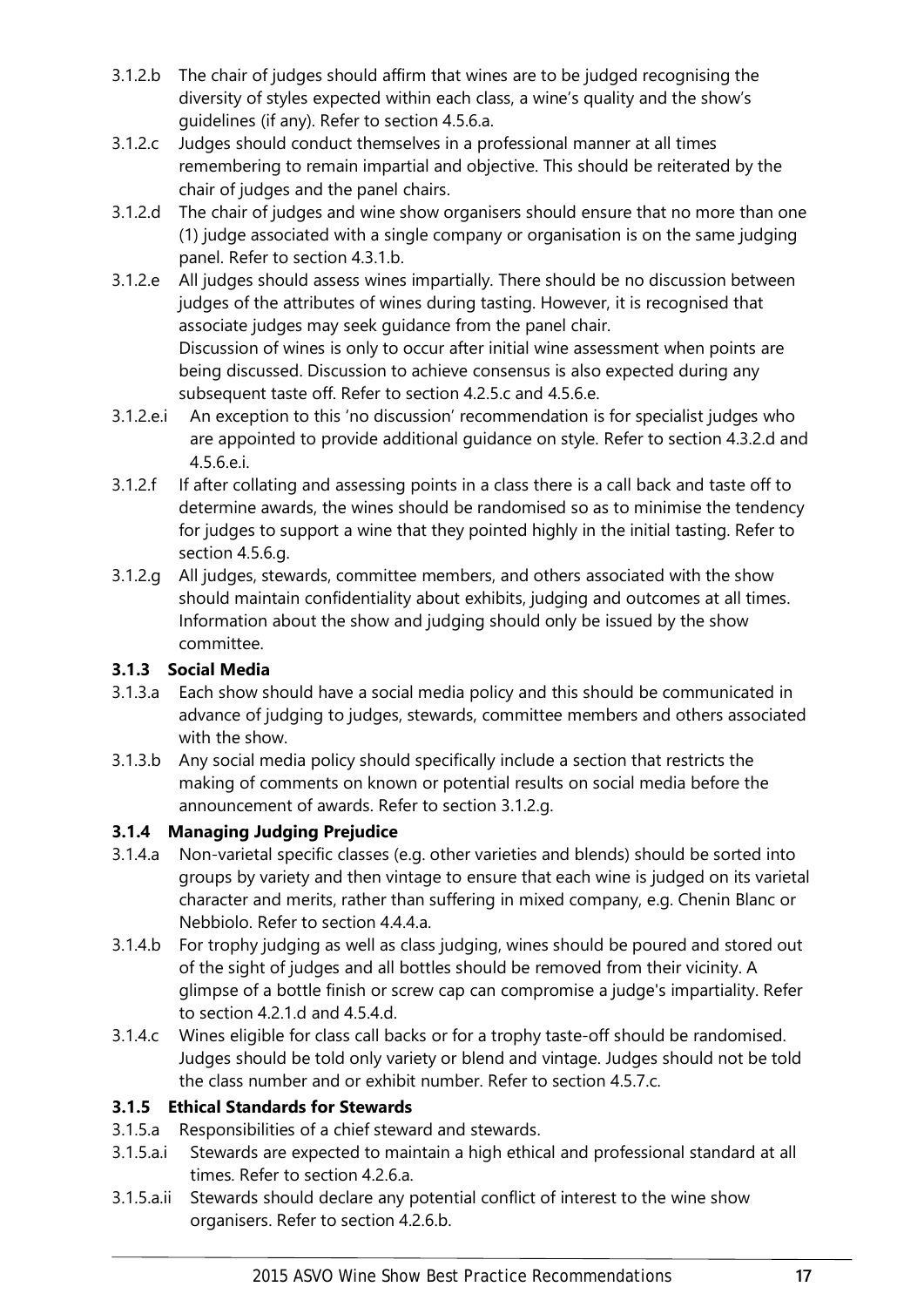3.1.2.b The chair of judges should affirm that wines are to be judged recognising the diversity of styles expected within each class, a wine's quality and the show's guidelines (if any). Refer to section 4.5.6.a.

3.1.2.c Judges should conduct themselves in a professional manner at all times remembering to remain impartial and objective. This should be reiterated by the chair of judges and the panel chairs.

3.1.2.d The chair of judges and wine show organisers should ensure that no more than one (1) judge associated with a single company or organisation is on the same judging panel. Refer to section 4.3.1.b.

3.1.2.e All judges should assess wines impartially. There should be no discussion between judges of the attributes of wines during tasting. However, it is recognised that associate judges may seek guidance from the panel chair.
Discussion of wines is only to occur after initial wine assessment when points are being discussed. Discussion to achieve consensus is also expected during any subsequent taste off. Refer to section 4.2.5.c and 4.5.6.e.

3.1.2.e.i An exception to this 'no discussion' recommendation is for specialist judges who are appointed to provide additional guidance on style. Refer to section 4.3.2.d and 4.5.6.e.i.

3.1.2.f If after collating and assessing points in a class there is a call back and taste off to determine awards, the wines should be randomised so as to minimise the tendency for judges to support a wine that they pointed highly in the initial tasting. Refer to section 4.5.6.g.

3.1.2.g All judges, stewards, committee members, and others associated with the show should maintain confidentiality about exhibits, judging and outcomes at all times. Information about the show and judging should only be issued by the show committee.

### 3.1.3 Social Media

3.1.3.a Each show should have a social media policy and this should be communicated in advance of judging to judges, stewards, committee members and others associated with the show.

3.1.3.b Any social media policy should specifically include a section that restricts the making of comments on known or potential results on social media before the announcement of awards. Refer to section 3.1.2.g.

### 3.1.4 Managing Judging Prejudice

3.1.4.a Non-varietal specific classes (e.g. other varieties and blends) should be sorted into groups by variety and then vintage to ensure that each wine is judged on its varietal character and merits, rather than suffering in mixed company, e.g. Chenin Blanc or Nebbiolo. Refer to section 4.4.4.a.

3.1.4.b For trophy judging as well as class judging, wines should be poured and stored out of the sight of judges and all bottles should be removed from their vicinity. A glimpse of a bottle finish or screw cap can compromise a judge's impartiality. Refer to section 4.2.1.d and 4.5.4.d.

3.1.4.c Wines eligible for class call backs or for a trophy taste-off should be randomised. Judges should be told only variety or blend and vintage. Judges should not be told the class number and or exhibit number. Refer to section 4.5.7.c.

### 3.1.5 Ethical Standards for Stewards

3.1.5.a Responsibilities of a chief steward and stewards.

3.1.5.a.i Stewards are expected to maintain a high ethical and professional standard at all times. Refer to section 4.2.6.a.

3.1.5.a.ii Stewards should declare any potential conflict of interest to the wine show organisers. Refer to section 4.2.6.b.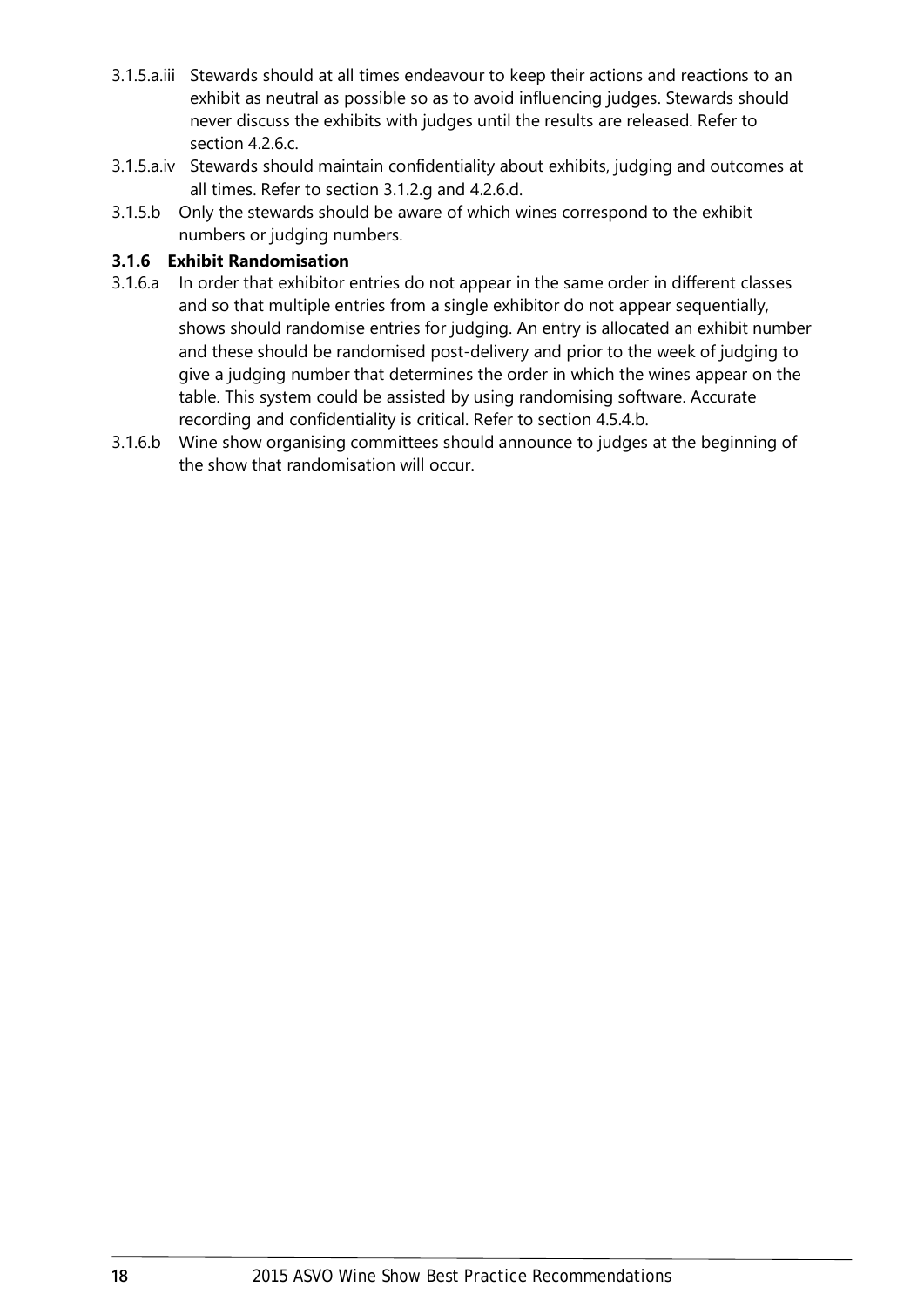3.1.5.a.iii Stewards should at all times endeavour to keep their actions and reactions to an exhibit as neutral as possible so as to avoid influencing judges. Stewards should never discuss the exhibits with judges until the results are released. Refer to section 4.2.6.c.

3.1.5.a.iv Stewards should maintain confidentiality about exhibits, judging and outcomes at all times. Refer to section 3.1.2.g and 4.2.6.d.

3.1.5.b Only the stewards should be aware of which wines correspond to the exhibit numbers or judging numbers.

### 3.1.6 Exhibit Randomisation

3.1.6.a In order that exhibitor entries do not appear in the same order in different classes and so that multiple entries from a single exhibitor do not appear sequentially, shows should randomise entries for judging. An entry is allocated an exhibit number and these should be randomised post-delivery and prior to the week of judging to give a judging number that determines the order in which the wines appear on the table. This system could be assisted by using randomising software. Accurate recording and confidentiality is critical. Refer to section 4.5.4.b.

3.1.6.b Wine show organising committees should announce to judges at the beginning of the show that randomisation will occur.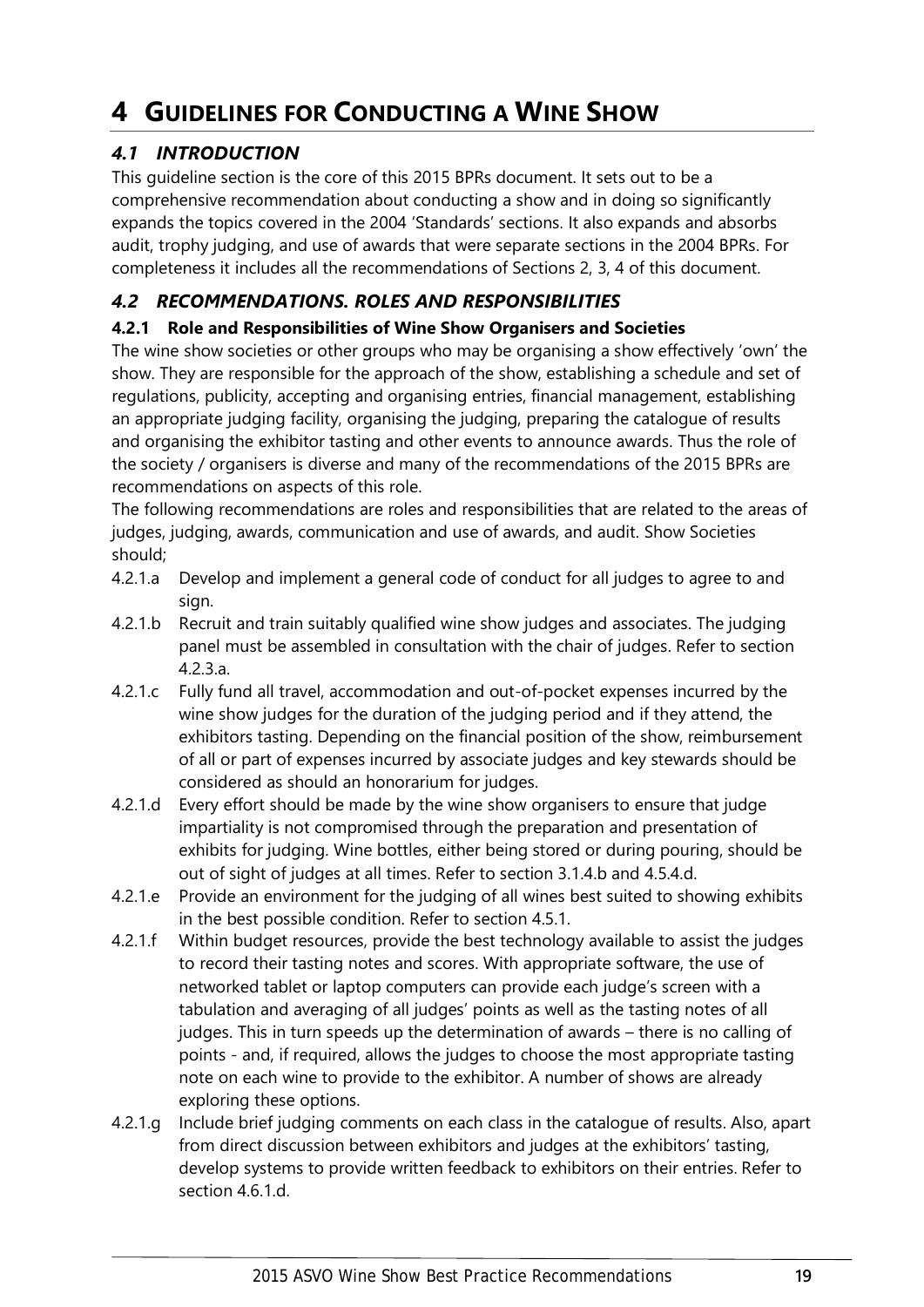# 4 GUIDELINES FOR CONDUCTING A WINE SHOW

## *4.1 INTRODUCTION*

This guideline section is the core of this 2015 BPRs document. It sets out to be a comprehensive recommendation about conducting a show and in doing so significantly expands the topics covered in the 2004 'Standards' sections. It also expands and absorbs audit, trophy judging, and use of awards that were separate sections in the 2004 BPRs. For completeness it includes all the recommendations of Sections 2, 3, 4 of this document.

## *4.2 RECOMMENDATIONS. ROLES AND RESPONSIBILITIES*

### 4.2.1 Role and Responsibilities of Wine Show Organisers and Societies

The wine show societies or other groups who may be organising a show effectively 'own' the show. They are responsible for the approach of the show, establishing a schedule and set of regulations, publicity, accepting and organising entries, financial management, establishing an appropriate judging facility, organising the judging, preparing the catalogue of results and organising the exhibitor tasting and other events to announce awards. Thus the role of the society / organisers is diverse and many of the recommendations of the 2015 BPRs are recommendations on aspects of this role.

The following recommendations are roles and responsibilities that are related to the areas of judges, judging, awards, communication and use of awards, and audit. Show Societies should;

4.2.1.a Develop and implement a general code of conduct for all judges to agree to and sign.

4.2.1.b Recruit and train suitably qualified wine show judges and associates. The judging panel must be assembled in consultation with the chair of judges. Refer to section 4.2.3.a.

4.2.1.c Fully fund all travel, accommodation and out-of-pocket expenses incurred by the wine show judges for the duration of the judging period and if they attend, the exhibitors tasting. Depending on the financial position of the show, reimbursement of all or part of expenses incurred by associate judges and key stewards should be considered as should an honorarium for judges.

4.2.1.d Every effort should be made by the wine show organisers to ensure that judge impartiality is not compromised through the preparation and presentation of exhibits for judging. Wine bottles, either being stored or during pouring, should be out of sight of judges at all times. Refer to section 3.1.4.b and 4.5.4.d.

4.2.1.e Provide an environment for the judging of all wines best suited to showing exhibits in the best possible condition. Refer to section 4.5.1.

4.2.1.f Within budget resources, provide the best technology available to assist the judges to record their tasting notes and scores. With appropriate software, the use of networked tablet or laptop computers can provide each judge's screen with a tabulation and averaging of all judges' points as well as the tasting notes of all judges. This in turn speeds up the determination of awards – there is no calling of points - and, if required, allows the judges to choose the most appropriate tasting note on each wine to provide to the exhibitor. A number of shows are already exploring these options.

4.2.1.g Include brief judging comments on each class in the catalogue of results. Also, apart from direct discussion between exhibitors and judges at the exhibitors' tasting, develop systems to provide written feedback to exhibitors on their entries. Refer to section 4.6.1.d.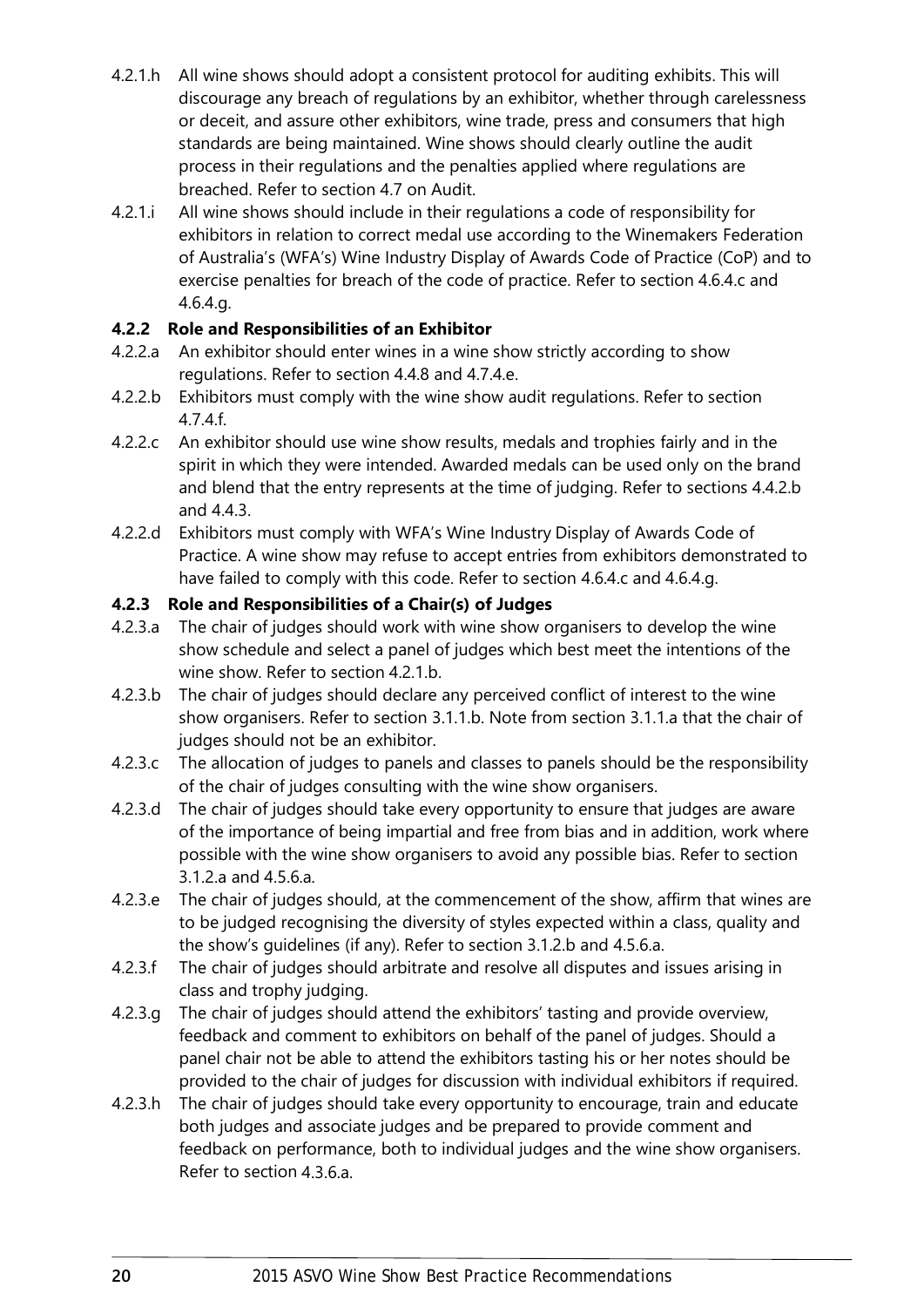4.2.1.h All wine shows should adopt a consistent protocol for auditing exhibits. This will discourage any breach of regulations by an exhibitor, whether through carelessness or deceit, and assure other exhibitors, wine trade, press and consumers that high standards are being maintained. Wine shows should clearly outline the audit process in their regulations and the penalties applied where regulations are breached. Refer to section 4.7 on Audit.

4.2.1.i All wine shows should include in their regulations a code of responsibility for exhibitors in relation to correct medal use according to the Winemakers Federation of Australia's (WFA's) Wine Industry Display of Awards Code of Practice (CoP) and to exercise penalties for breach of the code of practice. Refer to section 4.6.4.c and 4.6.4.g.

### 4.2.2 Role and Responsibilities of an Exhibitor

4.2.2.a An exhibitor should enter wines in a wine show strictly according to show regulations. Refer to section 4.4.8 and 4.7.4.e.

4.2.2.b Exhibitors must comply with the wine show audit regulations. Refer to section 4.7.4.f.

4.2.2.c An exhibitor should use wine show results, medals and trophies fairly and in the spirit in which they were intended. Awarded medals can be used only on the brand and blend that the entry represents at the time of judging. Refer to sections 4.4.2.b and 4.4.3.

4.2.2.d Exhibitors must comply with WFA's Wine Industry Display of Awards Code of Practice. A wine show may refuse to accept entries from exhibitors demonstrated to have failed to comply with this code. Refer to section 4.6.4.c and 4.6.4.g.

### 4.2.3 Role and Responsibilities of a Chair(s) of Judges

4.2.3.a The chair of judges should work with wine show organisers to develop the wine show schedule and select a panel of judges which best meet the intentions of the wine show. Refer to section 4.2.1.b.

4.2.3.b The chair of judges should declare any perceived conflict of interest to the wine show organisers. Refer to section 3.1.1.b. Note from section 3.1.1.a that the chair of judges should not be an exhibitor.

4.2.3.c The allocation of judges to panels and classes to panels should be the responsibility of the chair of judges consulting with the wine show organisers.

4.2.3.d The chair of judges should take every opportunity to ensure that judges are aware of the importance of being impartial and free from bias and in addition, work where possible with the wine show organisers to avoid any possible bias. Refer to section 3.1.2.a and 4.5.6.a.

4.2.3.e The chair of judges should, at the commencement of the show, affirm that wines are to be judged recognising the diversity of styles expected within a class, quality and the show's guidelines (if any). Refer to section 3.1.2.b and 4.5.6.a.

4.2.3.f The chair of judges should arbitrate and resolve all disputes and issues arising in class and trophy judging.

4.2.3.g The chair of judges should attend the exhibitors' tasting and provide overview, feedback and comment to exhibitors on behalf of the panel of judges. Should a panel chair not be able to attend the exhibitors tasting his or her notes should be provided to the chair of judges for discussion with individual exhibitors if required.

4.2.3.h The chair of judges should take every opportunity to encourage, train and educate both judges and associate judges and be prepared to provide comment and feedback on performance, both to individual judges and the wine show organisers. Refer to section 4.3.6.a.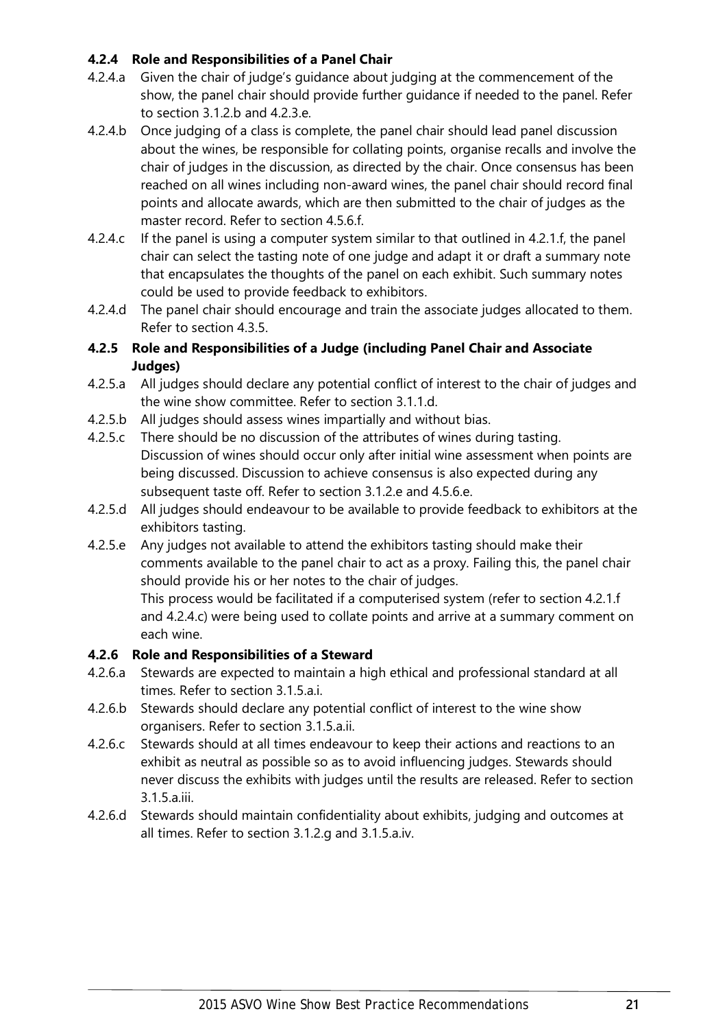#### 4.2.4 Role and Responsibilities of a Panel Chair

4.2.4.a Given the chair of judge's guidance about judging at the commencement of the show, the panel chair should provide further guidance if needed to the panel. Refer to section 3.1.2.b and 4.2.3.e.

4.2.4.b Once judging of a class is complete, the panel chair should lead panel discussion about the wines, be responsible for collating points, organise recalls and involve the chair of judges in the discussion, as directed by the chair. Once consensus has been reached on all wines including non-award wines, the panel chair should record final points and allocate awards, which are then submitted to the chair of judges as the master record. Refer to section 4.5.6.f.

4.2.4.c If the panel is using a computer system similar to that outlined in 4.2.1.f, the panel chair can select the tasting note of one judge and adapt it or draft a summary note that encapsulates the thoughts of the panel on each exhibit. Such summary notes could be used to provide feedback to exhibitors.

4.2.4.d The panel chair should encourage and train the associate judges allocated to them. Refer to section 4.3.5.

#### 4.2.5 Role and Responsibilities of a Judge (including Panel Chair and Associate Judges)

4.2.5.a All judges should declare any potential conflict of interest to the chair of judges and the wine show committee. Refer to section 3.1.1.d.

4.2.5.b All judges should assess wines impartially and without bias.

4.2.5.c There should be no discussion of the attributes of wines during tasting. Discussion of wines should occur only after initial wine assessment when points are being discussed. Discussion to achieve consensus is also expected during any subsequent taste off. Refer to section 3.1.2.e and 4.5.6.e.

4.2.5.d All judges should endeavour to be available to provide feedback to exhibitors at the exhibitors tasting.

4.2.5.e Any judges not available to attend the exhibitors tasting should make their comments available to the panel chair to act as a proxy. Failing this, the panel chair should provide his or her notes to the chair of judges.
This process would be facilitated if a computerised system (refer to section 4.2.1.f and 4.2.4.c) were being used to collate points and arrive at a summary comment on each wine.

#### 4.2.6 Role and Responsibilities of a Steward

4.2.6.a Stewards are expected to maintain a high ethical and professional standard at all times. Refer to section 3.1.5.a.i.

4.2.6.b Stewards should declare any potential conflict of interest to the wine show organisers. Refer to section 3.1.5.a.ii.

4.2.6.c Stewards should at all times endeavour to keep their actions and reactions to an exhibit as neutral as possible so as to avoid influencing judges. Stewards should never discuss the exhibits with judges until the results are released. Refer to section 3.1.5.a.iii.

4.2.6.d Stewards should maintain confidentiality about exhibits, judging and outcomes at all times. Refer to section 3.1.2.g and 3.1.5.a.iv.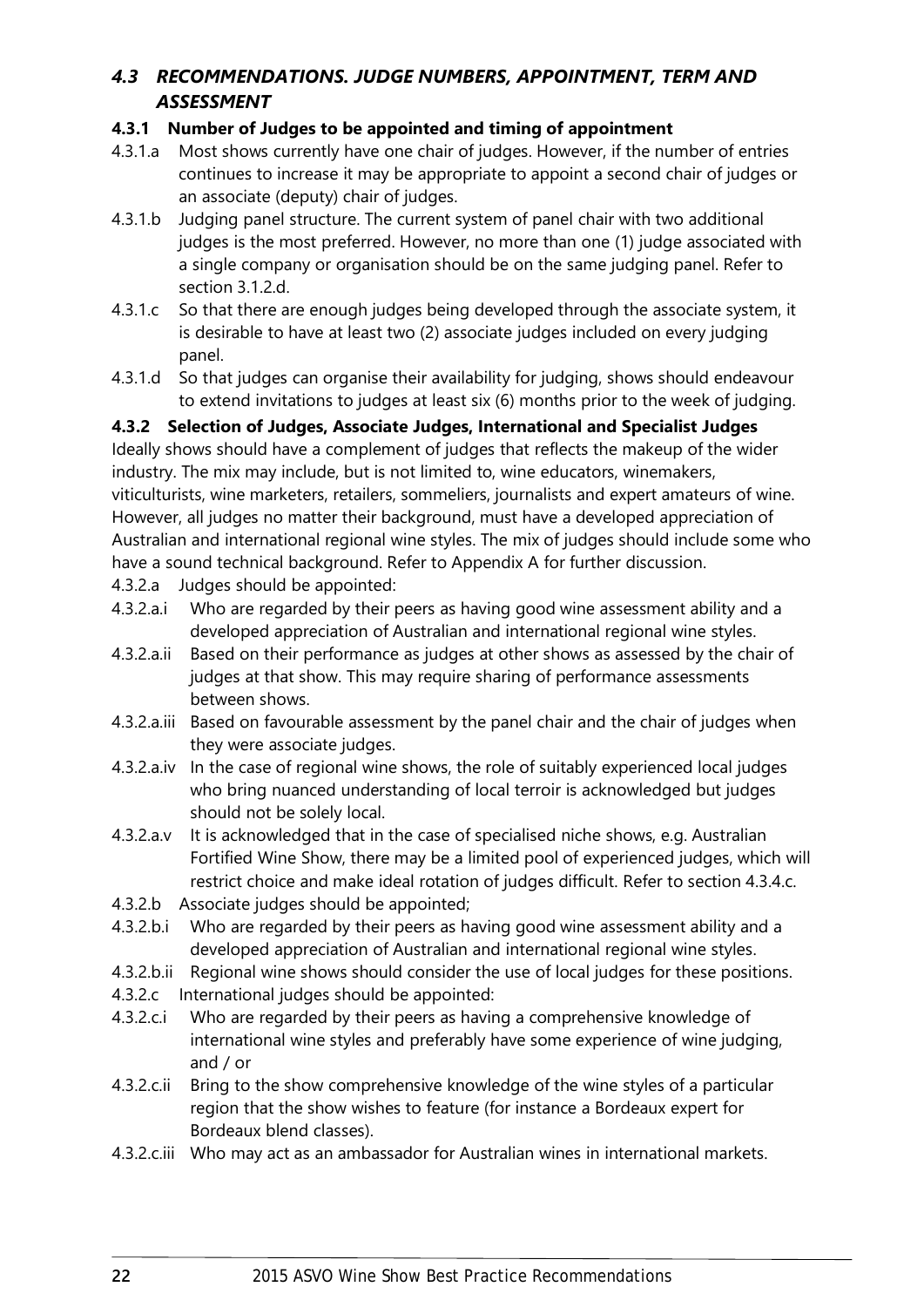## *4.3 RECOMMENDATIONS. JUDGE NUMBERS, APPOINTMENT, TERM AND ASSESSMENT*

### 4.3.1 Number of Judges to be appointed and timing of appointment

4.3.1.a Most shows currently have one chair of judges. However, if the number of entries continues to increase it may be appropriate to appoint a second chair of judges or an associate (deputy) chair of judges.

4.3.1.b Judging panel structure. The current system of panel chair with two additional judges is the most preferred. However, no more than one (1) judge associated with a single company or organisation should be on the same judging panel. Refer to section 3.1.2.d.

4.3.1.c So that there are enough judges being developed through the associate system, it is desirable to have at least two (2) associate judges included on every judging panel.

4.3.1.d So that judges can organise their availability for judging, shows should endeavour to extend invitations to judges at least six (6) months prior to the week of judging.

### 4.3.2 Selection of Judges, Associate Judges, International and Specialist Judges

Ideally shows should have a complement of judges that reflects the makeup of the wider industry. The mix may include, but is not limited to, wine educators, winemakers, viticulturists, wine marketers, retailers, sommeliers, journalists and expert amateurs of wine. However, all judges no matter their background, must have a developed appreciation of Australian and international regional wine styles. The mix of judges should include some who have a sound technical background. Refer to Appendix A for further discussion.

4.3.2.a Judges should be appointed:

4.3.2.a.i Who are regarded by their peers as having good wine assessment ability and a developed appreciation of Australian and international regional wine styles.

4.3.2.a.ii Based on their performance as judges at other shows as assessed by the chair of judges at that show. This may require sharing of performance assessments between shows.

4.3.2.a.iii Based on favourable assessment by the panel chair and the chair of judges when they were associate judges.

4.3.2.a.iv In the case of regional wine shows, the role of suitably experienced local judges who bring nuanced understanding of local terroir is acknowledged but judges should not be solely local.

4.3.2.a.v It is acknowledged that in the case of specialised niche shows, e.g. Australian Fortified Wine Show, there may be a limited pool of experienced judges, which will restrict choice and make ideal rotation of judges difficult. Refer to section 4.3.4.c.

4.3.2.b Associate judges should be appointed;

4.3.2.b.i Who are regarded by their peers as having good wine assessment ability and a developed appreciation of Australian and international regional wine styles.

4.3.2.b.ii Regional wine shows should consider the use of local judges for these positions.

4.3.2.c International judges should be appointed:

4.3.2.c.i Who are regarded by their peers as having a comprehensive knowledge of international wine styles and preferably have some experience of wine judging, and / or

4.3.2.c.ii Bring to the show comprehensive knowledge of the wine styles of a particular region that the show wishes to feature (for instance a Bordeaux expert for Bordeaux blend classes).

4.3.2.c.iii Who may act as an ambassador for Australian wines in international markets.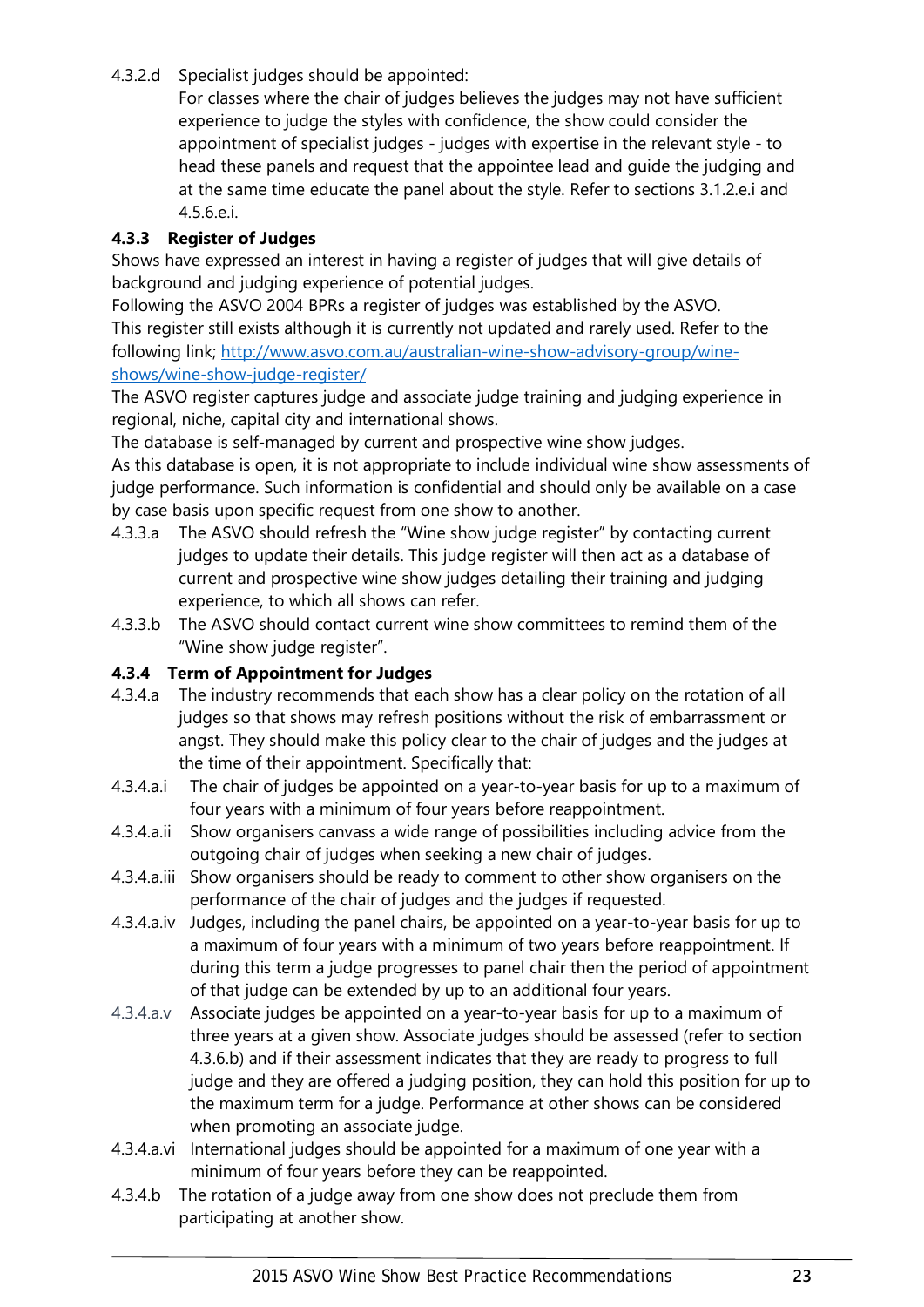4.3.2.d Specialist judges should be appointed:
For classes where the chair of judges believes the judges may not have sufficient experience to judge the styles with confidence, the show could consider the appointment of specialist judges - judges with expertise in the relevant style - to head these panels and request that the appointee lead and guide the judging and at the same time educate the panel about the style. Refer to sections 3.1.2.e.i and 4.5.6.e.i.

### 4.3.3 Register of Judges

Shows have expressed an interest in having a register of judges that will give details of background and judging experience of potential judges.

Following the ASVO 2004 BPRs a register of judges was established by the ASVO.

This register still exists although it is currently not updated and rarely used. Refer to the following link; [http://www.asvo.com.au/australian-wine-show-advisory-group/wine-shows/wine-show-judge-register/](http://www.asvo.com.au/australian-wine-show-advisory-group/wine-shows/wine-show-judge-register/)

The ASVO register captures judge and associate judge training and judging experience in regional, niche, capital city and international shows.

The database is self-managed by current and prospective wine show judges.

As this database is open, it is not appropriate to include individual wine show assessments of judge performance. Such information is confidential and should only be available on a case by case basis upon specific request from one show to another.

4.3.3.a The ASVO should refresh the "Wine show judge register" by contacting current judges to update their details. This judge register will then act as a database of current and prospective wine show judges detailing their training and judging experience, to which all shows can refer.

4.3.3.b The ASVO should contact current wine show committees to remind them of the "Wine show judge register".

### 4.3.4 Term of Appointment for Judges

4.3.4.a The industry recommends that each show has a clear policy on the rotation of all judges so that shows may refresh positions without the risk of embarrassment or angst. They should make this policy clear to the chair of judges and the judges at the time of their appointment. Specifically that:

4.3.4.a.i The chair of judges be appointed on a year-to-year basis for up to a maximum of four years with a minimum of four years before reappointment.

4.3.4.a.ii Show organisers canvass a wide range of possibilities including advice from the outgoing chair of judges when seeking a new chair of judges.

4.3.4.a.iii Show organisers should be ready to comment to other show organisers on the performance of the chair of judges and the judges if requested.

4.3.4.a.iv Judges, including the panel chairs, be appointed on a year-to-year basis for up to a maximum of four years with a minimum of two years before reappointment. If during this term a judge progresses to panel chair then the period of appointment of that judge can be extended by up to an additional four years.

4.3.4.a.v Associate judges be appointed on a year-to-year basis for up to a maximum of three years at a given show. Associate judges should be assessed (refer to section 4.3.6.b) and if their assessment indicates that they are ready to progress to full judge and they are offered a judging position, they can hold this position for up to the maximum term for a judge. Performance at other shows can be considered when promoting an associate judge.

4.3.4.a.vi International judges should be appointed for a maximum of one year with a minimum of four years before they can be reappointed.

4.3.4.b The rotation of a judge away from one show does not preclude them from participating at another show.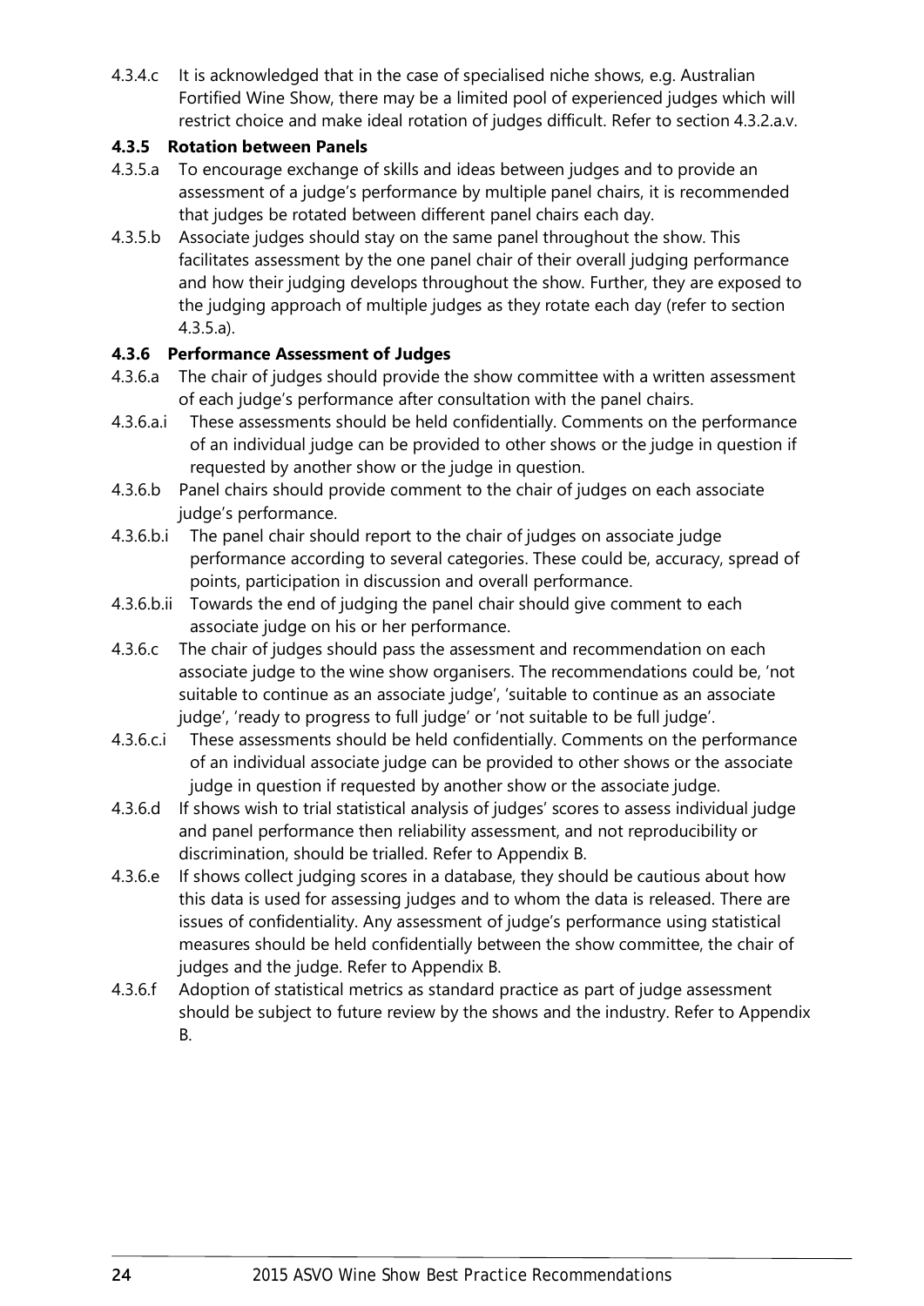4.3.4.c It is acknowledged that in the case of specialised niche shows, e.g. Australian Fortified Wine Show, there may be a limited pool of experienced judges which will restrict choice and make ideal rotation of judges difficult. Refer to section 4.3.2.a.v.

### 4.3.5 Rotation between Panels

4.3.5.a To encourage exchange of skills and ideas between judges and to provide an assessment of a judge's performance by multiple panel chairs, it is recommended that judges be rotated between different panel chairs each day.

4.3.5.b Associate judges should stay on the same panel throughout the show. This facilitates assessment by the one panel chair of their overall judging performance and how their judging develops throughout the show. Further, they are exposed to the judging approach of multiple judges as they rotate each day (refer to section 4.3.5.a).

### 4.3.6 Performance Assessment of Judges

4.3.6.a The chair of judges should provide the show committee with a written assessment of each judge's performance after consultation with the panel chairs.

4.3.6.a.i These assessments should be held confidentially. Comments on the performance of an individual judge can be provided to other shows or the judge in question if requested by another show or the judge in question.

4.3.6.b Panel chairs should provide comment to the chair of judges on each associate judge's performance.

4.3.6.b.i The panel chair should report to the chair of judges on associate judge performance according to several categories. These could be, accuracy, spread of points, participation in discussion and overall performance.

4.3.6.b.ii Towards the end of judging the panel chair should give comment to each associate judge on his or her performance.

4.3.6.c The chair of judges should pass the assessment and recommendation on each associate judge to the wine show organisers. The recommendations could be, 'not suitable to continue as an associate judge', 'suitable to continue as an associate judge', 'ready to progress to full judge' or 'not suitable to be full judge'.

4.3.6.c.i These assessments should be held confidentially. Comments on the performance of an individual associate judge can be provided to other shows or the associate judge in question if requested by another show or the associate judge.

4.3.6.d If shows wish to trial statistical analysis of judges' scores to assess individual judge and panel performance then reliability assessment, and not reproducibility or discrimination, should be trialled. Refer to Appendix B.

4.3.6.e If shows collect judging scores in a database, they should be cautious about how this data is used for assessing judges and to whom the data is released. There are issues of confidentiality. Any assessment of judge's performance using statistical measures should be held confidentially between the show committee, the chair of judges and the judge. Refer to Appendix B.

4.3.6.f Adoption of statistical metrics as standard practice as part of judge assessment should be subject to future review by the shows and the industry. Refer to Appendix B.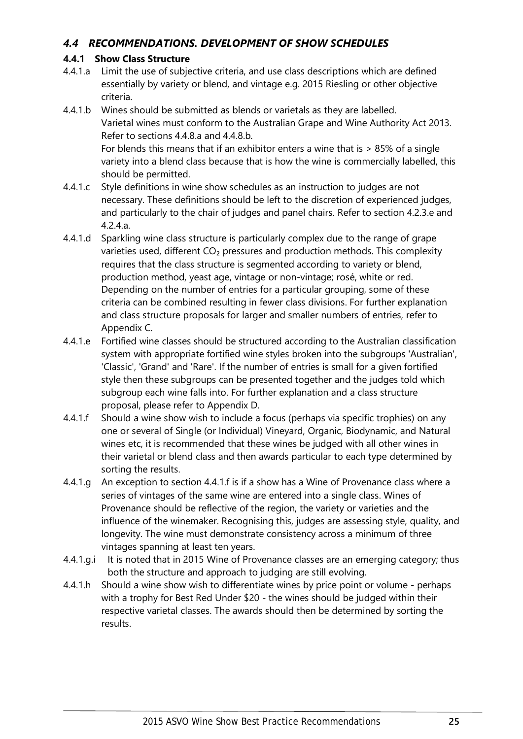### *4.4 RECOMMENDATIONS. DEVELOPMENT OF SHOW SCHEDULES*

#### 4.4.1 Show Class Structure

4.4.1.a Limit the use of subjective criteria, and use class descriptions which are defined essentially by variety or blend, and vintage e.g. 2015 Riesling or other objective criteria.

4.4.1.b Wines should be submitted as blends or varietals as they are labelled. Varietal wines must conform to the Australian Grape and Wine Authority Act 2013. Refer to sections 4.4.8.a and 4.4.8.b.
For blends this means that if an exhibitor enters a wine that is > 85% of a single variety into a blend class because that is how the wine is commercially labelled, this should be permitted.

4.4.1.c Style definitions in wine show schedules as an instruction to judges are not necessary. These definitions should be left to the discretion of experienced judges, and particularly to the chair of judges and panel chairs. Refer to section 4.2.3.e and 4.2.4.a.

4.4.1.d Sparkling wine class structure is particularly complex due to the range of grape varieties used, different $CO_2$ pressures and production methods. This complexity requires that the class structure is segmented according to variety or blend, production method, yeast age, vintage or non-vintage; rosé, white or red. Depending on the number of entries for a particular grouping, some of these criteria can be combined resulting in fewer class divisions. For further explanation and class structure proposals for larger and smaller numbers of entries, refer to Appendix C.

4.4.1.e Fortified wine classes should be structured according to the Australian classification system with appropriate fortified wine styles broken into the subgroups 'Australian', 'Classic', 'Grand' and 'Rare'. If the number of entries is small for a given fortified style then these subgroups can be presented together and the judges told which subgroup each wine falls into. For further explanation and a class structure proposal, please refer to Appendix D.

4.4.1.f Should a wine show wish to include a focus (perhaps via specific trophies) on any one or several of Single (or Individual) Vineyard, Organic, Biodynamic, and Natural wines etc, it is recommended that these wines be judged with all other wines in their varietal or blend class and then awards particular to each type determined by sorting the results.

4.4.1.g An exception to section 4.4.1.f is if a show has a Wine of Provenance class where a series of vintages of the same wine are entered into a single class. Wines of Provenance should be reflective of the region, the variety or varieties and the influence of the winemaker. Recognising this, judges are assessing style, quality, and longevity. The wine must demonstrate consistency across a minimum of three vintages spanning at least ten years.

4.4.1.g.i It is noted that in 2015 Wine of Provenance classes are an emerging category; thus both the structure and approach to judging are still evolving.

4.4.1.h Should a wine show wish to differentiate wines by price point or volume - perhaps with a trophy for Best Red Under $20 - the wines should be judged within their respective varietal classes. The awards should then be determined by sorting the results.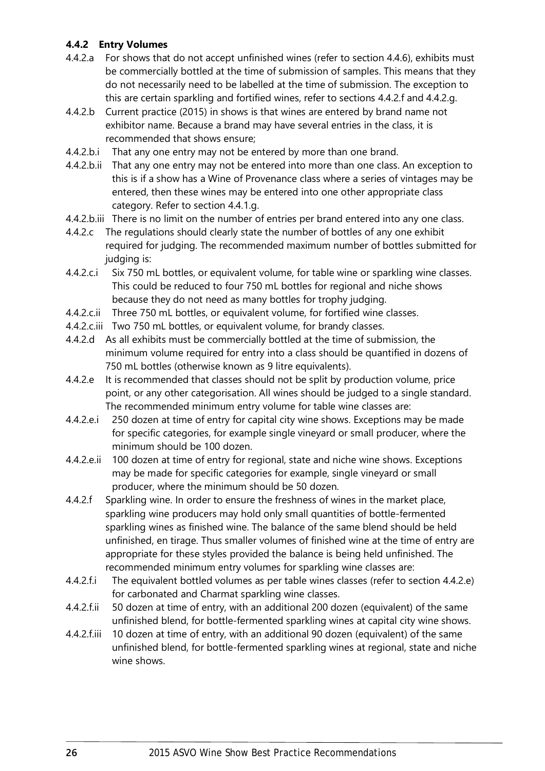#### 4.4.2 Entry Volumes

4.4.2.a For shows that do not accept unfinished wines (refer to section 4.4.6), exhibits must be commercially bottled at the time of submission of samples. This means that they do not necessarily need to be labelled at the time of submission. The exception to this are certain sparkling and fortified wines, refer to sections 4.4.2.f and 4.4.2.g.

4.4.2.b Current practice (2015) in shows is that wines are entered by brand name not exhibitor name. Because a brand may have several entries in the class, it is recommended that shows ensure;

4.4.2.b.i That any one entry may not be entered by more than one brand.

4.4.2.b.ii That any one entry may not be entered into more than one class. An exception to this is if a show has a Wine of Provenance class where a series of vintages may be entered, then these wines may be entered into one other appropriate class category. Refer to section 4.4.1.g.

4.4.2.b.iii There is no limit on the number of entries per brand entered into any one class.

4.4.2.c The regulations should clearly state the number of bottles of any one exhibit required for judging. The recommended maximum number of bottles submitted for judging is:

4.4.2.c.i Six 750 mL bottles, or equivalent volume, for table wine or sparkling wine classes. This could be reduced to four 750 mL bottles for regional and niche shows because they do not need as many bottles for trophy judging.

4.4.2.c.ii Three 750 mL bottles, or equivalent volume, for fortified wine classes.

4.4.2.c.iii Two 750 mL bottles, or equivalent volume, for brandy classes.

4.4.2.d As all exhibits must be commercially bottled at the time of submission, the minimum volume required for entry into a class should be quantified in dozens of 750 mL bottles (otherwise known as 9 litre equivalents).

4.4.2.e It is recommended that classes should not be split by production volume, price point, or any other categorisation. All wines should be judged to a single standard. The recommended minimum entry volume for table wine classes are:

4.4.2.e.i 250 dozen at time of entry for capital city wine shows. Exceptions may be made for specific categories, for example single vineyard or small producer, where the minimum should be 100 dozen.

4.4.2.e.ii 100 dozen at time of entry for regional, state and niche wine shows. Exceptions may be made for specific categories for example, single vineyard or small producer, where the minimum should be 50 dozen.

4.4.2.f Sparkling wine. In order to ensure the freshness of wines in the market place, sparkling wine producers may hold only small quantities of bottle-fermented sparkling wines as finished wine. The balance of the same blend should be held unfinished, en tirage. Thus smaller volumes of finished wine at the time of entry are appropriate for these styles provided the balance is being held unfinished. The recommended minimum entry volumes for sparkling wine classes are:

4.4.2.f.i The equivalent bottled volumes as per table wines classes (refer to section 4.4.2.e) for carbonated and Charmat sparkling wine classes.

4.4.2.f.ii 50 dozen at time of entry, with an additional 200 dozen (equivalent) of the same unfinished blend, for bottle-fermented sparkling wines at capital city wine shows.

4.4.2.f.iii 10 dozen at time of entry, with an additional 90 dozen (equivalent) of the same unfinished blend, for bottle-fermented sparkling wines at regional, state and niche wine shows.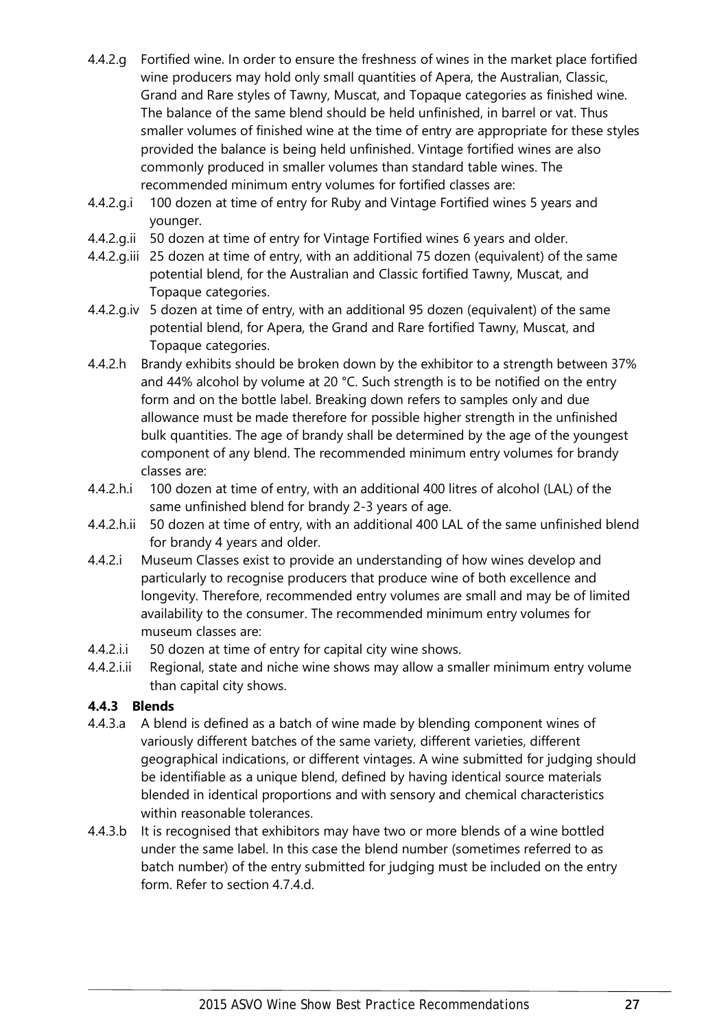4.4.2.g Fortified wine. In order to ensure the freshness of wines in the market place fortified wine producers may hold only small quantities of Apera, the Australian, Classic, Grand and Rare styles of Tawny, Muscat, and Topaque categories as finished wine. The balance of the same blend should be held unfinished, in barrel or vat. Thus smaller volumes of finished wine at the time of entry are appropriate for these styles provided the balance is being held unfinished. Vintage fortified wines are also commonly produced in smaller volumes than standard table wines. The recommended minimum entry volumes for fortified classes are:

4.4.2.g.i 100 dozen at time of entry for Ruby and Vintage Fortified wines 5 years and younger.

4.4.2.g.ii 50 dozen at time of entry for Vintage Fortified wines 6 years and older.

4.4.2.g.iii 25 dozen at time of entry, with an additional 75 dozen (equivalent) of the same potential blend, for the Australian and Classic fortified Tawny, Muscat, and Topaque categories.

4.4.2.g.iv 5 dozen at time of entry, with an additional 95 dozen (equivalent) of the same potential blend, for Apera, the Grand and Rare fortified Tawny, Muscat, and Topaque categories.

4.4.2.h Brandy exhibits should be broken down by the exhibitor to a strength between 37% and 44% alcohol by volume at 20 °C. Such strength is to be notified on the entry form and on the bottle label. Breaking down refers to samples only and due allowance must be made therefore for possible higher strength in the unfinished bulk quantities. The age of brandy shall be determined by the age of the youngest component of any blend. The recommended minimum entry volumes for brandy classes are:

4.4.2.h.i 100 dozen at time of entry, with an additional 400 litres of alcohol (LAL) of the same unfinished blend for brandy 2-3 years of age.

4.4.2.h.ii 50 dozen at time of entry, with an additional 400 LAL of the same unfinished blend for brandy 4 years and older.

4.4.2.i Museum Classes exist to provide an understanding of how wines develop and particularly to recognise producers that produce wine of both excellence and longevity. Therefore, recommended entry volumes are small and may be of limited availability to the consumer. The recommended minimum entry volumes for museum classes are:

4.4.2.i.i 50 dozen at time of entry for capital city wine shows.

4.4.2.i.ii Regional, state and niche wine shows may allow a smaller minimum entry volume than capital city shows.

### 4.4.3 Blends

4.4.3.a A blend is defined as a batch of wine made by blending component wines of variously different batches of the same variety, different varieties, different geographical indications, or different vintages. A wine submitted for judging should be identifiable as a unique blend, defined by having identical source materials blended in identical proportions and with sensory and chemical characteristics within reasonable tolerances.

4.4.3.b It is recognised that exhibitors may have two or more blends of a wine bottled under the same label. In this case the blend number (sometimes referred to as batch number) of the entry submitted for judging must be included on the entry form. Refer to section 4.7.4.d.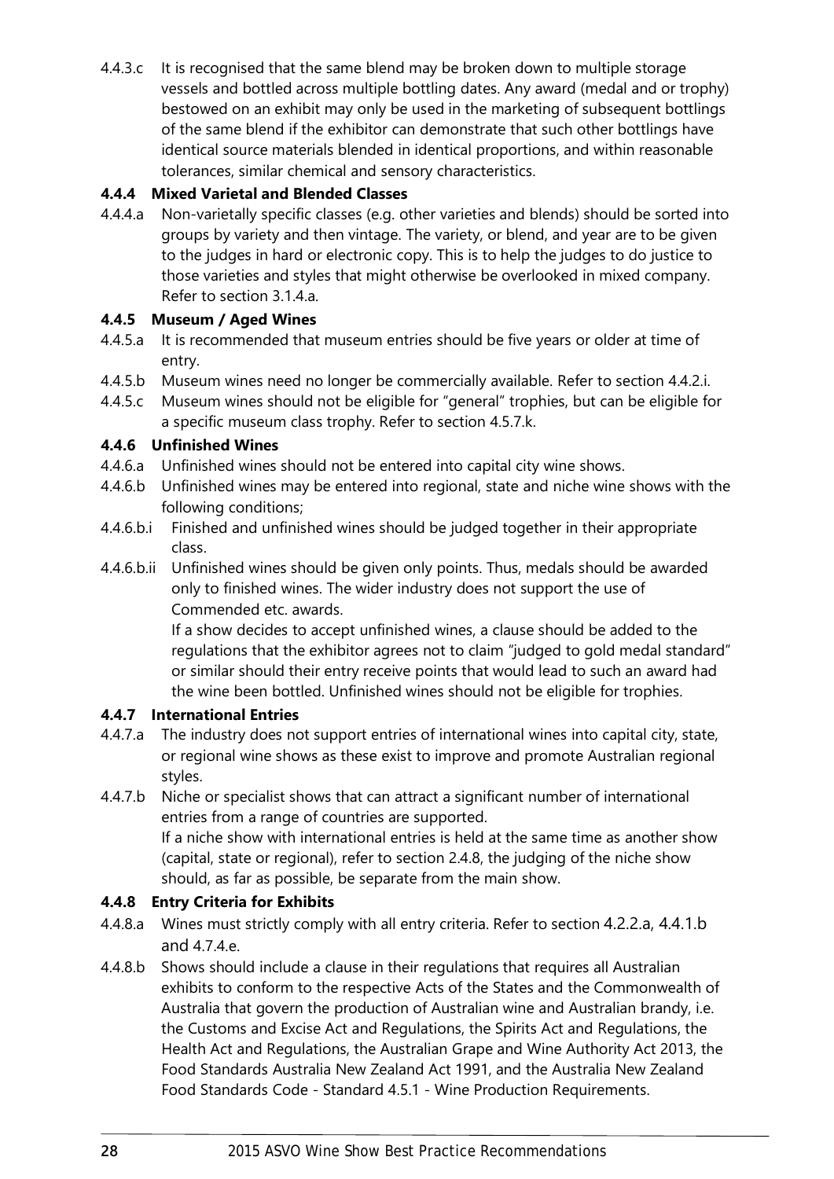4.4.3.c It is recognised that the same blend may be broken down to multiple storage vessels and bottled across multiple bottling dates. Any award (medal and or trophy) bestowed on an exhibit may only be used in the marketing of subsequent bottlings of the same blend if the exhibitor can demonstrate that such other bottlings have identical source materials blended in identical proportions, and within reasonable tolerances, similar chemical and sensory characteristics.

#### 4.4.4 Mixed Varietal and Blended Classes

4.4.4.a Non-varietally specific classes (e.g. other varieties and blends) should be sorted into groups by variety and then vintage. The variety, or blend, and year are to be given to the judges in hard or electronic copy. This is to help the judges to do justice to those varieties and styles that might otherwise be overlooked in mixed company. Refer to section 3.1.4.a.

#### 4.4.5 Museum / Aged Wines

4.4.5.a It is recommended that museum entries should be five years or older at time of entry.

4.4.5.b Museum wines need no longer be commercially available. Refer to section 4.4.2.i.

4.4.5.c Museum wines should not be eligible for "general" trophies, but can be eligible for a specific museum class trophy. Refer to section 4.5.7.k.

#### 4.4.6 Unfinished Wines

4.4.6.a Unfinished wines should not be entered into capital city wine shows.

4.4.6.b Unfinished wines may be entered into regional, state and niche wine shows with the following conditions;

4.4.6.b.i Finished and unfinished wines should be judged together in their appropriate class.

4.4.6.b.ii Unfinished wines should be given only points. Thus, medals should be awarded only to finished wines. The wider industry does not support the use of Commended etc. awards.

If a show decides to accept unfinished wines, a clause should be added to the regulations that the exhibitor agrees not to claim "judged to gold medal standard" or similar should their entry receive points that would lead to such an award had the wine been bottled. Unfinished wines should not be eligible for trophies.

#### 4.4.7 International Entries

4.4.7.a The industry does not support entries of international wines into capital city, state, or regional wine shows as these exist to improve and promote Australian regional styles.

4.4.7.b Niche or specialist shows that can attract a significant number of international entries from a range of countries are supported.

If a niche show with international entries is held at the same time as another show (capital, state or regional), refer to section 2.4.8, the judging of the niche show should, as far as possible, be separate from the main show.

#### 4.4.8 Entry Criteria for Exhibits

4.4.8.a Wines must strictly comply with all entry criteria. Refer to section 4.2.2.a, 4.4.1.b and 4.7.4.e.

4.4.8.b Shows should include a clause in their regulations that requires all Australian exhibits to conform to the respective Acts of the States and the Commonwealth of Australia that govern the production of Australian wine and Australian brandy, i.e. the Customs and Excise Act and Regulations, the Spirits Act and Regulations, the Health Act and Regulations, the Australian Grape and Wine Authority Act 2013, the Food Standards Australia New Zealand Act 1991, and the Australia New Zealand Food Standards Code - Standard 4.5.1 - Wine Production Requirements.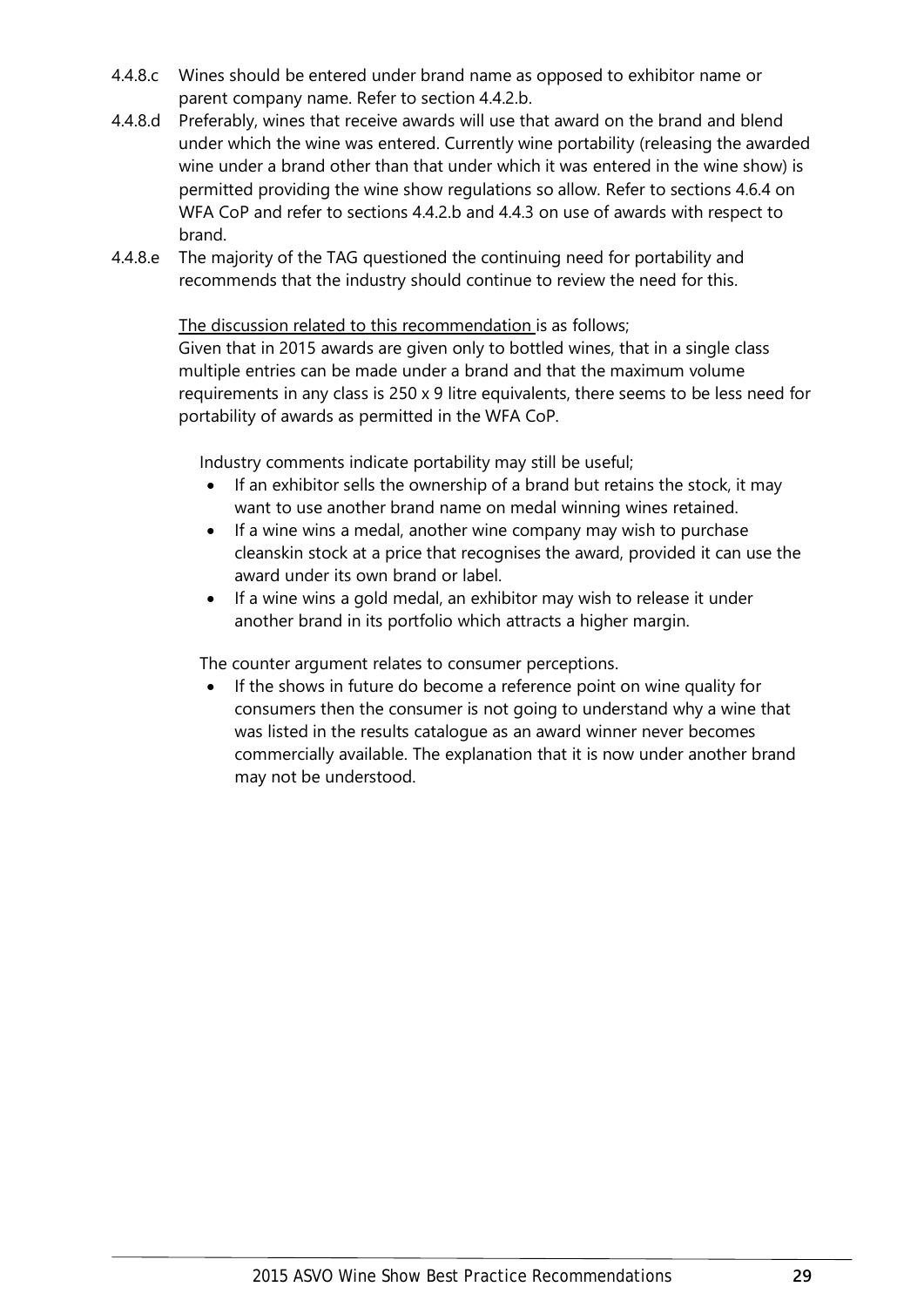4.4.8.c Wines should be entered under brand name as opposed to exhibitor name or parent company name. Refer to section 4.4.2.b.

4.4.8.d Preferably, wines that receive awards will use that award on the brand and blend under which the wine was entered. Currently wine portability (releasing the awarded wine under a brand other than that under which it was entered in the wine show) is permitted providing the wine show regulations so allow. Refer to sections 4.6.4 on WFA CoP and refer to sections 4.4.2.b and 4.4.3 on use of awards with respect to brand.

4.4.8.e The majority of the TAG questioned the continuing need for portability and recommends that the industry should continue to review the need for this.

The discussion related to this recommendation is as follows;
Given that in 2015 awards are given only to bottled wines, that in a single class multiple entries can be made under a brand and that the maximum volume requirements in any class is 250 x 9 litre equivalents, there seems to be less need for portability of awards as permitted in the WFA CoP.

Industry comments indicate portability may still be useful;

- If an exhibitor sells the ownership of a brand but retains the stock, it may want to use another brand name on medal winning wines retained.
- If a wine wins a medal, another wine company may wish to purchase cleanskin stock at a price that recognises the award, provided it can use the award under its own brand or label.
- If a wine wins a gold medal, an exhibitor may wish to release it under another brand in its portfolio which attracts a higher margin.

The counter argument relates to consumer perceptions.

- If the shows in future do become a reference point on wine quality for consumers then the consumer is not going to understand why a wine that was listed in the results catalogue as an award winner never becomes commercially available. The explanation that it is now under another brand may not be understood.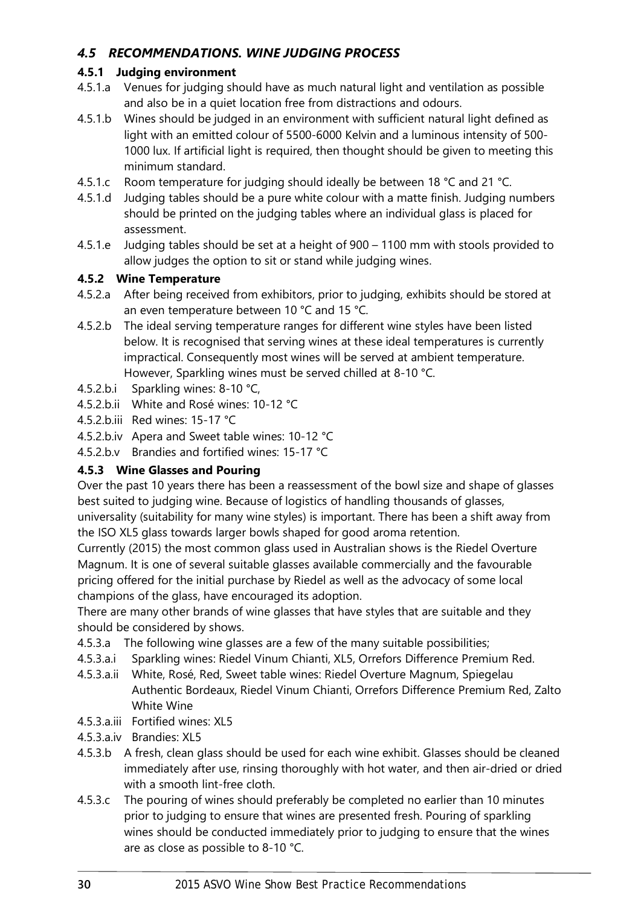## *4.5 RECOMMENDATIONS. WINE JUDGING PROCESS*

### 4.5.1 Judging environment

4.5.1.a Venues for judging should have as much natural light and ventilation as possible and also be in a quiet location free from distractions and odours.

4.5.1.b Wines should be judged in an environment with sufficient natural light defined as light with an emitted colour of 5500-6000 Kelvin and a luminous intensity of 500-1000 lux. If artificial light is required, then thought should be given to meeting this minimum standard.

4.5.1.c Room temperature for judging should ideally be between 18 °C and 21 °C.

4.5.1.d Judging tables should be a pure white colour with a matte finish. Judging numbers should be printed on the judging tables where an individual glass is placed for assessment.

4.5.1.e Judging tables should be set at a height of 900 – 1100 mm with stools provided to allow judges the option to sit or stand while judging wines.

### 4.5.2 Wine Temperature

4.5.2.a After being received from exhibitors, prior to judging, exhibits should be stored at an even temperature between 10 °C and 15 °C.

4.5.2.b The ideal serving temperature ranges for different wine styles have been listed below. It is recognised that serving wines at these ideal temperatures is currently impractical. Consequently most wines will be served at ambient temperature. However, Sparkling wines must be served chilled at 8-10 °C.

4.5.2.b.i Sparkling wines: 8-10 °C,

4.5.2.b.ii White and Rosé wines: 10-12 °C

4.5.2.b.iii Red wines: 15-17 °C

4.5.2.b.iv Apera and Sweet table wines: 10-12 °C

4.5.2.b.v Brandies and fortified wines: 15-17 °C

### 4.5.3 Wine Glasses and Pouring

Over the past 10 years there has been a reassessment of the bowl size and shape of glasses best suited to judging wine. Because of logistics of handling thousands of glasses, universality (suitability for many wine styles) is important. There has been a shift away from the ISO XL5 glass towards larger bowls shaped for good aroma retention.

Currently (2015) the most common glass used in Australian shows is the Riedel Overture Magnum. It is one of several suitable glasses available commercially and the favourable pricing offered for the initial purchase by Riedel as well as the advocacy of some local champions of the glass, have encouraged its adoption.

There are many other brands of wine glasses that have styles that are suitable and they should be considered by shows.

4.5.3.a The following wine glasses are a few of the many suitable possibilities;

4.5.3.a.i Sparkling wines: Riedel Vinum Chianti, XL5, Orrefors Difference Premium Red.

4.5.3.a.ii White, Rosé, Red, Sweet table wines: Riedel Overture Magnum, Spiegelau Authentic Bordeaux, Riedel Vinum Chianti, Orrefors Difference Premium Red, Zalto White Wine

4.5.3.a.iii Fortified wines: XL5

4.5.3.a.iv Brandies: XL5

4.5.3.b A fresh, clean glass should be used for each wine exhibit. Glasses should be cleaned immediately after use, rinsing thoroughly with hot water, and then air-dried or dried with a smooth lint-free cloth.

4.5.3.c The pouring of wines should preferably be completed no earlier than 10 minutes prior to judging to ensure that wines are presented fresh. Pouring of sparkling wines should be conducted immediately prior to judging to ensure that the wines are as close as possible to 8-10 °C.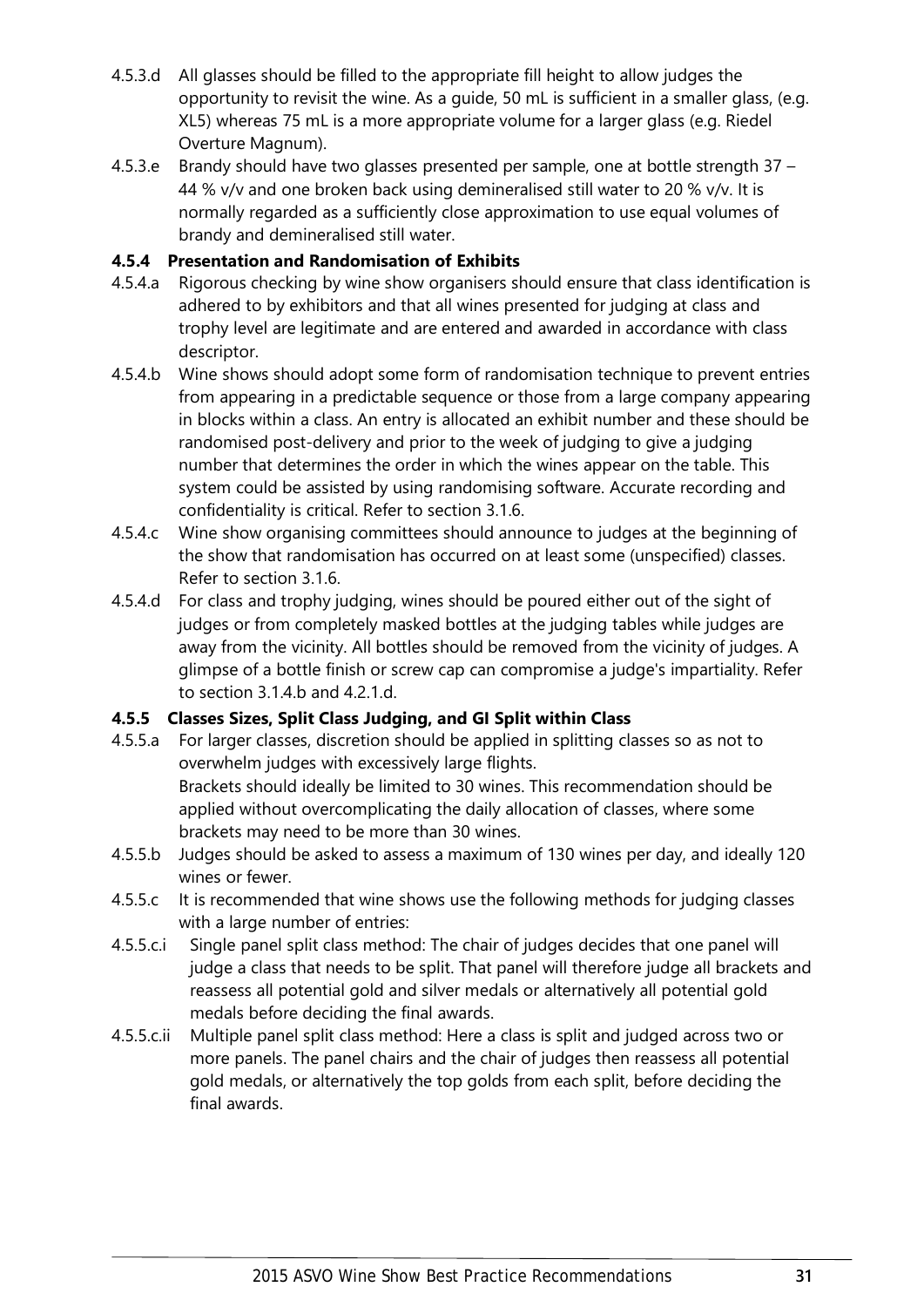4.5.3.d All glasses should be filled to the appropriate fill height to allow judges the opportunity to revisit the wine. As a guide, 50 mL is sufficient in a smaller glass, (e.g. XL5) whereas 75 mL is a more appropriate volume for a larger glass (e.g. Riedel Overture Magnum).

4.5.3.e Brandy should have two glasses presented per sample, one at bottle strength 37 – 44 % v/v and one broken back using demineralised still water to 20 % v/v. It is normally regarded as a sufficiently close approximation to use equal volumes of brandy and demineralised still water.

### 4.5.4 Presentation and Randomisation of Exhibits

4.5.4.a Rigorous checking by wine show organisers should ensure that class identification is adhered to by exhibitors and that all wines presented for judging at class and trophy level are legitimate and are entered and awarded in accordance with class descriptor.

4.5.4.b Wine shows should adopt some form of randomisation technique to prevent entries from appearing in a predictable sequence or those from a large company appearing in blocks within a class. An entry is allocated an exhibit number and these should be randomised post-delivery and prior to the week of judging to give a judging number that determines the order in which the wines appear on the table. This system could be assisted by using randomising software. Accurate recording and confidentiality is critical. Refer to section 3.1.6.

4.5.4.c Wine show organising committees should announce to judges at the beginning of the show that randomisation has occurred on at least some (unspecified) classes. Refer to section 3.1.6.

4.5.4.d For class and trophy judging, wines should be poured either out of the sight of judges or from completely masked bottles at the judging tables while judges are away from the vicinity. All bottles should be removed from the vicinity of judges. A glimpse of a bottle finish or screw cap can compromise a judge's impartiality. Refer to section 3.1.4.b and 4.2.1.d.

### 4.5.5 Classes Sizes, Split Class Judging, and GI Split within Class

4.5.5.a For larger classes, discretion should be applied in splitting classes so as not to overwhelm judges with excessively large flights.
Brackets should ideally be limited to 30 wines. This recommendation should be applied without overcomplicating the daily allocation of classes, where some brackets may need to be more than 30 wines.

4.5.5.b Judges should be asked to assess a maximum of 130 wines per day, and ideally 120 wines or fewer.

4.5.5.c It is recommended that wine shows use the following methods for judging classes with a large number of entries:

4.5.5.c.i Single panel split class method: The chair of judges decides that one panel will judge a class that needs to be split. That panel will therefore judge all brackets and reassess all potential gold and silver medals or alternatively all potential gold medals before deciding the final awards.

4.5.5.c.ii Multiple panel split class method: Here a class is split and judged across two or more panels. The panel chairs and the chair of judges then reassess all potential gold medals, or alternatively the top golds from each split, before deciding the final awards.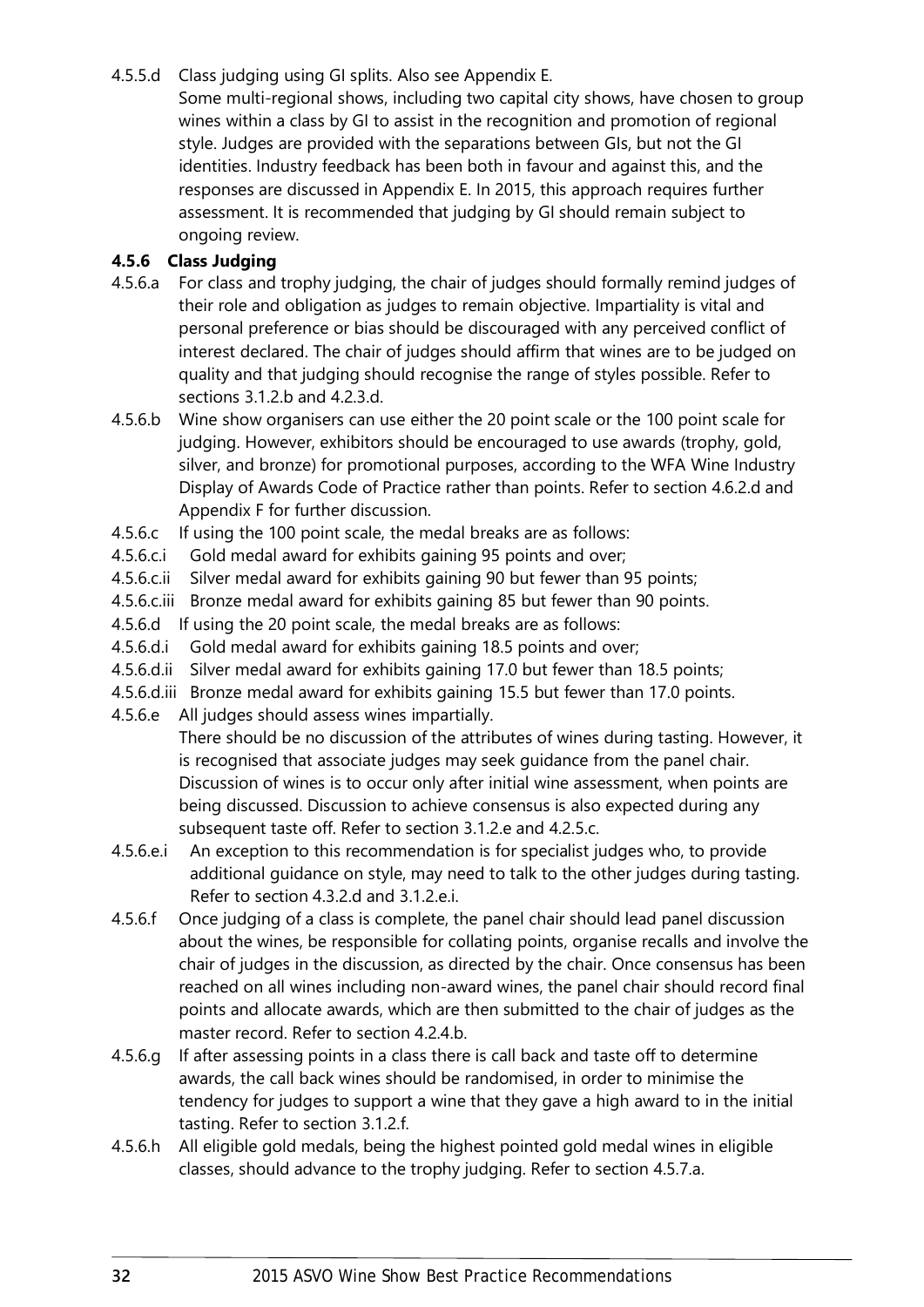4.5.5.d Class judging using GI splits. Also see Appendix E.
Some multi-regional shows, including two capital city shows, have chosen to group wines within a class by GI to assist in the recognition and promotion of regional style. Judges are provided with the separations between GIs, but not the GI identities. Industry feedback has been both in favour and against this, and the responses are discussed in Appendix E. In 2015, this approach requires further assessment. It is recommended that judging by GI should remain subject to ongoing review.

### 4.5.6 Class Judging

4.5.6.a For class and trophy judging, the chair of judges should formally remind judges of their role and obligation as judges to remain objective. Impartiality is vital and personal preference or bias should be discouraged with any perceived conflict of interest declared. The chair of judges should affirm that wines are to be judged on quality and that judging should recognise the range of styles possible. Refer to sections 3.1.2.b and 4.2.3.d.

4.5.6.b Wine show organisers can use either the 20 point scale or the 100 point scale for judging. However, exhibitors should be encouraged to use awards (trophy, gold, silver, and bronze) for promotional purposes, according to the WFA Wine Industry Display of Awards Code of Practice rather than points. Refer to section 4.6.2.d and Appendix F for further discussion.

4.5.6.c If using the 100 point scale, the medal breaks are as follows:

4.5.6.c.i Gold medal award for exhibits gaining 95 points and over;

4.5.6.c.ii Silver medal award for exhibits gaining 90 but fewer than 95 points;

4.5.6.c.iii Bronze medal award for exhibits gaining 85 but fewer than 90 points.

4.5.6.d If using the 20 point scale, the medal breaks are as follows:

4.5.6.d.i Gold medal award for exhibits gaining 18.5 points and over;

4.5.6.d.ii Silver medal award for exhibits gaining 17.0 but fewer than 18.5 points;

4.5.6.d.iii Bronze medal award for exhibits gaining 15.5 but fewer than 17.0 points.

4.5.6.e All judges should assess wines impartially.
There should be no discussion of the attributes of wines during tasting. However, it is recognised that associate judges may seek guidance from the panel chair. Discussion of wines is to occur only after initial wine assessment, when points are being discussed. Discussion to achieve consensus is also expected during any subsequent taste off. Refer to section 3.1.2.e and 4.2.5.c.

4.5.6.e.i An exception to this recommendation is for specialist judges who, to provide additional guidance on style, may need to talk to the other judges during tasting. Refer to section 4.3.2.d and 3.1.2.e.i.

4.5.6.f Once judging of a class is complete, the panel chair should lead panel discussion about the wines, be responsible for collating points, organise recalls and involve the chair of judges in the discussion, as directed by the chair. Once consensus has been reached on all wines including non-award wines, the panel chair should record final points and allocate awards, which are then submitted to the chair of judges as the master record. Refer to section 4.2.4.b.

4.5.6.g If after assessing points in a class there is call back and taste off to determine awards, the call back wines should be randomised, in order to minimise the tendency for judges to support a wine that they gave a high award to in the initial tasting. Refer to section 3.1.2.f.

4.5.6.h All eligible gold medals, being the highest pointed gold medal wines in eligible classes, should advance to the trophy judging. Refer to section 4.5.7.a.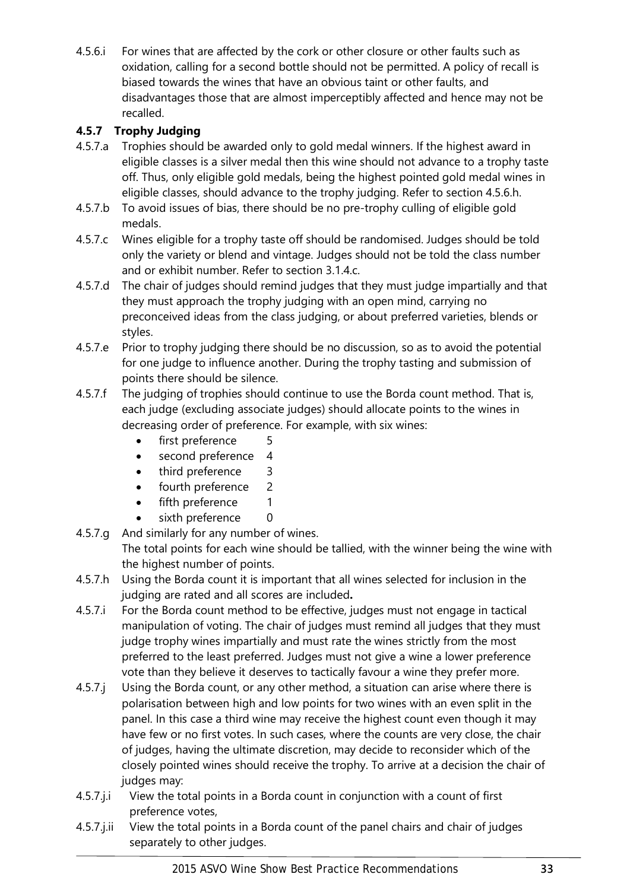4.5.6.i For wines that are affected by the cork or other closure or other faults such as oxidation, calling for a second bottle should not be permitted. A policy of recall is biased towards the wines that have an obvious taint or other faults, and disadvantages those that are almost imperceptibly affected and hence may not be recalled.

### 4.5.7 Trophy Judging

4.5.7.a Trophies should be awarded only to gold medal winners. If the highest award in eligible classes is a silver medal then this wine should not advance to a trophy taste off. Thus, only eligible gold medals, being the highest pointed gold medal wines in eligible classes, should advance to the trophy judging. Refer to section 4.5.6.h.

4.5.7.b To avoid issues of bias, there should be no pre-trophy culling of eligible gold medals.

4.5.7.c Wines eligible for a trophy taste off should be randomised. Judges should be told only the variety or blend and vintage. Judges should not be told the class number and or exhibit number. Refer to section 3.1.4.c.

4.5.7.d The chair of judges should remind judges that they must judge impartially and that they must approach the trophy judging with an open mind, carrying no preconceived ideas from the class judging, or about preferred varieties, blends or styles.

4.5.7.e Prior to trophy judging there should be no discussion, so as to avoid the potential for one judge to influence another. During the trophy tasting and submission of points there should be silence.

4.5.7.f The judging of trophies should continue to use the Borda count method. That is, each judge (excluding associate judges) should allocate points to the wines in decreasing order of preference. For example, with six wines:

- first preference 5
- second preference 4
- third preference 3
- fourth preference 2
- fifth preference 1
- sixth preference 0

4.5.7.g And similarly for any number of wines.
The total points for each wine should be tallied, with the winner being the wine with the highest number of points.

4.5.7.h Using the Borda count it is important that all wines selected for inclusion in the judging are rated and all scores are included**.**

4.5.7.i For the Borda count method to be effective, judges must not engage in tactical manipulation of voting. The chair of judges must remind all judges that they must judge trophy wines impartially and must rate the wines strictly from the most preferred to the least preferred. Judges must not give a wine a lower preference vote than they believe it deserves to tactically favour a wine they prefer more.

4.5.7.j Using the Borda count, or any other method, a situation can arise where there is polarisation between high and low points for two wines with an even split in the panel. In this case a third wine may receive the highest count even though it may have few or no first votes. In such cases, where the counts are very close, the chair of judges, having the ultimate discretion, may decide to reconsider which of the closely pointed wines should receive the trophy. To arrive at a decision the chair of judges may:

4.5.7.j.i View the total points in a Borda count in conjunction with a count of first preference votes,

4.5.7.j.ii View the total points in a Borda count of the panel chairs and chair of judges separately to other judges.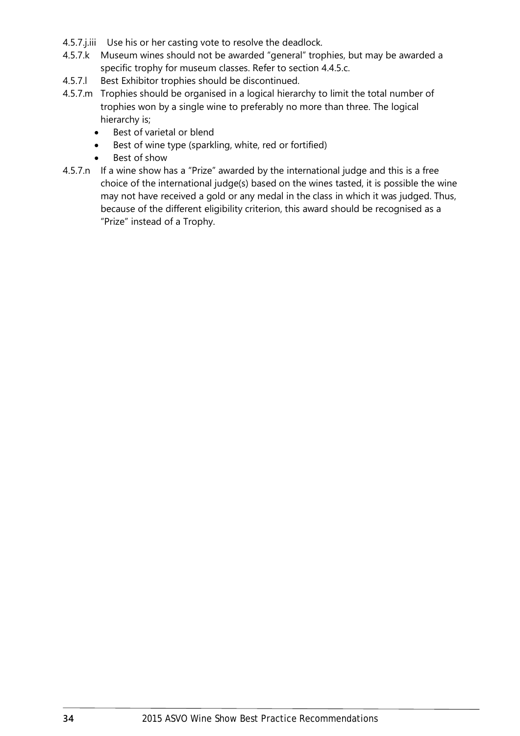4.5.7.j.iii Use his or her casting vote to resolve the deadlock.

4.5.7.k Museum wines should not be awarded "general" trophies, but may be awarded a specific trophy for museum classes. Refer to section 4.4.5.c.

4.5.7.l Best Exhibitor trophies should be discontinued.

4.5.7.m Trophies should be organised in a logical hierarchy to limit the total number of trophies won by a single wine to preferably no more than three. The logical hierarchy is;

- Best of varietal or blend
- Best of wine type (sparkling, white, red or fortified)
- Best of show

4.5.7.n If a wine show has a "Prize" awarded by the international judge and this is a free choice of the international judge(s) based on the wines tasted, it is possible the wine may not have received a gold or any medal in the class in which it was judged. Thus, because of the different eligibility criterion, this award should be recognised as a "Prize" instead of a Trophy.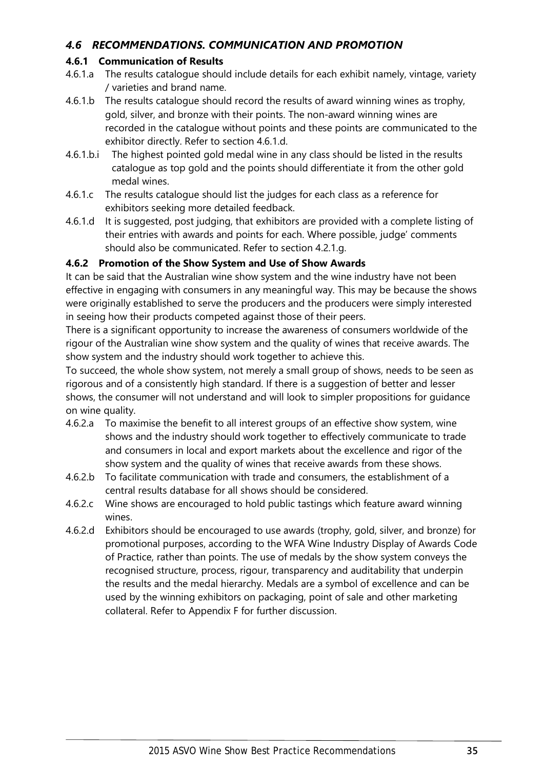## *4.6 RECOMMENDATIONS. COMMUNICATION AND PROMOTION*

### 4.6.1 Communication of Results

4.6.1.a The results catalogue should include details for each exhibit namely, vintage, variety / varieties and brand name.

4.6.1.b The results catalogue should record the results of award winning wines as trophy, gold, silver, and bronze with their points. The non-award winning wines are recorded in the catalogue without points and these points are communicated to the exhibitor directly. Refer to section 4.6.1.d.

4.6.1.b.i The highest pointed gold medal wine in any class should be listed in the results catalogue as top gold and the points should differentiate it from the other gold medal wines.

4.6.1.c The results catalogue should list the judges for each class as a reference for exhibitors seeking more detailed feedback.

4.6.1.d It is suggested, post judging, that exhibitors are provided with a complete listing of their entries with awards and points for each. Where possible, judge' comments should also be communicated. Refer to section 4.2.1.g.

### 4.6.2 Promotion of the Show System and Use of Show Awards

It can be said that the Australian wine show system and the wine industry have not been effective in engaging with consumers in any meaningful way. This may be because the shows were originally established to serve the producers and the producers were simply interested in seeing how their products competed against those of their peers.

There is a significant opportunity to increase the awareness of consumers worldwide of the rigour of the Australian wine show system and the quality of wines that receive awards. The show system and the industry should work together to achieve this.

To succeed, the whole show system, not merely a small group of shows, needs to be seen as rigorous and of a consistently high standard. If there is a suggestion of better and lesser shows, the consumer will not understand and will look to simpler propositions for guidance on wine quality.

4.6.2.a To maximise the benefit to all interest groups of an effective show system, wine shows and the industry should work together to effectively communicate to trade and consumers in local and export markets about the excellence and rigor of the show system and the quality of wines that receive awards from these shows.

4.6.2.b To facilitate communication with trade and consumers, the establishment of a central results database for all shows should be considered.

4.6.2.c Wine shows are encouraged to hold public tastings which feature award winning wines.

4.6.2.d Exhibitors should be encouraged to use awards (trophy, gold, silver, and bronze) for promotional purposes, according to the WFA Wine Industry Display of Awards Code of Practice, rather than points. The use of medals by the show system conveys the recognised structure, process, rigour, transparency and auditability that underpin the results and the medal hierarchy. Medals are a symbol of excellence and can be used by the winning exhibitors on packaging, point of sale and other marketing collateral. Refer to Appendix F for further discussion.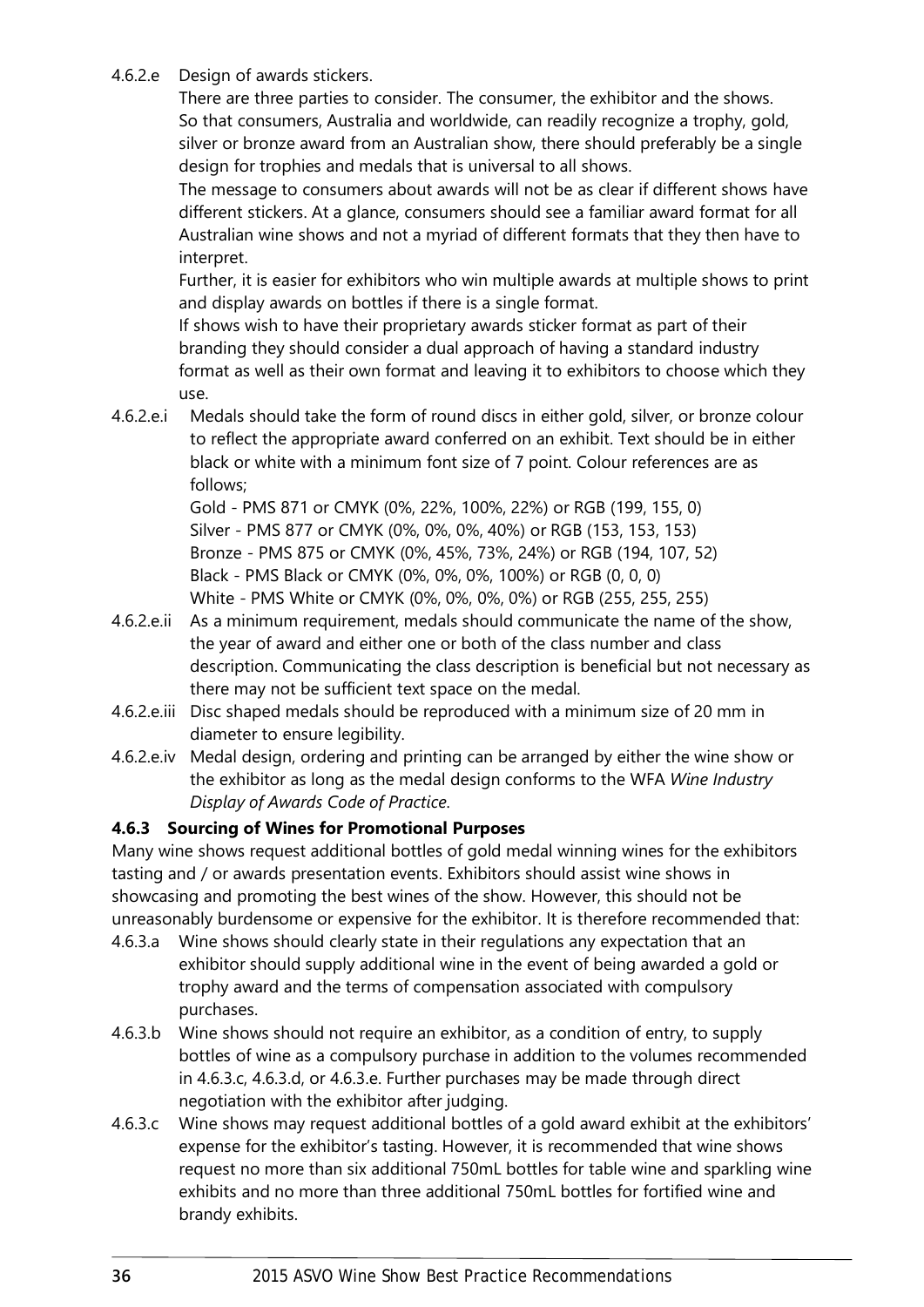4.6.2.e Design of awards stickers.

There are three parties to consider. The consumer, the exhibitor and the shows.
So that consumers, Australia and worldwide, can readily recognize a trophy, gold, silver or bronze award from an Australian show, there should preferably be a single design for trophies and medals that is universal to all shows.

The message to consumers about awards will not be as clear if different shows have different stickers. At a glance, consumers should see a familiar award format for all Australian wine shows and not a myriad of different formats that they then have to interpret.

Further, it is easier for exhibitors who win multiple awards at multiple shows to print and display awards on bottles if there is a single format.

If shows wish to have their proprietary awards sticker format as part of their branding they should consider a dual approach of having a standard industry format as well as their own format and leaving it to exhibitors to choose which they use.

4.6.2.e.i Medals should take the form of round discs in either gold, silver, or bronze colour to reflect the appropriate award conferred on an exhibit. Text should be in either black or white with a minimum font size of 7 point. Colour references are as follows;

Gold - PMS 871 or CMYK (0%, 22%, 100%, 22%) or RGB (199, 155, 0)
Silver - PMS 877 or CMYK (0%, 0%, 0%, 40%) or RGB (153, 153, 153)
Bronze - PMS 875 or CMYK (0%, 45%, 73%, 24%) or RGB (194, 107, 52)
Black - PMS Black or CMYK (0%, 0%, 0%, 100%) or RGB (0, 0, 0)
White - PMS White or CMYK (0%, 0%, 0%, 0%) or RGB (255, 255, 255)

4.6.2.e.ii As a minimum requirement, medals should communicate the name of the show, the year of award and either one or both of the class number and class description. Communicating the class description is beneficial but not necessary as there may not be sufficient text space on the medal.

4.6.2.e.iii Disc shaped medals should be reproduced with a minimum size of 20 mm in diameter to ensure legibility.

4.6.2.e.iv Medal design, ordering and printing can be arranged by either the wine show or the exhibitor as long as the medal design conforms to the WFA *Wine Industry Display of Awards Code of Practice*.

### 4.6.3 Sourcing of Wines for Promotional Purposes

Many wine shows request additional bottles of gold medal winning wines for the exhibitors tasting and / or awards presentation events. Exhibitors should assist wine shows in showcasing and promoting the best wines of the show. However, this should not be unreasonably burdensome or expensive for the exhibitor. It is therefore recommended that:

4.6.3.a Wine shows should clearly state in their regulations any expectation that an exhibitor should supply additional wine in the event of being awarded a gold or trophy award and the terms of compensation associated with compulsory purchases.

4.6.3.b Wine shows should not require an exhibitor, as a condition of entry, to supply bottles of wine as a compulsory purchase in addition to the volumes recommended in 4.6.3.c, 4.6.3.d, or 4.6.3.e. Further purchases may be made through direct negotiation with the exhibitor after judging.

4.6.3.c Wine shows may request additional bottles of a gold award exhibit at the exhibitors' expense for the exhibitor's tasting. However, it is recommended that wine shows request no more than six additional 750mL bottles for table wine and sparkling wine exhibits and no more than three additional 750mL bottles for fortified wine and brandy exhibits.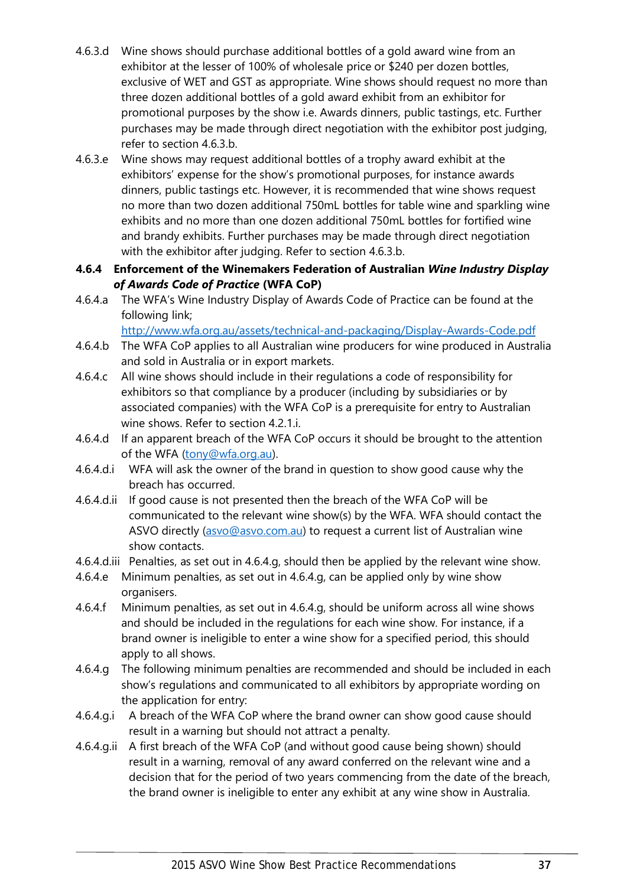4.6.3.d Wine shows should purchase additional bottles of a gold award wine from an exhibitor at the lesser of 100% of wholesale price or $240 per dozen bottles, exclusive of WET and GST as appropriate. Wine shows should request no more than three dozen additional bottles of a gold award exhibit from an exhibitor for promotional purposes by the show i.e. Awards dinners, public tastings, etc. Further purchases may be made through direct negotiation with the exhibitor post judging, refer to section 4.6.3.b.

4.6.3.e Wine shows may request additional bottles of a trophy award exhibit at the exhibitors' expense for the show's promotional purposes, for instance awards dinners, public tastings etc. However, it is recommended that wine shows request no more than two dozen additional 750mL bottles for table wine and sparkling wine exhibits and no more than one dozen additional 750mL bottles for fortified wine and brandy exhibits. Further purchases may be made through direct negotiation with the exhibitor after judging. Refer to section 4.6.3.b.

### 4.6.4 Enforcement of the Winemakers Federation of Australian *Wine Industry Display of Awards Code of Practice* (WFA CoP)

4.6.4.a The WFA's Wine Industry Display of Awards Code of Practice can be found at the following link; [http://www.wfa.org.au/assets/technical-and-packaging/Display-Awards-Code.pdf](http://www.wfa.org.au/assets/technical-and-packaging/Display-Awards-Code.pdf)

4.6.4.b The WFA CoP applies to all Australian wine producers for wine produced in Australia and sold in Australia or in export markets.

4.6.4.c All wine shows should include in their regulations a code of responsibility for exhibitors so that compliance by a producer (including by subsidiaries or by associated companies) with the WFA CoP is a prerequisite for entry to Australian wine shows. Refer to section 4.2.1.i.

4.6.4.d If an apparent breach of the WFA CoP occurs it should be brought to the attention of the WFA ([tony@wfa.org.au](mailto:tony@wfa.org.au)).

4.6.4.d.i WFA will ask the owner of the brand in question to show good cause why the breach has occurred.

4.6.4.d.ii If good cause is not presented then the breach of the WFA CoP will be communicated to the relevant wine show(s) by the WFA. WFA should contact the ASVO directly ([asvo@asvo.com.au](mailto:asvo@asvo.com.au)) to request a current list of Australian wine show contacts.

4.6.4.d.iii Penalties, as set out in 4.6.4.g, should then be applied by the relevant wine show.

4.6.4.e Minimum penalties, as set out in 4.6.4.g, can be applied only by wine show organisers.

4.6.4.f Minimum penalties, as set out in 4.6.4.g, should be uniform across all wine shows and should be included in the regulations for each wine show. For instance, if a brand owner is ineligible to enter a wine show for a specified period, this should apply to all shows.

4.6.4.g The following minimum penalties are recommended and should be included in each show's regulations and communicated to all exhibitors by appropriate wording on the application for entry:

4.6.4.g.i A breach of the WFA CoP where the brand owner can show good cause should result in a warning but should not attract a penalty.

4.6.4.g.ii A first breach of the WFA CoP (and without good cause being shown) should result in a warning, removal of any award conferred on the relevant wine and a decision that for the period of two years commencing from the date of the breach, the brand owner is ineligible to enter any exhibit at any wine show in Australia.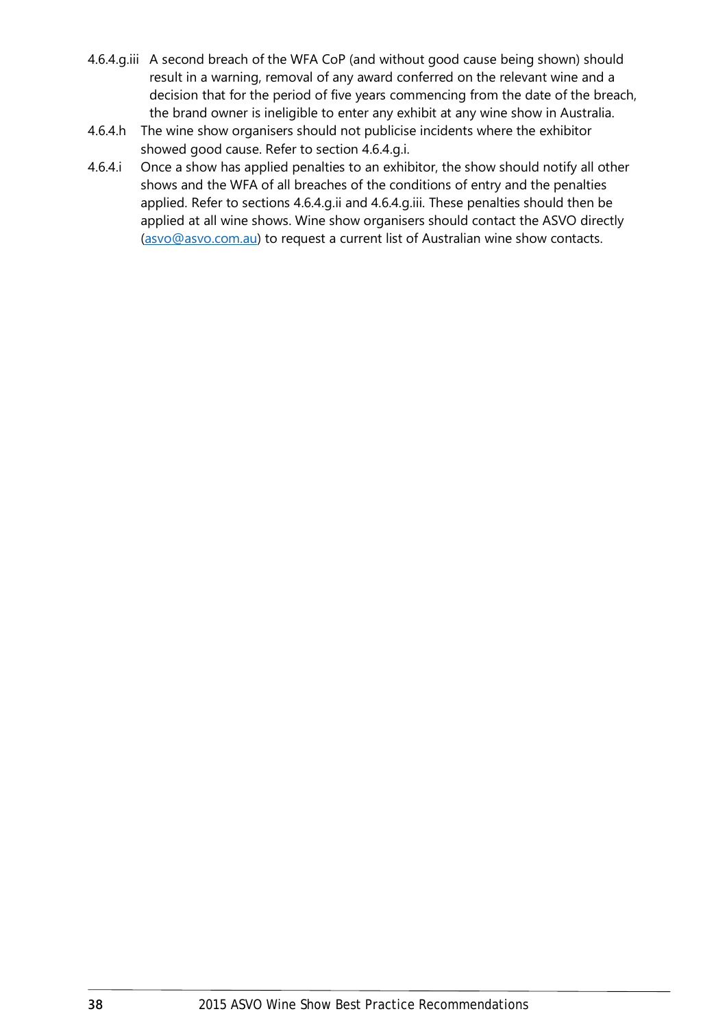4.6.4.g.iii A second breach of the WFA CoP (and without good cause being shown) should result in a warning, removal of any award conferred on the relevant wine and a decision that for the period of five years commencing from the date of the breach, the brand owner is ineligible to enter any exhibit at any wine show in Australia.

4.6.4.h The wine show organisers should not publicise incidents where the exhibitor showed good cause. Refer to section 4.6.4.g.i.

4.6.4.i Once a show has applied penalties to an exhibitor, the show should notify all other shows and the WFA of all breaches of the conditions of entry and the penalties applied. Refer to sections 4.6.4.g.ii and 4.6.4.g.iii. These penalties should then be applied at all wine shows. Wine show organisers should contact the ASVO directly (asvo@asvo.com.au) to request a current list of Australian wine show contacts.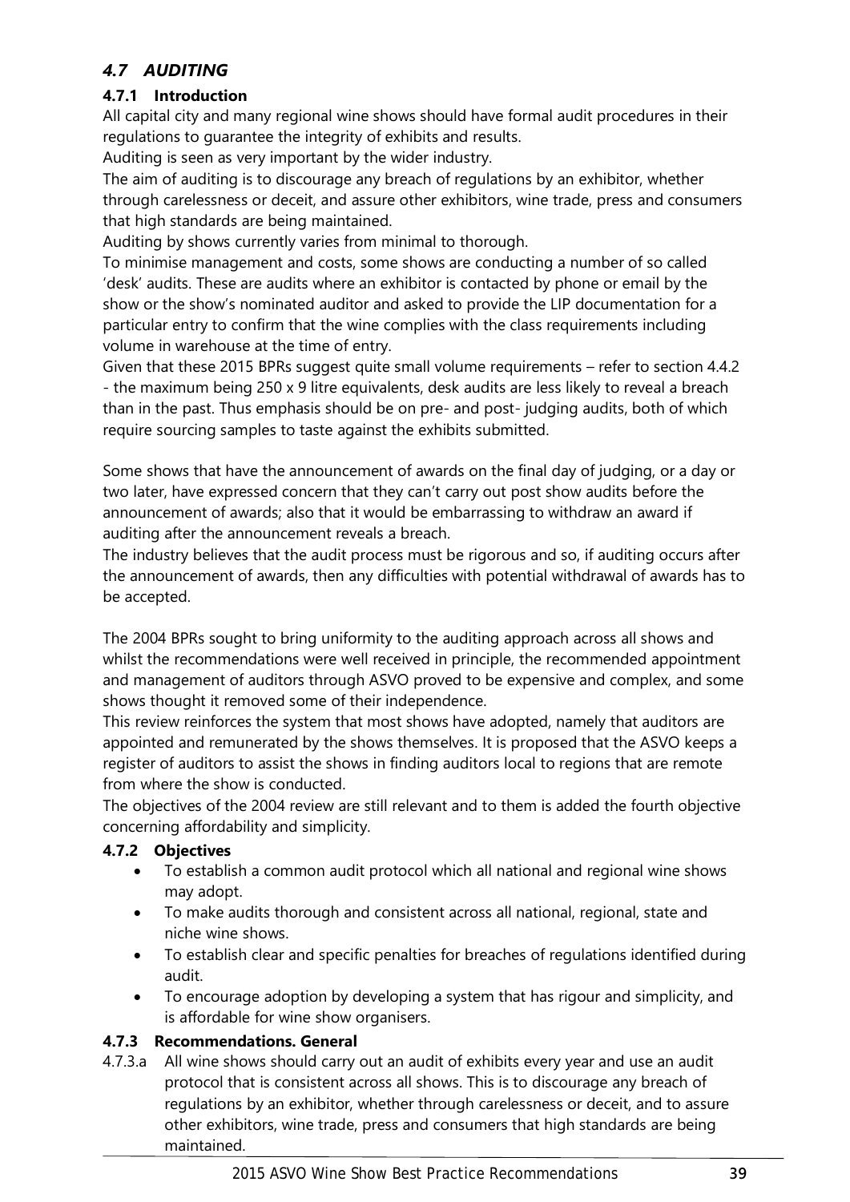## *4.7 AUDITING*

### 4.7.1 Introduction

All capital city and many regional wine shows should have formal audit procedures in their regulations to guarantee the integrity of exhibits and results.

Auditing is seen as very important by the wider industry.

The aim of auditing is to discourage any breach of regulations by an exhibitor, whether through carelessness or deceit, and assure other exhibitors, wine trade, press and consumers that high standards are being maintained.

Auditing by shows currently varies from minimal to thorough.

To minimise management and costs, some shows are conducting a number of so called 'desk' audits. These are audits where an exhibitor is contacted by phone or email by the show or the show's nominated auditor and asked to provide the LIP documentation for a particular entry to confirm that the wine complies with the class requirements including volume in warehouse at the time of entry.

Given that these 2015 BPRs suggest quite small volume requirements – refer to section 4.4.2 - the maximum being 250 x 9 litre equivalents, desk audits are less likely to reveal a breach than in the past. Thus emphasis should be on pre- and post- judging audits, both of which require sourcing samples to taste against the exhibits submitted.

Some shows that have the announcement of awards on the final day of judging, or a day or two later, have expressed concern that they can't carry out post show audits before the announcement of awards; also that it would be embarrassing to withdraw an award if auditing after the announcement reveals a breach.

The industry believes that the audit process must be rigorous and so, if auditing occurs after the announcement of awards, then any difficulties with potential withdrawal of awards has to be accepted.

The 2004 BPRs sought to bring uniformity to the auditing approach across all shows and whilst the recommendations were well received in principle, the recommended appointment and management of auditors through ASVO proved to be expensive and complex, and some shows thought it removed some of their independence.

This review reinforces the system that most shows have adopted, namely that auditors are appointed and remunerated by the shows themselves. It is proposed that the ASVO keeps a register of auditors to assist the shows in finding auditors local to regions that are remote from where the show is conducted.

The objectives of the 2004 review are still relevant and to them is added the fourth objective concerning affordability and simplicity.

### 4.7.2 Objectives

- To establish a common audit protocol which all national and regional wine shows may adopt.
- To make audits thorough and consistent across all national, regional, state and niche wine shows.
- To establish clear and specific penalties for breaches of regulations identified during audit.
- To encourage adoption by developing a system that has rigour and simplicity, and is affordable for wine show organisers.

### 4.7.3 Recommendations. General

4.7.3.a All wine shows should carry out an audit of exhibits every year and use an audit protocol that is consistent across all shows. This is to discourage any breach of regulations by an exhibitor, whether through carelessness or deceit, and to assure other exhibitors, wine trade, press and consumers that high standards are being maintained.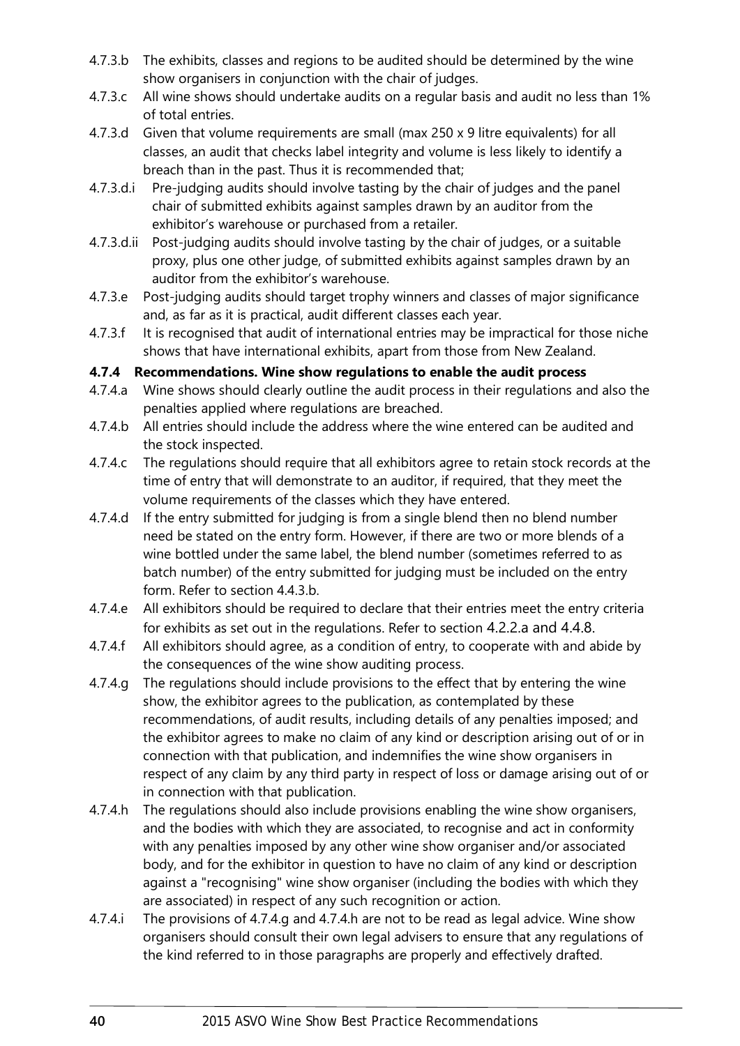4.7.3.b The exhibits, classes and regions to be audited should be determined by the wine show organisers in conjunction with the chair of judges.

4.7.3.c All wine shows should undertake audits on a regular basis and audit no less than 1% of total entries.

4.7.3.d Given that volume requirements are small (max 250 x 9 litre equivalents) for all classes, an audit that checks label integrity and volume is less likely to identify a breach than in the past. Thus it is recommended that;

4.7.3.d.i Pre-judging audits should involve tasting by the chair of judges and the panel chair of submitted exhibits against samples drawn by an auditor from the exhibitor's warehouse or purchased from a retailer.

4.7.3.d.ii Post-judging audits should involve tasting by the chair of judges, or a suitable proxy, plus one other judge, of submitted exhibits against samples drawn by an auditor from the exhibitor's warehouse.

4.7.3.e Post-judging audits should target trophy winners and classes of major significance and, as far as it is practical, audit different classes each year.

4.7.3.f It is recognised that audit of international entries may be impractical for those niche shows that have international exhibits, apart from those from New Zealand.

### 4.7.4 Recommendations. Wine show regulations to enable the audit process

4.7.4.a Wine shows should clearly outline the audit process in their regulations and also the penalties applied where regulations are breached.

4.7.4.b All entries should include the address where the wine entered can be audited and the stock inspected.

4.7.4.c The regulations should require that all exhibitors agree to retain stock records at the time of entry that will demonstrate to an auditor, if required, that they meet the volume requirements of the classes which they have entered.

4.7.4.d If the entry submitted for judging is from a single blend then no blend number need be stated on the entry form. However, if there are two or more blends of a wine bottled under the same label, the blend number (sometimes referred to as batch number) of the entry submitted for judging must be included on the entry form. Refer to section 4.4.3.b.

4.7.4.e All exhibitors should be required to declare that their entries meet the entry criteria for exhibits as set out in the regulations. Refer to section 4.2.2.a and 4.4.8.

4.7.4.f All exhibitors should agree, as a condition of entry, to cooperate with and abide by the consequences of the wine show auditing process.

4.7.4.g The regulations should include provisions to the effect that by entering the wine show, the exhibitor agrees to the publication, as contemplated by these recommendations, of audit results, including details of any penalties imposed; and the exhibitor agrees to make no claim of any kind or description arising out of or in connection with that publication, and indemnifies the wine show organisers in respect of any claim by any third party in respect of loss or damage arising out of or in connection with that publication.

4.7.4.h The regulations should also include provisions enabling the wine show organisers, and the bodies with which they are associated, to recognise and act in conformity with any penalties imposed by any other wine show organiser and/or associated body, and for the exhibitor in question to have no claim of any kind or description against a "recognising" wine show organiser (including the bodies with which they are associated) in respect of any such recognition or action.

4.7.4.i The provisions of 4.7.4.g and 4.7.4.h are not to be read as legal advice. Wine show organisers should consult their own legal advisers to ensure that any regulations of the kind referred to in those paragraphs are properly and effectively drafted.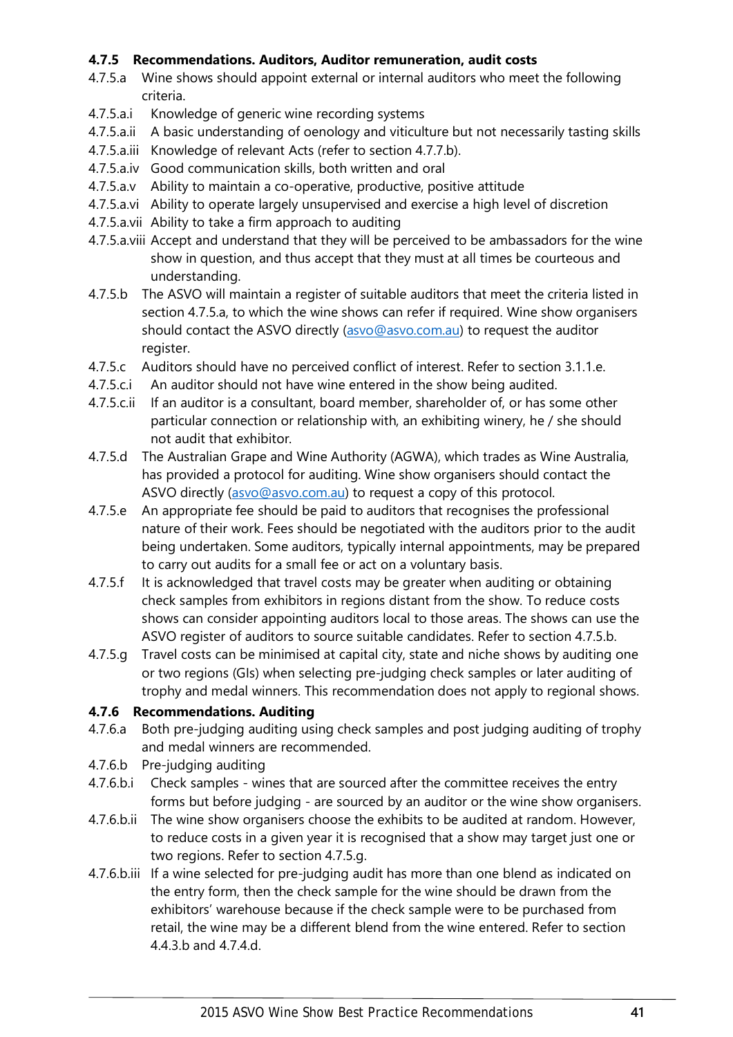### 4.7.5 Recommendations. Auditors, Auditor remuneration, audit costs

4.7.5.a Wine shows should appoint external or internal auditors who meet the following criteria.

4.7.5.a.i Knowledge of generic wine recording systems

4.7.5.a.ii A basic understanding of oenology and viticulture but not necessarily tasting skills

4.7.5.a.iii Knowledge of relevant Acts (refer to section 4.7.7.b).

4.7.5.a.iv Good communication skills, both written and oral

4.7.5.a.v Ability to maintain a co-operative, productive, positive attitude

4.7.5.a.vi Ability to operate largely unsupervised and exercise a high level of discretion

4.7.5.a.vii Ability to take a firm approach to auditing

4.7.5.a.viii Accept and understand that they will be perceived to be ambassadors for the wine show in question, and thus accept that they must at all times be courteous and understanding.

4.7.5.b The ASVO will maintain a register of suitable auditors that meet the criteria listed in section 4.7.5.a, to which the wine shows can refer if required. Wine show organisers should contact the ASVO directly (asvo@asvo.com.au) to request the auditor register.

4.7.5.c Auditors should have no perceived conflict of interest. Refer to section 3.1.1.e.

4.7.5.c.i An auditor should not have wine entered in the show being audited.

4.7.5.c.ii If an auditor is a consultant, board member, shareholder of, or has some other particular connection or relationship with, an exhibiting winery, he / she should not audit that exhibitor.

4.7.5.d The Australian Grape and Wine Authority (AGWA), which trades as Wine Australia, has provided a protocol for auditing. Wine show organisers should contact the ASVO directly (asvo@asvo.com.au) to request a copy of this protocol.

4.7.5.e An appropriate fee should be paid to auditors that recognises the professional nature of their work. Fees should be negotiated with the auditors prior to the audit being undertaken. Some auditors, typically internal appointments, may be prepared to carry out audits for a small fee or act on a voluntary basis.

4.7.5.f It is acknowledged that travel costs may be greater when auditing or obtaining check samples from exhibitors in regions distant from the show. To reduce costs shows can consider appointing auditors local to those areas. The shows can use the ASVO register of auditors to source suitable candidates. Refer to section 4.7.5.b.

4.7.5.g Travel costs can be minimised at capital city, state and niche shows by auditing one or two regions (GIs) when selecting pre-judging check samples or later auditing of trophy and medal winners. This recommendation does not apply to regional shows.

### 4.7.6 Recommendations. Auditing

4.7.6.a Both pre-judging auditing using check samples and post judging auditing of trophy and medal winners are recommended.

4.7.6.b Pre-judging auditing

4.7.6.b.i Check samples - wines that are sourced after the committee receives the entry forms but before judging - are sourced by an auditor or the wine show organisers.

4.7.6.b.ii The wine show organisers choose the exhibits to be audited at random. However, to reduce costs in a given year it is recognised that a show may target just one or two regions. Refer to section 4.7.5.g.

4.7.6.b.iii If a wine selected for pre-judging audit has more than one blend as indicated on the entry form, then the check sample for the wine should be drawn from the exhibitors' warehouse because if the check sample were to be purchased from retail, the wine may be a different blend from the wine entered. Refer to section 4.4.3.b and 4.7.4.d.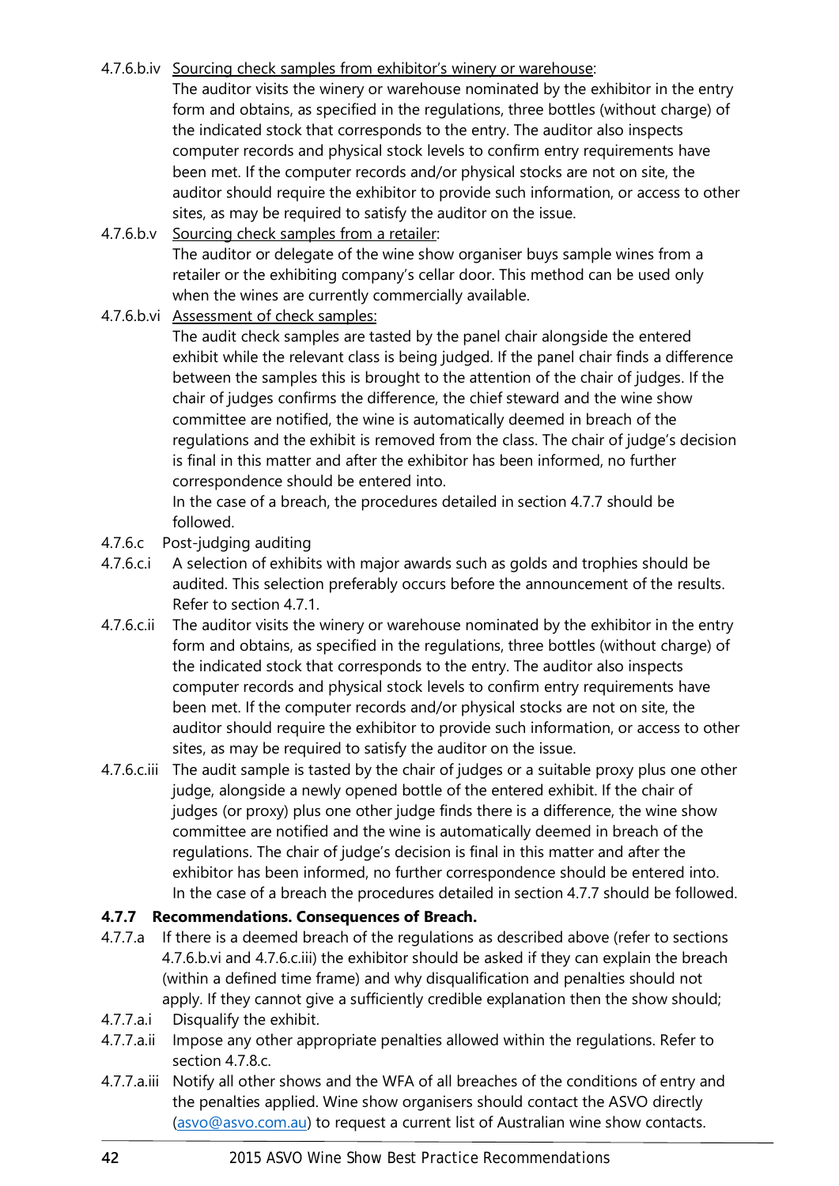4.7.6.b.iv <u>Sourcing check samples from exhibitor's winery or warehouse</u>:

The auditor visits the winery or warehouse nominated by the exhibitor in the entry form and obtains, as specified in the regulations, three bottles (without charge) of the indicated stock that corresponds to the entry. The auditor also inspects computer records and physical stock levels to confirm entry requirements have been met. If the computer records and/or physical stocks are not on site, the auditor should require the exhibitor to provide such information, or access to other sites, as may be required to satisfy the auditor on the issue.

4.7.6.b.v <u>Sourcing check samples from a retailer</u>:

The auditor or delegate of the wine show organiser buys sample wines from a retailer or the exhibiting company's cellar door. This method can be used only when the wines are currently commercially available.

4.7.6.b.vi <u>Assessment of check samples:</u>

The audit check samples are tasted by the panel chair alongside the entered exhibit while the relevant class is being judged. If the panel chair finds a difference between the samples this is brought to the attention of the chair of judges. If the chair of judges confirms the difference, the chief steward and the wine show committee are notified, the wine is automatically deemed in breach of the regulations and the exhibit is removed from the class. The chair of judge's decision is final in this matter and after the exhibitor has been informed, no further correspondence should be entered into.

In the case of a breach, the procedures detailed in section 4.7.7 should be followed.

4.7.6.c Post-judging auditing

4.7.6.c.i A selection of exhibits with major awards such as golds and trophies should be audited. This selection preferably occurs before the announcement of the results. Refer to section 4.7.1.

4.7.6.c.ii The auditor visits the winery or warehouse nominated by the exhibitor in the entry form and obtains, as specified in the regulations, three bottles (without charge) of the indicated stock that corresponds to the entry. The auditor also inspects computer records and physical stock levels to confirm entry requirements have been met. If the computer records and/or physical stocks are not on site, the auditor should require the exhibitor to provide such information, or access to other sites, as may be required to satisfy the auditor on the issue.

4.7.6.c.iii The audit sample is tasted by the chair of judges or a suitable proxy plus one other judge, alongside a newly opened bottle of the entered exhibit. If the chair of judges (or proxy) plus one other judge finds there is a difference, the wine show committee are notified and the wine is automatically deemed in breach of the regulations. The chair of judge's decision is final in this matter and after the exhibitor has been informed, no further correspondence should be entered into. In the case of a breach the procedures detailed in section 4.7.7 should be followed.

### 4.7.7 Recommendations. Consequences of Breach.

4.7.7.a If there is a deemed breach of the regulations as described above (refer to sections 4.7.6.b.vi and 4.7.6.c.iii) the exhibitor should be asked if they can explain the breach (within a defined time frame) and why disqualification and penalties should not apply. If they cannot give a sufficiently credible explanation then the show should;

4.7.7.a.i Disqualify the exhibit.

4.7.7.a.ii Impose any other appropriate penalties allowed within the regulations. Refer to section 4.7.8.c.

4.7.7.a.iii Notify all other shows and the WFA of all breaches of the conditions of entry and the penalties applied. Wine show organisers should contact the ASVO directly (asvo@asvo.com.au) to request a current list of Australian wine show contacts.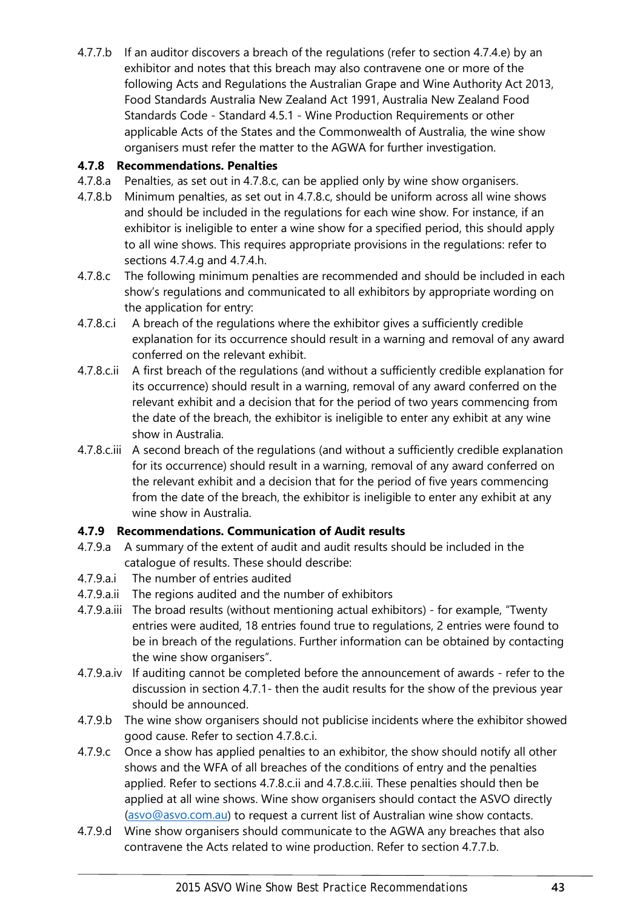4.7.7.b If an auditor discovers a breach of the regulations (refer to section 4.7.4.e) by an exhibitor and notes that this breach may also contravene one or more of the following Acts and Regulations the Australian Grape and Wine Authority Act 2013, Food Standards Australia New Zealand Act 1991, Australia New Zealand Food Standards Code - Standard 4.5.1 - Wine Production Requirements or other applicable Acts of the States and the Commonwealth of Australia, the wine show organisers must refer the matter to the AGWA for further investigation.

### 4.7.8 Recommendations. Penalties

4.7.8.a Penalties, as set out in 4.7.8.c, can be applied only by wine show organisers.

4.7.8.b Minimum penalties, as set out in 4.7.8.c, should be uniform across all wine shows and should be included in the regulations for each wine show. For instance, if an exhibitor is ineligible to enter a wine show for a specified period, this should apply to all wine shows. This requires appropriate provisions in the regulations: refer to sections 4.7.4.g and 4.7.4.h.

4.7.8.c The following minimum penalties are recommended and should be included in each show's regulations and communicated to all exhibitors by appropriate wording on the application for entry:

4.7.8.c.i A breach of the regulations where the exhibitor gives a sufficiently credible explanation for its occurrence should result in a warning and removal of any award conferred on the relevant exhibit.

4.7.8.c.ii A first breach of the regulations (and without a sufficiently credible explanation for its occurrence) should result in a warning, removal of any award conferred on the relevant exhibit and a decision that for the period of two years commencing from the date of the breach, the exhibitor is ineligible to enter any exhibit at any wine show in Australia.

4.7.8.c.iii A second breach of the regulations (and without a sufficiently credible explanation for its occurrence) should result in a warning, removal of any award conferred on the relevant exhibit and a decision that for the period of five years commencing from the date of the breach, the exhibitor is ineligible to enter any exhibit at any wine show in Australia.

### 4.7.9 Recommendations. Communication of Audit results

4.7.9.a A summary of the extent of audit and audit results should be included in the catalogue of results. These should describe:

4.7.9.a.i The number of entries audited

4.7.9.a.ii The regions audited and the number of exhibitors

4.7.9.a.iii The broad results (without mentioning actual exhibitors) - for example, "Twenty entries were audited, 18 entries found true to regulations, 2 entries were found to be in breach of the regulations. Further information can be obtained by contacting the wine show organisers".

4.7.9.a.iv If auditing cannot be completed before the announcement of awards - refer to the discussion in section 4.7.1- then the audit results for the show of the previous year should be announced.

4.7.9.b The wine show organisers should not publicise incidents where the exhibitor showed good cause. Refer to section 4.7.8.c.i.

4.7.9.c Once a show has applied penalties to an exhibitor, the show should notify all other shows and the WFA of all breaches of the conditions of entry and the penalties applied. Refer to sections 4.7.8.c.ii and 4.7.8.c.iii. These penalties should then be applied at all wine shows. Wine show organisers should contact the ASVO directly (asvo@asvo.com.au) to request a current list of Australian wine show contacts.

4.7.9.d Wine show organisers should communicate to the AGWA any breaches that also contravene the Acts related to wine production. Refer to section 4.7.7.b.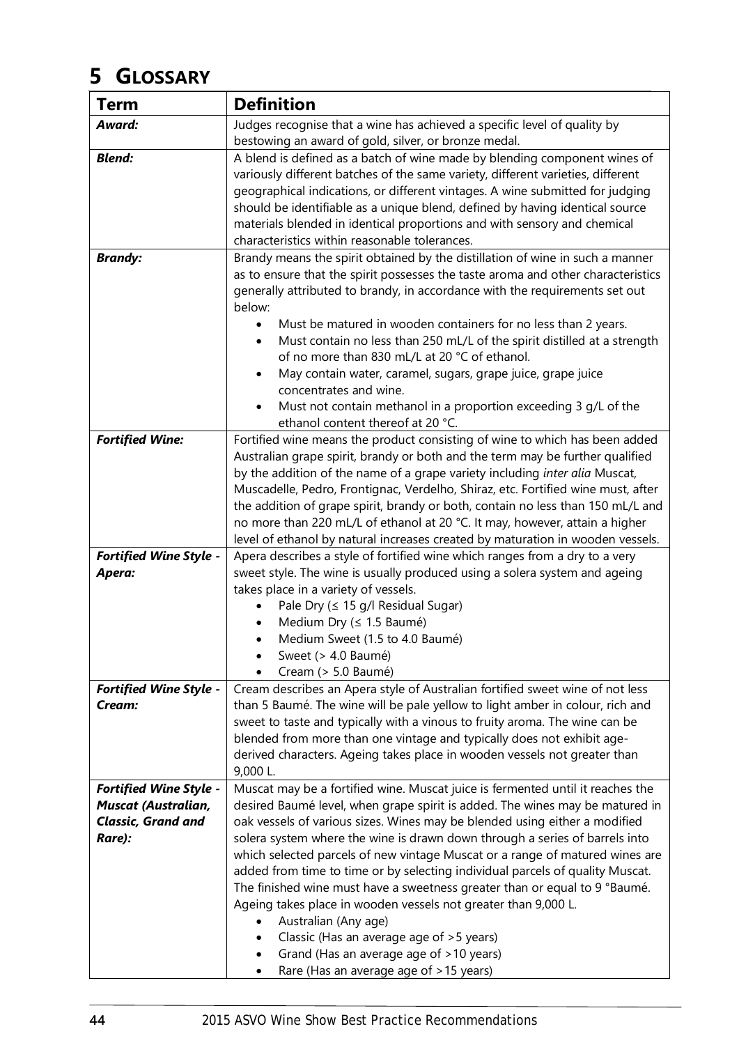# 5 GLOSSARY

| Term | Definition |
|---|---|
| ***Award:*** | Judges recognise that a wine has achieved a specific level of quality by bestowing an award of gold, silver, or bronze medal. |
| ***Blend:*** | A blend is defined as a batch of wine made by blending component wines of variously different batches of the same variety, different varieties, different geographical indications, or different vintages. A wine submitted for judging should be identifiable as a unique blend, defined by having identical source materials blended in identical proportions and with sensory and chemical characteristics within reasonable tolerances. |
| ***Brandy:*** | Brandy means the spirit obtained by the distillation of wine in such a manner as to ensure that the spirit possesses the taste aroma and other characteristics generally attributed to brandy, in accordance with the requirements set out below:<br>• Must be matured in wooden containers for no less than 2 years.<br>• Must contain no less than 250 mL/L of the spirit distilled at a strength of no more than 830 mL/L at 20 °C of ethanol.<br>• May contain water, caramel, sugars, grape juice, grape juice concentrates and wine.<br>• Must not contain methanol in a proportion exceeding 3 g/L of the ethanol content thereof at 20 °C. |
| ***Fortified Wine:*** | Fortified wine means the product consisting of wine to which has been added Australian grape spirit, brandy or both and the term may be further qualified by the addition of the name of a grape variety including *inter alia* Muscat, Muscadelle, Pedro, Frontignac, Verdelho, Shiraz, etc. Fortified wine must, after the addition of grape spirit, brandy or both, contain no less than 150 mL/L and no more than 220 mL/L of ethanol at 20 °C. It may, however, attain a higher level of ethanol by natural increases created by maturation in wooden vessels. |
| ***Fortified Wine Style - Apera:*** | Apera describes a style of fortified wine which ranges from a dry to a very sweet style. The wine is usually produced using a solera system and ageing takes place in a variety of vessels.<br>• Pale Dry (≤ 15 g/l Residual Sugar)<br>• Medium Dry (≤ 1.5 Baumé)<br>• Medium Sweet (1.5 to 4.0 Baumé)<br>• Sweet (> 4.0 Baumé)<br>• Cream (> 5.0 Baumé) |
| ***Fortified Wine Style - Cream:*** | Cream describes an Apera style of Australian fortified sweet wine of not less than 5 Baumé. The wine will be pale yellow to light amber in colour, rich and sweet to taste and typically with a vinous to fruity aroma. The wine can be blended from more than one vintage and typically does not exhibit age-derived characters. Ageing takes place in wooden vessels not greater than 9,000 L. |
| ***Fortified Wine Style - Muscat (Australian, Classic, Grand and Rare):*** | Muscat may be a fortified wine. Muscat juice is fermented until it reaches the desired Baumé level, when grape spirit is added. The wines may be matured in oak vessels of various sizes. Wines may be blended using either a modified solera system where the wine is drawn down through a series of barrels into which selected parcels of new vintage Muscat or a range of matured wines are added from time to time or by selecting individual parcels of quality Muscat. The finished wine must have a sweetness greater than or equal to 9 °Baumé. Ageing takes place in wooden vessels not greater than 9,000 L.<br>• Australian (Any age)<br>• Classic (Has an average age of >5 years)<br>• Grand (Has an average age of >10 years)<br>• Rare (Has an average age of >15 years) |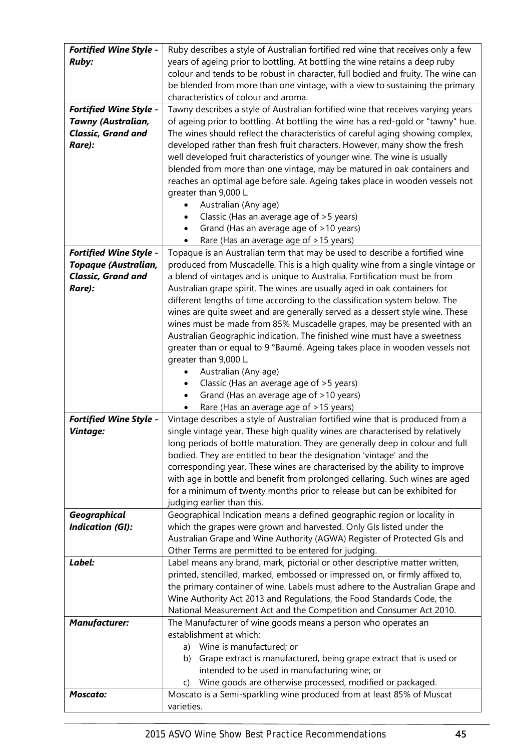| | |
|---|---|
| ***Fortified Wine Style - Ruby:*** | Ruby describes a style of Australian fortified red wine that receives only a few years of ageing prior to bottling. At bottling the wine retains a deep ruby colour and tends to be robust in character, full bodied and fruity. The wine can be blended from more than one vintage, with a view to sustaining the primary characteristics of colour and aroma. |
| ***Fortified Wine Style - Tawny (Australian, Classic, Grand and Rare):*** | Tawny describes a style of Australian fortified wine that receives varying years of ageing prior to bottling. At bottling the wine has a red-gold or "tawny" hue. The wines should reflect the characteristics of careful aging showing complex, developed rather than fresh fruit characters. However, many show the fresh well developed fruit characteristics of younger wine. The wine is usually blended from more than one vintage, may be matured in oak containers and reaches an optimal age before sale. Ageing takes place in wooden vessels not greater than 9,000 L.<br>• Australian (Any age)<br>• Classic (Has an average age of >5 years)<br>• Grand (Has an average age of >10 years)<br>• Rare (Has an average age of >15 years) |
| ***Fortified Wine Style - Topaque (Australian, Classic, Grand and Rare):*** | Topaque is an Australian term that may be used to describe a fortified wine produced from Muscadelle. This is a high quality wine from a single vintage or a blend of vintages and is unique to Australia. Fortification must be from Australian grape spirit. The wines are usually aged in oak containers for different lengths of time according to the classification system below. The wines are quite sweet and are generally served as a dessert style wine. These wines must be made from 85% Muscadelle grapes, may be presented with an Australian Geographic indication. The finished wine must have a sweetness greater than or equal to 9 °Baumé. Ageing takes place in wooden vessels not greater than 9,000 L.<br>• Australian (Any age)<br>• Classic (Has an average age of >5 years)<br>• Grand (Has an average age of >10 years)<br>• Rare (Has an average age of >15 years) |
| ***Fortified Wine Style - Vintage:*** | Vintage describes a style of Australian fortified wine that is produced from a single vintage year. These high quality wines are characterised by relatively long periods of bottle maturation. They are generally deep in colour and full bodied. They are entitled to bear the designation 'vintage' and the corresponding year. These wines are characterised by the ability to improve with age in bottle and benefit from prolonged cellaring. Such wines are aged for a minimum of twenty months prior to release but can be exhibited for judging earlier than this. |
| ***Geographical Indication (GI):*** | Geographical Indication means a defined geographic region or locality in which the grapes were grown and harvested. Only GIs listed under the Australian Grape and Wine Authority (AGWA) Register of Protected GIs and Other Terms are permitted to be entered for judging. |
| ***Label:*** | Label means any brand, mark, pictorial or other descriptive matter written, printed, stencilled, marked, embossed or impressed on, or firmly affixed to, the primary container of wine. Labels must adhere to the Australian Grape and Wine Authority Act 2013 and Regulations, the Food Standards Code, the National Measurement Act and the Competition and Consumer Act 2010. |
| ***Manufacturer:*** | The Manufacturer of wine goods means a person who operates an establishment at which:<br>a) Wine is manufactured; or<br>b) Grape extract is manufactured, being grape extract that is used or intended to be used in manufacturing wine; or<br>c) Wine goods are otherwise processed, modified or packaged. |
| ***Moscato:*** | Moscato is a Semi-sparkling wine produced from at least 85% of Muscat varieties. |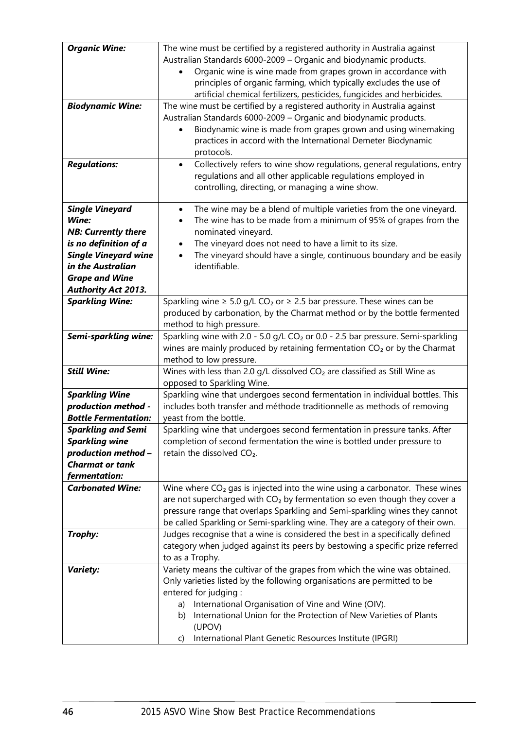| | |
|---|---|
| ***Organic Wine:*** | The wine must be certified by a registered authority in Australia against Australian Standards 6000-2009 – Organic and biodynamic products.<br>• Organic wine is wine made from grapes grown in accordance with principles of organic farming, which typically excludes the use of artificial chemical fertilizers, pesticides, fungicides and herbicides. |
| ***Biodynamic Wine:*** | The wine must be certified by a registered authority in Australia against Australian Standards 6000-2009 – Organic and biodynamic products.<br>• Biodynamic wine is made from grapes grown and using winemaking practices in accord with the International Demeter Biodynamic protocols. |
| ***Regulations:*** | • Collectively refers to wine show regulations, general regulations, entry regulations and all other applicable regulations employed in controlling, directing, or managing a wine show. |
| ***Single Vineyard Wine:***<br>***NB: Currently there is no definition of a Single Vineyard wine in the Australian Grape and Wine Authority Act 2013.*** | • The wine may be a blend of multiple varieties from the one vineyard.<br>• The wine has to be made from a minimum of 95% of grapes from the nominated vineyard.<br>• The vineyard does not need to have a limit to its size.<br>• The vineyard should have a single, continuous boundary and be easily identifiable. |
| ***Sparkling Wine:*** | Sparkling wine ≥ 5.0 g/L $CO_2$ or ≥ 2.5 bar pressure. These wines can be produced by carbonation, by the Charmat method or by the bottle fermented method to high pressure. |
| ***Semi-sparkling wine:*** | Sparkling wine with 2.0 - 5.0 g/L $CO_2$ or 0.0 - 2.5 bar pressure. Semi-sparkling wines are mainly produced by retaining fermentation $CO_2$ or by the Charmat method to low pressure. |
| ***Still Wine:*** | Wines with less than 2.0 g/L dissolved $CO_2$ are classified as Still Wine as opposed to Sparkling Wine. |
| ***Sparkling Wine production method - Bottle Fermentation:*** | Sparkling wine that undergoes second fermentation in individual bottles. This includes both transfer and méthode traditionnelle as methods of removing yeast from the bottle. |
| ***Sparkling and Semi Sparkling wine production method – Charmat or tank fermentation:*** | Sparkling wine that undergoes second fermentation in pressure tanks. After completion of second fermentation the wine is bottled under pressure to retain the dissolved $CO_2$. |
| ***Carbonated Wine:*** | Wine where $CO_2$ gas is injected into the wine using a carbonator. These wines are not supercharged with $CO_2$ by fermentation so even though they cover a pressure range that overlaps Sparkling and Semi-sparkling wines they cannot be called Sparkling or Semi-sparkling wine. They are a category of their own. |
| ***Trophy:*** | Judges recognise that a wine is considered the best in a specifically defined category when judged against its peers by bestowing a specific prize referred to as a Trophy. |
| ***Variety:*** | Variety means the cultivar of the grapes from which the wine was obtained. Only varieties listed by the following organisations are permitted to be entered for judging :<br>a) International Organisation of Vine and Wine (OIV).<br>b) International Union for the Protection of New Varieties of Plants (UPOV)<br>c) International Plant Genetic Resources Institute (IPGRI) |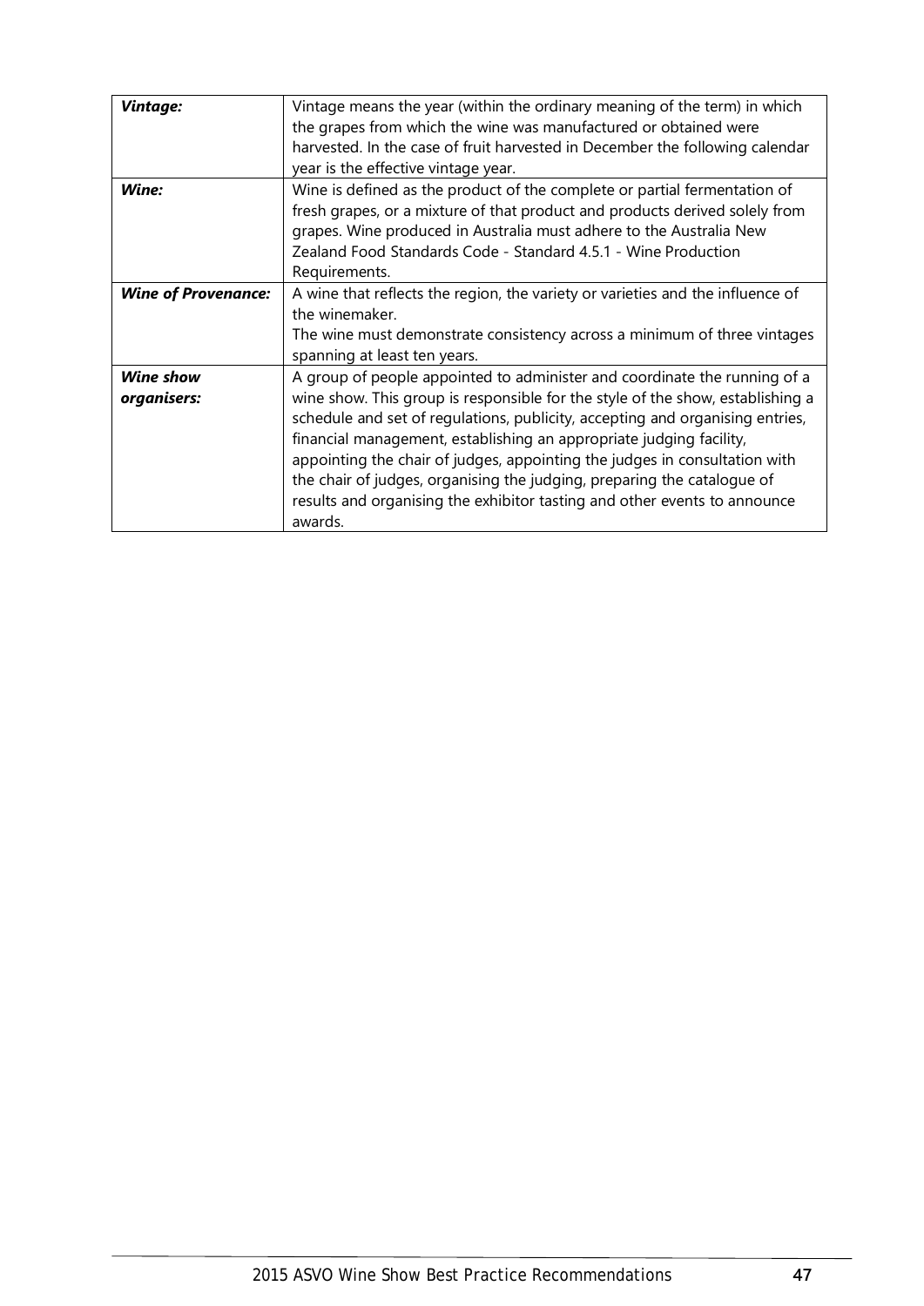| | |
|---|---|
| ***Vintage:*** | Vintage means the year (within the ordinary meaning of the term) in which the grapes from which the wine was manufactured or obtained were harvested. In the case of fruit harvested in December the following calendar year is the effective vintage year. |
| ***Wine:*** | Wine is defined as the product of the complete or partial fermentation of fresh grapes, or a mixture of that product and products derived solely from grapes. Wine produced in Australia must adhere to the Australia New Zealand Food Standards Code - Standard 4.5.1 - Wine Production Requirements. |
| ***Wine of Provenance:*** | A wine that reflects the region, the variety or varieties and the influence of the winemaker.<br>The wine must demonstrate consistency across a minimum of three vintages spanning at least ten years. |
| ***Wine show organisers:*** | A group of people appointed to administer and coordinate the running of a wine show. This group is responsible for the style of the show, establishing a schedule and set of regulations, publicity, accepting and organising entries, financial management, establishing an appropriate judging facility, appointing the chair of judges, appointing the judges in consultation with the chair of judges, organising the judging, preparing the catalogue of results and organising the exhibitor tasting and other events to announce awards. |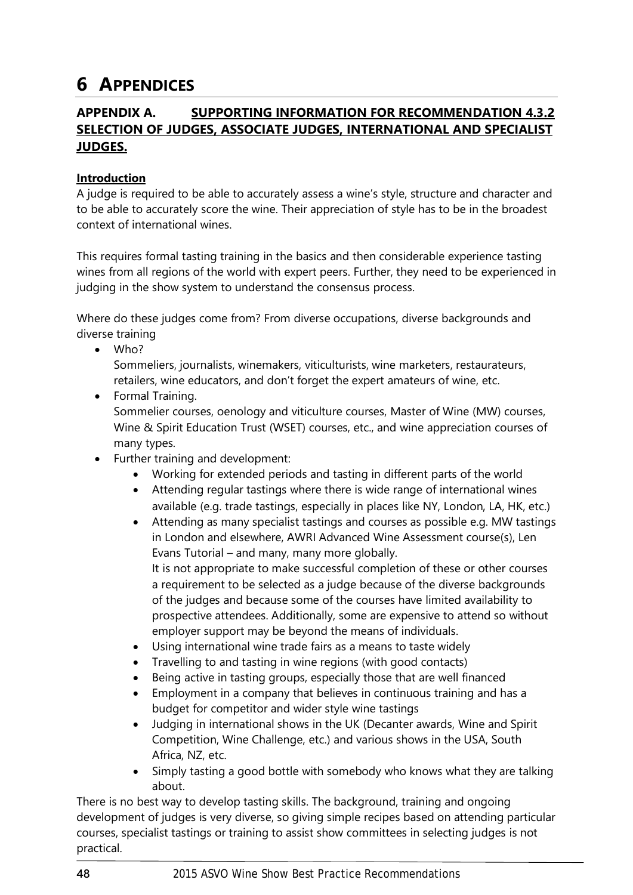# 6 APPENDICES

## APPENDIX A. SUPPORTING INFORMATION FOR RECOMMENDATION 4.3.2 SELECTION OF JUDGES, ASSOCIATE JUDGES, INTERNATIONAL AND SPECIALIST JUDGES.

**Introduction**

A judge is required to be able to accurately assess a wine's style, structure and character and to be able to accurately score the wine. Their appreciation of style has to be in the broadest context of international wines.

This requires formal tasting training in the basics and then considerable experience tasting wines from all regions of the world with expert peers. Further, they need to be experienced in judging in the show system to understand the consensus process.

Where do these judges come from? From diverse occupations, diverse backgrounds and diverse training

- Who?
  Sommeliers, journalists, winemakers, viticulturists, wine marketers, restaurateurs, retailers, wine educators, and don't forget the expert amateurs of wine, etc.
- Formal Training.
  Sommelier courses, oenology and viticulture courses, Master of Wine (MW) courses, Wine & Spirit Education Trust (WSET) courses, etc., and wine appreciation courses of many types.
- Further training and development:
  - Working for extended periods and tasting in different parts of the world
  - Attending regular tastings where there is wide range of international wines available (e.g. trade tastings, especially in places like NY, London, LA, HK, etc.)
  - Attending as many specialist tastings and courses as possible e.g. MW tastings in London and elsewhere, AWRI Advanced Wine Assessment course(s), Len Evans Tutorial – and many, many more globally.
    It is not appropriate to make successful completion of these or other courses a requirement to be selected as a judge because of the diverse backgrounds of the judges and because some of the courses have limited availability to prospective attendees. Additionally, some are expensive to attend so without employer support may be beyond the means of individuals.
  - Using international wine trade fairs as a means to taste widely
  - Travelling to and tasting in wine regions (with good contacts)
  - Being active in tasting groups, especially those that are well financed
  - Employment in a company that believes in continuous training and has a budget for competitor and wider style wine tastings
  - Judging in international shows in the UK (Decanter awards, Wine and Spirit Competition, Wine Challenge, etc.) and various shows in the USA, South Africa, NZ, etc.
  - Simply tasting a good bottle with somebody who knows what they are talking about.

There is no best way to develop tasting skills. The background, training and ongoing development of judges is very diverse, so giving simple recipes based on attending particular courses, specialist tastings or training to assist show committees in selecting judges is not practical.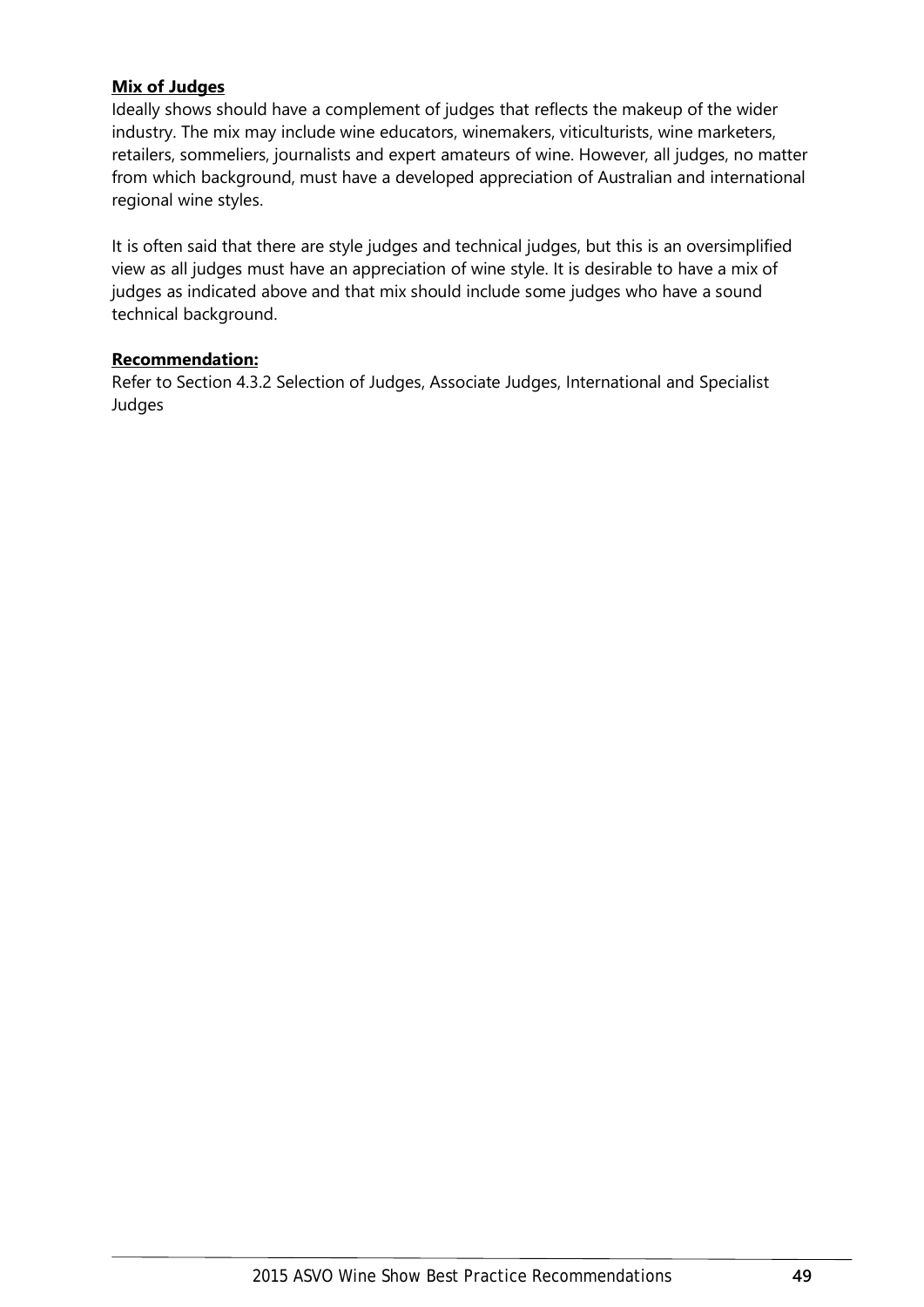**Mix of Judges**

Ideally shows should have a complement of judges that reflects the makeup of the wider industry. The mix may include wine educators, winemakers, viticulturists, wine marketers, retailers, sommeliers, journalists and expert amateurs of wine. However, all judges, no matter from which background, must have a developed appreciation of Australian and international regional wine styles.

It is often said that there are style judges and technical judges, but this is an oversimplified view as all judges must have an appreciation of wine style. It is desirable to have a mix of judges as indicated above and that mix should include some judges who have a sound technical background.

**Recommendation:**

Refer to Section 4.3.2 Selection of Judges, Associate Judges, International and Specialist Judges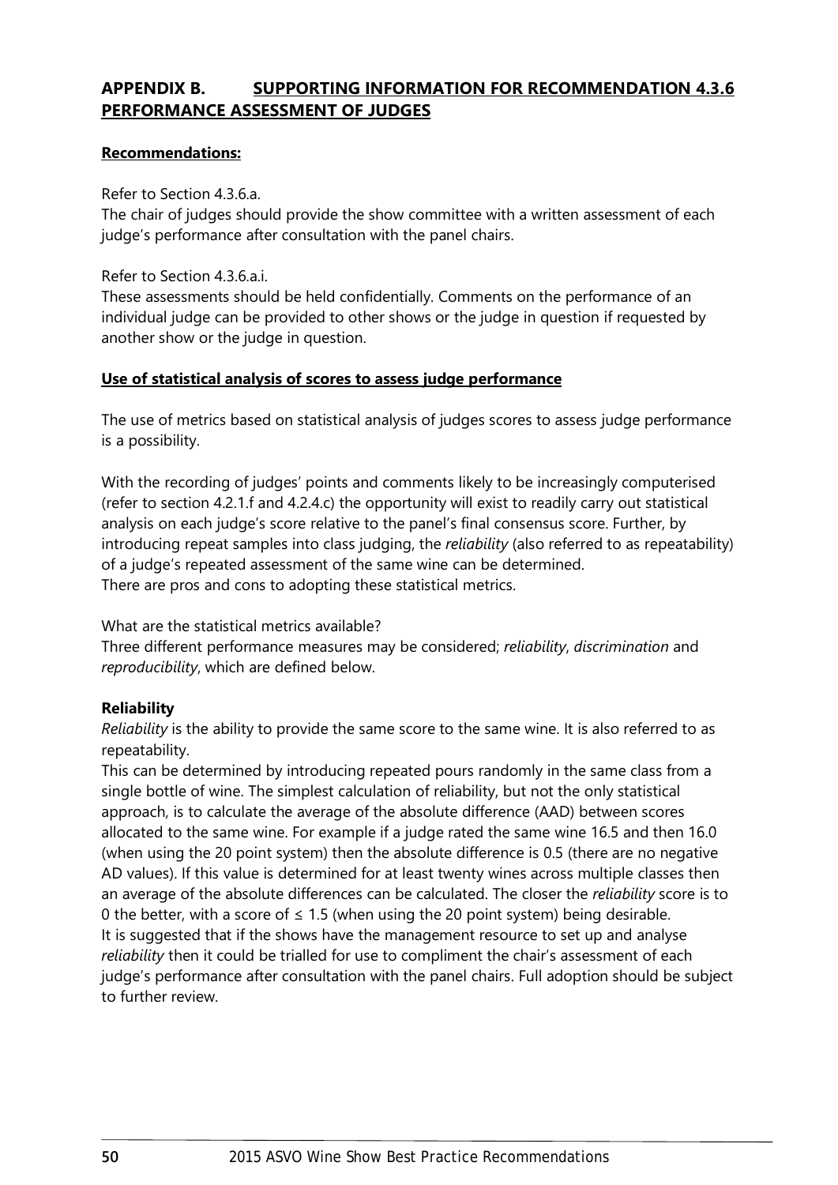## APPENDIX B. SUPPORTING INFORMATION FOR RECOMMENDATION 4.3.6 PERFORMANCE ASSESSMENT OF JUDGES

**Recommendations:**

Refer to Section 4.3.6.a.
The chair of judges should provide the show committee with a written assessment of each judge's performance after consultation with the panel chairs.

Refer to Section 4.3.6.a.i.
These assessments should be held confidentially. Comments on the performance of an individual judge can be provided to other shows or the judge in question if requested by another show or the judge in question.

**Use of statistical analysis of scores to assess judge performance**

The use of metrics based on statistical analysis of judges scores to assess judge performance is a possibility.

With the recording of judges' points and comments likely to be increasingly computerised (refer to section 4.2.1.f and 4.2.4.c) the opportunity will exist to readily carry out statistical analysis on each judge's score relative to the panel's final consensus score. Further, by introducing repeat samples into class judging, the *reliability* (also referred to as repeatability) of a judge's repeated assessment of the same wine can be determined.
There are pros and cons to adopting these statistical metrics.

What are the statistical metrics available?
Three different performance measures may be considered; *reliability*, *discrimination* and *reproducibility*, which are defined below.

**Reliability**

*Reliability* is the ability to provide the same score to the same wine. It is also referred to as repeatability.
This can be determined by introducing repeated pours randomly in the same class from a single bottle of wine. The simplest calculation of reliability, but not the only statistical approach, is to calculate the average of the absolute difference (AAD) between scores allocated to the same wine. For example if a judge rated the same wine 16.5 and then 16.0 (when using the 20 point system) then the absolute difference is 0.5 (there are no negative AD values). If this value is determined for at least twenty wines across multiple classes then an average of the absolute differences can be calculated. The closer the *reliability* score is to 0 the better, with a score of $\leq$ 1.5 (when using the 20 point system) being desirable.
It is suggested that if the shows have the management resource to set up and analyse *reliability* then it could be trialled for use to compliment the chair's assessment of each judge's performance after consultation with the panel chairs. Full adoption should be subject to further review.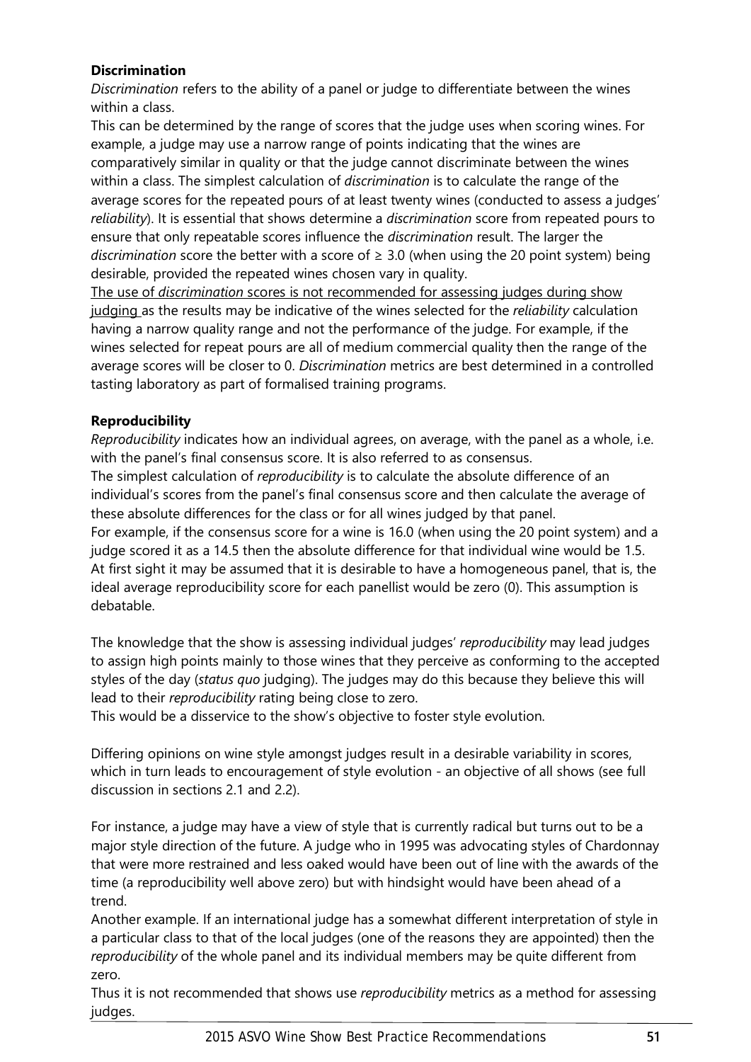**Discrimination**

*Discrimination* refers to the ability of a panel or judge to differentiate between the wines within a class.

This can be determined by the range of scores that the judge uses when scoring wines. For example, a judge may use a narrow range of points indicating that the wines are comparatively similar in quality or that the judge cannot discriminate between the wines within a class. The simplest calculation of *discrimination* is to calculate the range of the average scores for the repeated pours of at least twenty wines (conducted to assess a judges' *reliability*). It is essential that shows determine a *discrimination* score from repeated pours to ensure that only repeatable scores influence the *discrimination* result. The larger the *discrimination* score the better with a score of $\geq$ 3.0 (when using the 20 point system) being desirable, provided the repeated wines chosen vary in quality.

<u>The use of *discrimination* scores is not recommended for assessing judges during show judging</u> as the results may be indicative of the wines selected for the *reliability* calculation having a narrow quality range and not the performance of the judge. For example, if the wines selected for repeat pours are all of medium commercial quality then the range of the average scores will be closer to 0. *Discrimination* metrics are best determined in a controlled tasting laboratory as part of formalised training programs.

**Reproducibility**

*Reproducibility* indicates how an individual agrees, on average, with the panel as a whole, i.e. with the panel's final consensus score. It is also referred to as consensus.

The simplest calculation of *reproducibility* is to calculate the absolute difference of an individual's scores from the panel's final consensus score and then calculate the average of these absolute differences for the class or for all wines judged by that panel.

For example, if the consensus score for a wine is 16.0 (when using the 20 point system) and a judge scored it as a 14.5 then the absolute difference for that individual wine would be 1.5. At first sight it may be assumed that it is desirable to have a homogeneous panel, that is, the ideal average reproducibility score for each panellist would be zero (0). This assumption is debatable.

The knowledge that the show is assessing individual judges' *reproducibility* may lead judges to assign high points mainly to those wines that they perceive as conforming to the accepted styles of the day (*status quo* judging). The judges may do this because they believe this will lead to their *reproducibility* rating being close to zero.

This would be a disservice to the show's objective to foster style evolution.

Differing opinions on wine style amongst judges result in a desirable variability in scores, which in turn leads to encouragement of style evolution - an objective of all shows (see full discussion in sections 2.1 and 2.2).

For instance, a judge may have a view of style that is currently radical but turns out to be a major style direction of the future. A judge who in 1995 was advocating styles of Chardonnay that were more restrained and less oaked would have been out of line with the awards of the time (a reproducibility well above zero) but with hindsight would have been ahead of a trend.

Another example. If an international judge has a somewhat different interpretation of style in a particular class to that of the local judges (one of the reasons they are appointed) then the *reproducibility* of the whole panel and its individual members may be quite different from zero.

Thus it is not recommended that shows use *reproducibility* metrics as a method for assessing judges.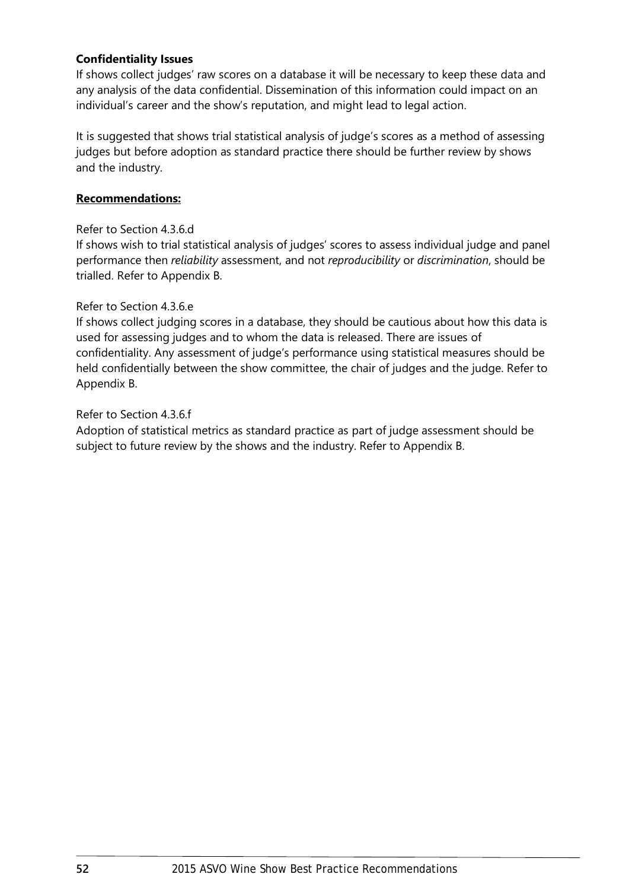**Confidentiality Issues**

If shows collect judges' raw scores on a database it will be necessary to keep these data and any analysis of the data confidential. Dissemination of this information could impact on an individual's career and the show's reputation, and might lead to legal action.

It is suggested that shows trial statistical analysis of judge's scores as a method of assessing judges but before adoption as standard practice there should be further review by shows and the industry.

**Recommendations:**

Refer to Section 4.3.6.d

If shows wish to trial statistical analysis of judges' scores to assess individual judge and panel performance then *reliability* assessment, and not *reproducibility* or *discrimination*, should be trialled. Refer to Appendix B.

Refer to Section 4.3.6.e

If shows collect judging scores in a database, they should be cautious about how this data is used for assessing judges and to whom the data is released. There are issues of confidentiality. Any assessment of judge's performance using statistical measures should be held confidentially between the show committee, the chair of judges and the judge. Refer to Appendix B.

Refer to Section 4.3.6.f

Adoption of statistical metrics as standard practice as part of judge assessment should be subject to future review by the shows and the industry. Refer to Appendix B.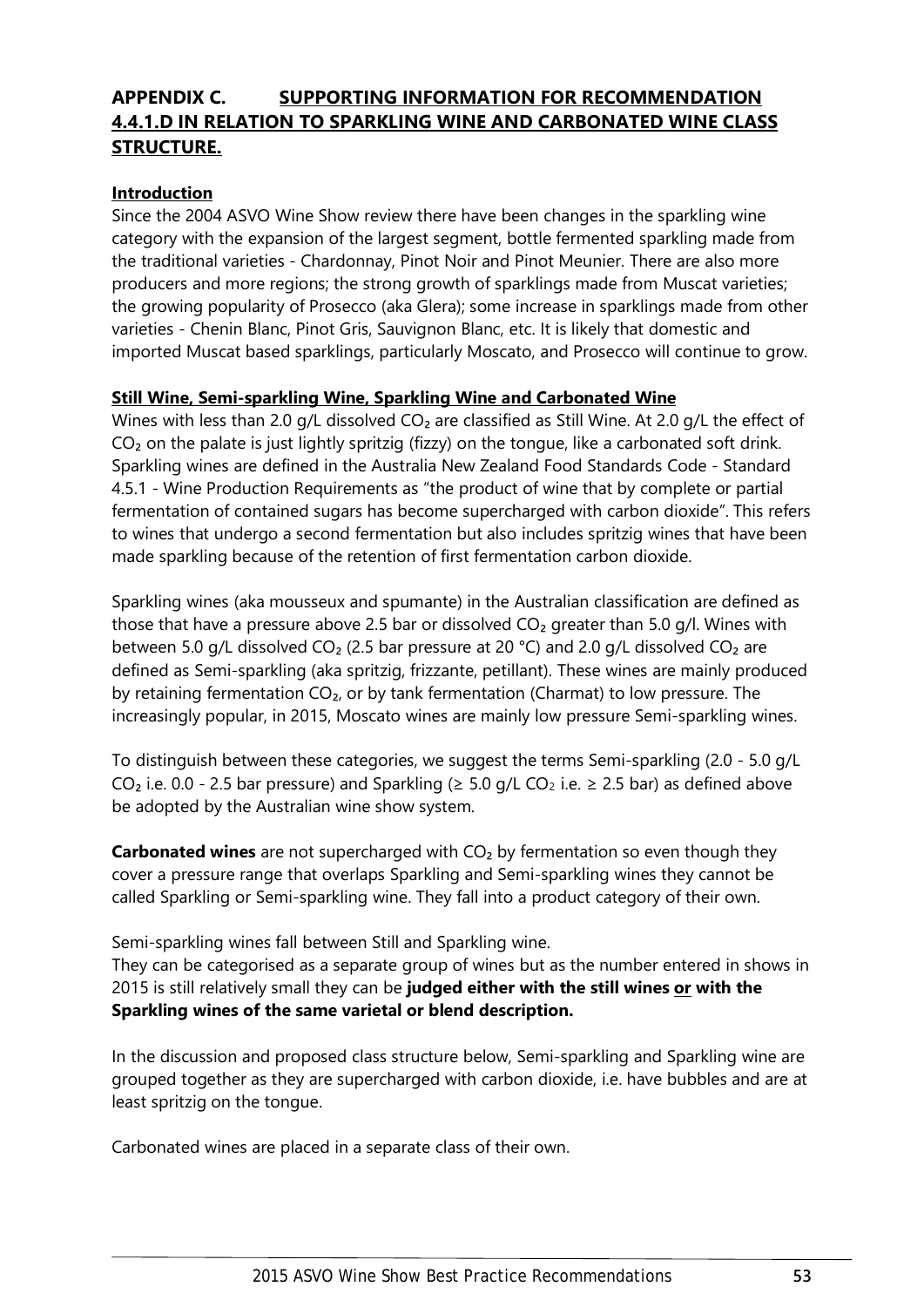## APPENDIX C. SUPPORTING INFORMATION FOR RECOMMENDATION 4.4.1.D IN RELATION TO SPARKLING WINE AND CARBONATED WINE CLASS STRUCTURE.

### Introduction

Since the 2004 ASVO Wine Show review there have been changes in the sparkling wine category with the expansion of the largest segment, bottle fermented sparkling made from the traditional varieties - Chardonnay, Pinot Noir and Pinot Meunier. There are also more producers and more regions; the strong growth of sparklings made from Muscat varieties; the growing popularity of Prosecco (aka Glera); some increase in sparklings made from other varieties - Chenin Blanc, Pinot Gris, Sauvignon Blanc, etc. It is likely that domestic and imported Muscat based sparklings, particularly Moscato, and Prosecco will continue to grow.

### Still Wine, Semi-sparkling Wine, Sparkling Wine and Carbonated Wine

Wines with less than 2.0 g/L dissolved $CO_2$ are classified as Still Wine. At 2.0 g/L the effect of $CO_2$ on the palate is just lightly spritzig (fizzy) on the tongue, like a carbonated soft drink. Sparkling wines are defined in the Australia New Zealand Food Standards Code - Standard 4.5.1 - Wine Production Requirements as "the product of wine that by complete or partial fermentation of contained sugars has become supercharged with carbon dioxide". This refers to wines that undergo a second fermentation but also includes spritzig wines that have been made sparkling because of the retention of first fermentation carbon dioxide.

Sparkling wines (aka mousseux and spumante) in the Australian classification are defined as those that have a pressure above 2.5 bar or dissolved $CO_2$ greater than 5.0 g/l. Wines with between 5.0 g/L dissolved $CO_2$ (2.5 bar pressure at 20 °C) and 2.0 g/L dissolved $CO_2$ are defined as Semi-sparkling (aka spritzig, frizzante, petillant). These wines are mainly produced by retaining fermentation $CO_2$, or by tank fermentation (Charmat) to low pressure. The increasingly popular, in 2015, Moscato wines are mainly low pressure Semi-sparkling wines.

To distinguish between these categories, we suggest the terms Semi-sparkling (2.0 - 5.0 g/L $CO_2$ i.e. 0.0 - 2.5 bar pressure) and Sparkling (≥ 5.0 g/L $CO_2$ i.e. ≥ 2.5 bar) as defined above be adopted by the Australian wine show system.

**Carbonated wines** are not supercharged with $CO_2$ by fermentation so even though they cover a pressure range that overlaps Sparkling and Semi-sparkling wines they cannot be called Sparkling or Semi-sparkling wine. They fall into a product category of their own.

Semi-sparkling wines fall between Still and Sparkling wine.
They can be categorised as a separate group of wines but as the number entered in shows in 2015 is still relatively small they can be **judged either with the still wines <u>or</u> with the Sparkling wines of the same varietal or blend description.**

In the discussion and proposed class structure below, Semi-sparkling and Sparkling wine are grouped together as they are supercharged with carbon dioxide, i.e. have bubbles and are at least spritzig on the tongue.

Carbonated wines are placed in a separate class of their own.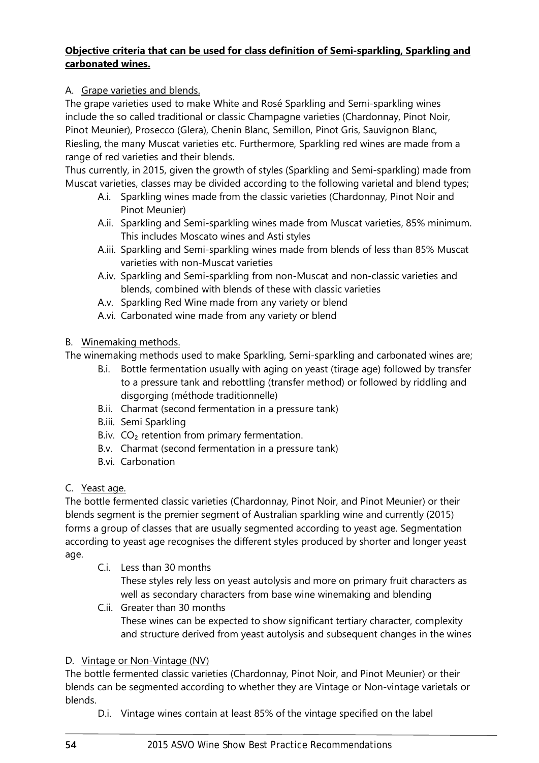**Objective criteria that can be used for class definition of Semi-sparkling, Sparkling and carbonated wines.**

A. Grape varieties and blends.

The grape varieties used to make White and Rosé Sparkling and Semi-sparkling wines include the so called traditional or classic Champagne varieties (Chardonnay, Pinot Noir, Pinot Meunier), Prosecco (Glera), Chenin Blanc, Semillon, Pinot Gris, Sauvignon Blanc, Riesling, the many Muscat varieties etc. Furthermore, Sparkling red wines are made from a range of red varieties and their blends.

Thus currently, in 2015, given the growth of styles (Sparkling and Semi-sparkling) made from Muscat varieties, classes may be divided according to the following varietal and blend types;

- A.i. Sparkling wines made from the classic varieties (Chardonnay, Pinot Noir and Pinot Meunier)
- A.ii. Sparkling and Semi-sparkling wines made from Muscat varieties, 85% minimum. This includes Moscato wines and Asti styles
- A.iii. Sparkling and Semi-sparkling wines made from blends of less than 85% Muscat varieties with non-Muscat varieties
- A.iv. Sparkling and Semi-sparkling from non-Muscat and non-classic varieties and blends, combined with blends of these with classic varieties
- A.v. Sparkling Red Wine made from any variety or blend
- A.vi. Carbonated wine made from any variety or blend

B. Winemaking methods.

The winemaking methods used to make Sparkling, Semi-sparkling and carbonated wines are;

- B.i. Bottle fermentation usually with aging on yeast (tirage age) followed by transfer to a pressure tank and rebottling (transfer method) or followed by riddling and disgorging (méthode traditionnelle)
- B.ii. Charmat (second fermentation in a pressure tank)
- B.iii. Semi Sparkling
- B.iv. $CO_2$ retention from primary fermentation.
- B.v. Charmat (second fermentation in a pressure tank)
- B.vi. Carbonation

C. Yeast age.

The bottle fermented classic varieties (Chardonnay, Pinot Noir, and Pinot Meunier) or their blends segment is the premier segment of Australian sparkling wine and currently (2015) forms a group of classes that are usually segmented according to yeast age. Segmentation according to yeast age recognises the different styles produced by shorter and longer yeast age.

- C.i. Less than 30 months
  These styles rely less on yeast autolysis and more on primary fruit characters as well as secondary characters from base wine winemaking and blending
- C.ii. Greater than 30 months
  These wines can be expected to show significant tertiary character, complexity and structure derived from yeast autolysis and subsequent changes in the wines

D. Vintage or Non-Vintage (NV)

The bottle fermented classic varieties (Chardonnay, Pinot Noir, and Pinot Meunier) or their blends can be segmented according to whether they are Vintage or Non-vintage varietals or blends.

- D.i. Vintage wines contain at least 85% of the vintage specified on the label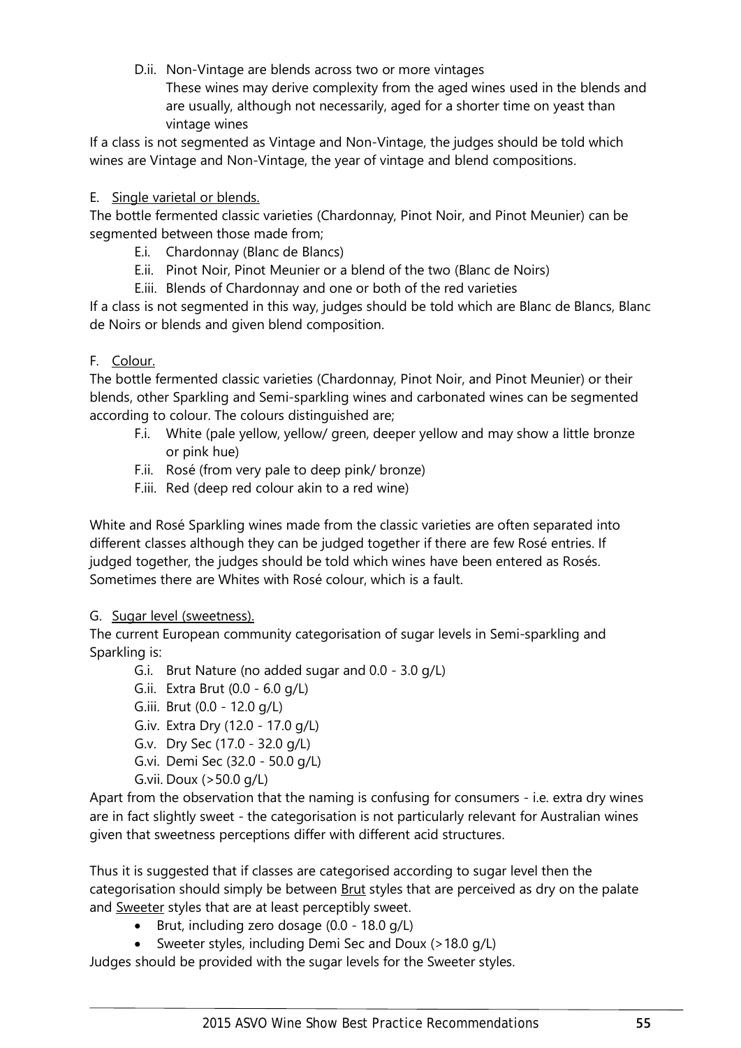D.ii. Non-Vintage are blends across two or more vintages
These wines may derive complexity from the aged wines used in the blends and are usually, although not necessarily, aged for a shorter time on yeast than vintage wines

If a class is not segmented as Vintage and Non-Vintage, the judges should be told which wines are Vintage and Non-Vintage, the year of vintage and blend compositions.

E. <u>Single varietal or blends.</u>

The bottle fermented classic varieties (Chardonnay, Pinot Noir, and Pinot Meunier) can be segmented between those made from;

- E.i. Chardonnay (Blanc de Blancs)
- E.ii. Pinot Noir, Pinot Meunier or a blend of the two (Blanc de Noirs)
- E.iii. Blends of Chardonnay and one or both of the red varieties

If a class is not segmented in this way, judges should be told which are Blanc de Blancs, Blanc de Noirs or blends and given blend composition.

F. <u>Colour.</u>

The bottle fermented classic varieties (Chardonnay, Pinot Noir, and Pinot Meunier) or their blends, other Sparkling and Semi-sparkling wines and carbonated wines can be segmented according to colour. The colours distinguished are;

- F.i. White (pale yellow, yellow/ green, deeper yellow and may show a little bronze or pink hue)
- F.ii. Rosé (from very pale to deep pink/ bronze)
- F.iii. Red (deep red colour akin to a red wine)

White and Rosé Sparkling wines made from the classic varieties are often separated into different classes although they can be judged together if there are few Rosé entries. If judged together, the judges should be told which wines have been entered as Rosés. Sometimes there are Whites with Rosé colour, which is a fault.

G. <u>Sugar level (sweetness).</u>

The current European community categorisation of sugar levels in Semi-sparkling and Sparkling is:

- G.i. Brut Nature (no added sugar and 0.0 - 3.0 g/L)
- G.ii. Extra Brut (0.0 - 6.0 g/L)
- G.iii. Brut (0.0 - 12.0 g/L)
- G.iv. Extra Dry (12.0 - 17.0 g/L)
- G.v. Dry Sec (17.0 - 32.0 g/L)
- G.vi. Demi Sec (32.0 - 50.0 g/L)
- G.vii. Doux (>50.0 g/L)

Apart from the observation that the naming is confusing for consumers - i.e. extra dry wines are in fact slightly sweet - the categorisation is not particularly relevant for Australian wines given that sweetness perceptions differ with different acid structures.

Thus it is suggested that if classes are categorised according to sugar level then the categorisation should simply be between <u>Brut</u> styles that are perceived as dry on the palate and <u>Sweeter</u> styles that are at least perceptibly sweet.

- Brut, including zero dosage (0.0 - 18.0 g/L)
- Sweeter styles, including Demi Sec and Doux (>18.0 g/L)

Judges should be provided with the sugar levels for the Sweeter styles.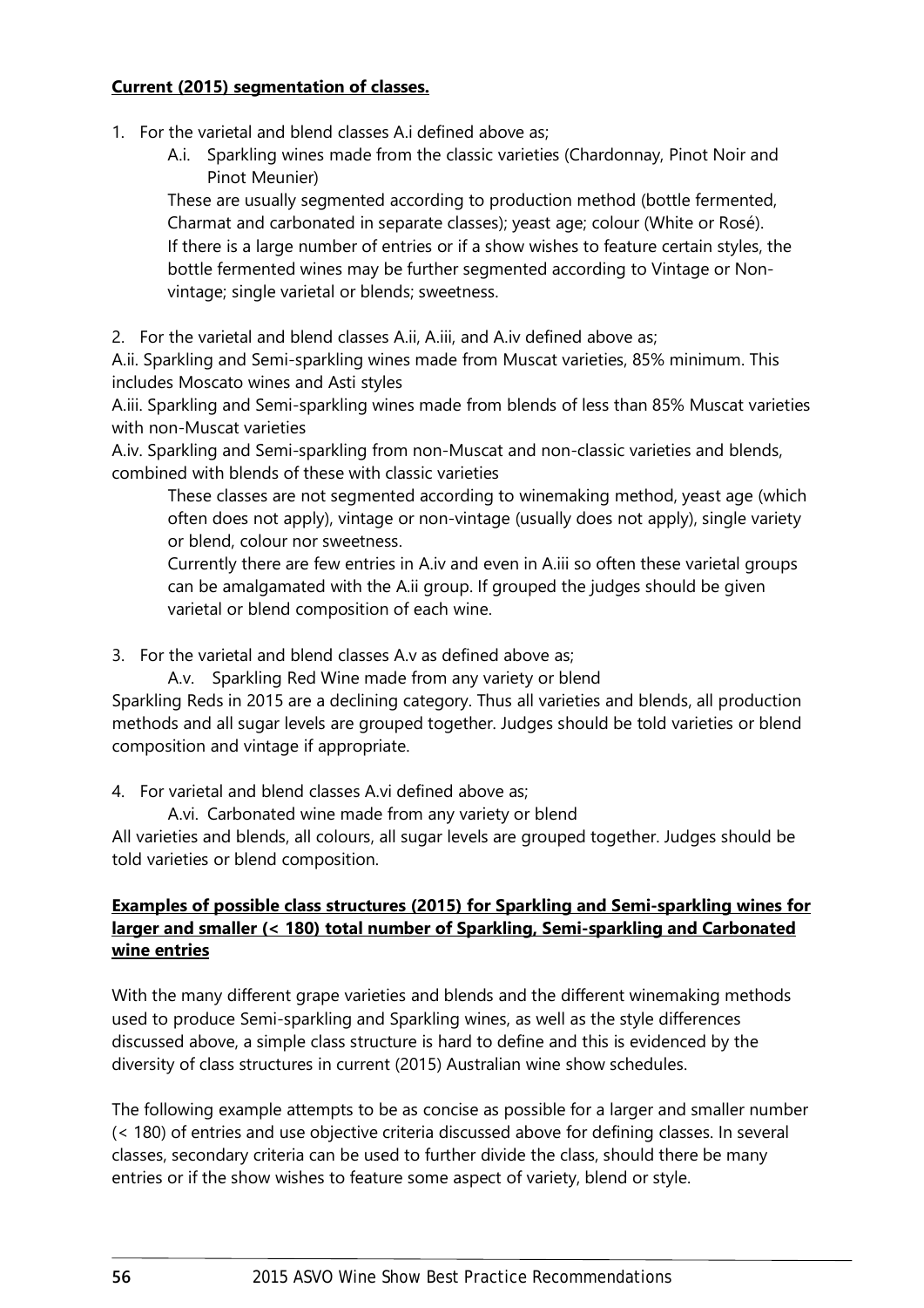**Current (2015) segmentation of classes.**

1. For the varietal and blend classes A.i defined above as;

   A.i. Sparkling wines made from the classic varieties (Chardonnay, Pinot Noir and Pinot Meunier)

   These are usually segmented according to production method (bottle fermented, Charmat and carbonated in separate classes); yeast age; colour (White or Rosé). If there is a large number of entries or if a show wishes to feature certain styles, the bottle fermented wines may be further segmented according to Vintage or Non-vintage; single varietal or blends; sweetness.

2. For the varietal and blend classes A.ii, A.iii, and A.iv defined above as;

A.ii. Sparkling and Semi-sparkling wines made from Muscat varieties, 85% minimum. This includes Moscato wines and Asti styles

A.iii. Sparkling and Semi-sparkling wines made from blends of less than 85% Muscat varieties with non-Muscat varieties

A.iv. Sparkling and Semi-sparkling from non-Muscat and non-classic varieties and blends, combined with blends of these with classic varieties

These classes are not segmented according to winemaking method, yeast age (which often does not apply), vintage or non-vintage (usually does not apply), single variety or blend, colour nor sweetness.

Currently there are few entries in A.iv and even in A.iii so often these varietal groups can be amalgamated with the A.ii group. If grouped the judges should be given varietal or blend composition of each wine.

3. For the varietal and blend classes A.v as defined above as;

   A.v. Sparkling Red Wine made from any variety or blend

Sparkling Reds in 2015 are a declining category. Thus all varieties and blends, all production methods and all sugar levels are grouped together. Judges should be told varieties or blend composition and vintage if appropriate.

4. For varietal and blend classes A.vi defined above as;

   A.vi. Carbonated wine made from any variety or blend

All varieties and blends, all colours, all sugar levels are grouped together. Judges should be told varieties or blend composition.

**Examples of possible class structures (2015) for Sparkling and Semi-sparkling wines for larger and smaller (< 180) total number of Sparkling, Semi-sparkling and Carbonated wine entries**

With the many different grape varieties and blends and the different winemaking methods used to produce Semi-sparkling and Sparkling wines, as well as the style differences discussed above, a simple class structure is hard to define and this is evidenced by the diversity of class structures in current (2015) Australian wine show schedules.

The following example attempts to be as concise as possible for a larger and smaller number (< 180) of entries and use objective criteria discussed above for defining classes. In several classes, secondary criteria can be used to further divide the class, should there be many entries or if the show wishes to feature some aspect of variety, blend or style.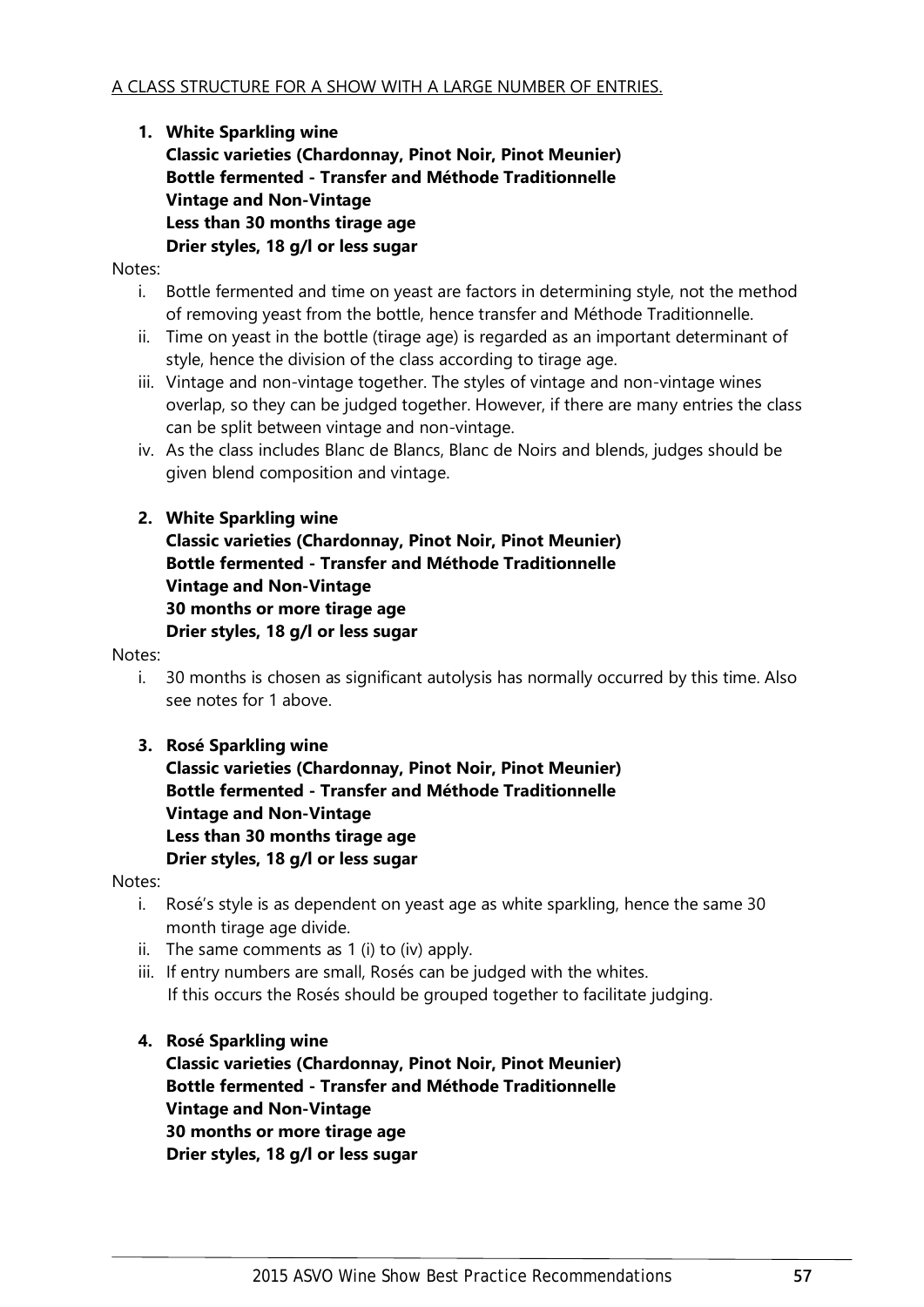A CLASS STRUCTURE FOR A SHOW WITH A LARGE NUMBER OF ENTRIES.

1. **White Sparkling wine**
   **Classic varieties (Chardonnay, Pinot Noir, Pinot Meunier)**
   **Bottle fermented - Transfer and Méthode Traditionnelle**
   **Vintage and Non-Vintage**
   **Less than 30 months tirage age**
   **Drier styles, 18 g/l or less sugar**

Notes:

i. Bottle fermented and time on yeast are factors in determining style, not the method of removing yeast from the bottle, hence transfer and Méthode Traditionnelle.
ii. Time on yeast in the bottle (tirage age) is regarded as an important determinant of style, hence the division of the class according to tirage age.
iii. Vintage and non-vintage together. The styles of vintage and non-vintage wines overlap, so they can be judged together. However, if there are many entries the class can be split between vintage and non-vintage.
iv. As the class includes Blanc de Blancs, Blanc de Noirs and blends, judges should be given blend composition and vintage.

2. **White Sparkling wine**
   **Classic varieties (Chardonnay, Pinot Noir, Pinot Meunier)**
   **Bottle fermented - Transfer and Méthode Traditionnelle**
   **Vintage and Non-Vintage**
   **30 months or more tirage age**
   **Drier styles, 18 g/l or less sugar**

Notes:

i. 30 months is chosen as significant autolysis has normally occurred by this time. Also see notes for 1 above.

3. **Rosé Sparkling wine**
   **Classic varieties (Chardonnay, Pinot Noir, Pinot Meunier)**
   **Bottle fermented - Transfer and Méthode Traditionnelle**
   **Vintage and Non-Vintage**
   **Less than 30 months tirage age**
   **Drier styles, 18 g/l or less sugar**

Notes:

i. Rosé's style is as dependent on yeast age as white sparkling, hence the same 30 month tirage age divide.
ii. The same comments as 1 (i) to (iv) apply.
iii. If entry numbers are small, Rosés can be judged with the whites. If this occurs the Rosés should be grouped together to facilitate judging.

4. **Rosé Sparkling wine**
   **Classic varieties (Chardonnay, Pinot Noir, Pinot Meunier)**
   **Bottle fermented - Transfer and Méthode Traditionnelle**
   **Vintage and Non-Vintage**
   **30 months or more tirage age**
   **Drier styles, 18 g/l or less sugar**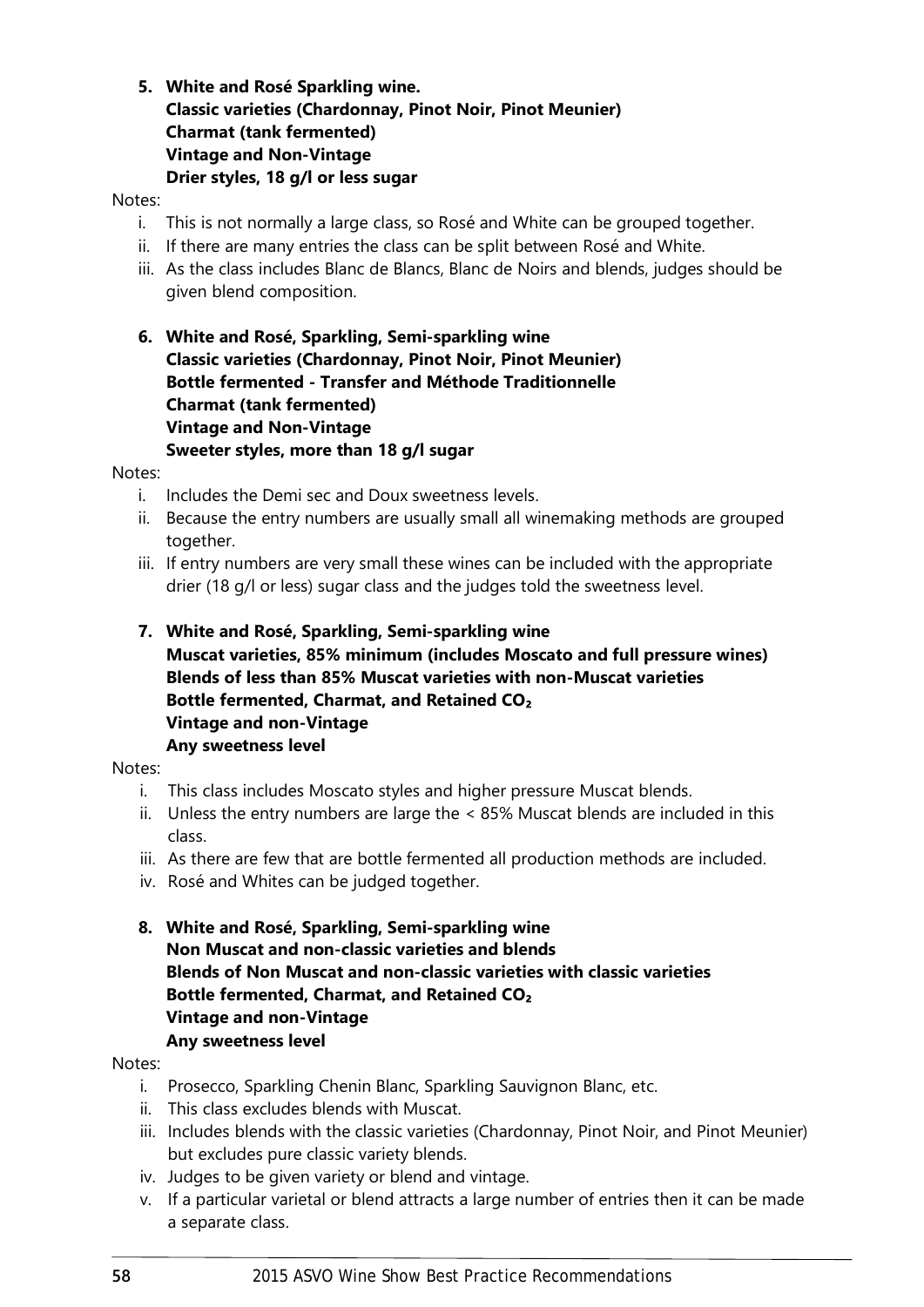**5. White and Rosé Sparkling wine.**
**Classic varieties (Chardonnay, Pinot Noir, Pinot Meunier)**
**Charmat (tank fermented)**
**Vintage and Non-Vintage**
**Drier styles, 18 g/l or less sugar**

Notes:

i. This is not normally a large class, so Rosé and White can be grouped together.
ii. If there are many entries the class can be split between Rosé and White.
iii. As the class includes Blanc de Blancs, Blanc de Noirs and blends, judges should be given blend composition.

**6. White and Rosé, Sparkling, Semi-sparkling wine**
**Classic varieties (Chardonnay, Pinot Noir, Pinot Meunier)**
**Bottle fermented - Transfer and Méthode Traditionnelle**
**Charmat (tank fermented)**
**Vintage and Non-Vintage**
**Sweeter styles, more than 18 g/l sugar**

Notes:

i. Includes the Demi sec and Doux sweetness levels.
ii. Because the entry numbers are usually small all winemaking methods are grouped together.
iii. If entry numbers are very small these wines can be included with the appropriate drier (18 g/l or less) sugar class and the judges told the sweetness level.

**7. White and Rosé, Sparkling, Semi-sparkling wine**
**Muscat varieties, 85% minimum (includes Moscato and full pressure wines)**
**Blends of less than 85% Muscat varieties with non-Muscat varieties**
**Bottle fermented, Charmat, and Retained $CO_2$**
**Vintage and non-Vintage**
**Any sweetness level**

Notes:

i. This class includes Moscato styles and higher pressure Muscat blends.
ii. Unless the entry numbers are large the < 85% Muscat blends are included in this class.
iii. As there are few that are bottle fermented all production methods are included.
iv. Rosé and Whites can be judged together.

**8. White and Rosé, Sparkling, Semi-sparkling wine**
**Non Muscat and non-classic varieties and blends**
**Blends of Non Muscat and non-classic varieties with classic varieties**
**Bottle fermented, Charmat, and Retained $CO_2$**
**Vintage and non-Vintage**
**Any sweetness level**

Notes:

i. Prosecco, Sparkling Chenin Blanc, Sparkling Sauvignon Blanc, etc.
ii. This class excludes blends with Muscat.
iii. Includes blends with the classic varieties (Chardonnay, Pinot Noir, and Pinot Meunier) but excludes pure classic variety blends.
iv. Judges to be given variety or blend and vintage.
v. If a particular varietal or blend attracts a large number of entries then it can be made a separate class.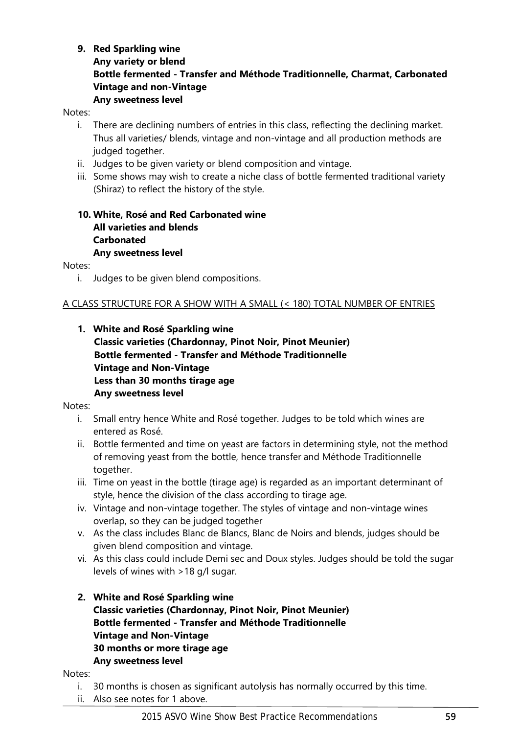**9. Red Sparkling wine**
**Any variety or blend**
**Bottle fermented - Transfer and Méthode Traditionnelle, Charmat, Carbonated**
**Vintage and non-Vintage**
**Any sweetness level**

Notes:

i. There are declining numbers of entries in this class, reflecting the declining market. Thus all varieties/ blends, vintage and non-vintage and all production methods are judged together.
ii. Judges to be given variety or blend composition and vintage.
iii. Some shows may wish to create a niche class of bottle fermented traditional variety (Shiraz) to reflect the history of the style.

**10. White, Rosé and Red Carbonated wine**
**All varieties and blends**
**Carbonated**
**Any sweetness level**

Notes:

i. Judges to be given blend compositions.

<u>A CLASS STRUCTURE FOR A SHOW WITH A SMALL (< 180) TOTAL NUMBER OF ENTRIES</u>

**1. White and Rosé Sparkling wine**
**Classic varieties (Chardonnay, Pinot Noir, Pinot Meunier)**
**Bottle fermented - Transfer and Méthode Traditionnelle**
**Vintage and Non-Vintage**
**Less than 30 months tirage age**
**Any sweetness level**

Notes:

i. Small entry hence White and Rosé together. Judges to be told which wines are entered as Rosé.
ii. Bottle fermented and time on yeast are factors in determining style, not the method of removing yeast from the bottle, hence transfer and Méthode Traditionnelle together.
iii. Time on yeast in the bottle (tirage age) is regarded as an important determinant of style, hence the division of the class according to tirage age.
iv. Vintage and non-vintage together. The styles of vintage and non-vintage wines overlap, so they can be judged together
v. As the class includes Blanc de Blancs, Blanc de Noirs and blends, judges should be given blend composition and vintage.
vi. As this class could include Demi sec and Doux styles. Judges should be told the sugar levels of wines with >18 g/l sugar.

**2. White and Rosé Sparkling wine**
**Classic varieties (Chardonnay, Pinot Noir, Pinot Meunier)**
**Bottle fermented - Transfer and Méthode Traditionnelle**
**Vintage and Non-Vintage**
**30 months or more tirage age**
**Any sweetness level**

Notes:

i. 30 months is chosen as significant autolysis has normally occurred by this time.
ii. Also see notes for 1 above.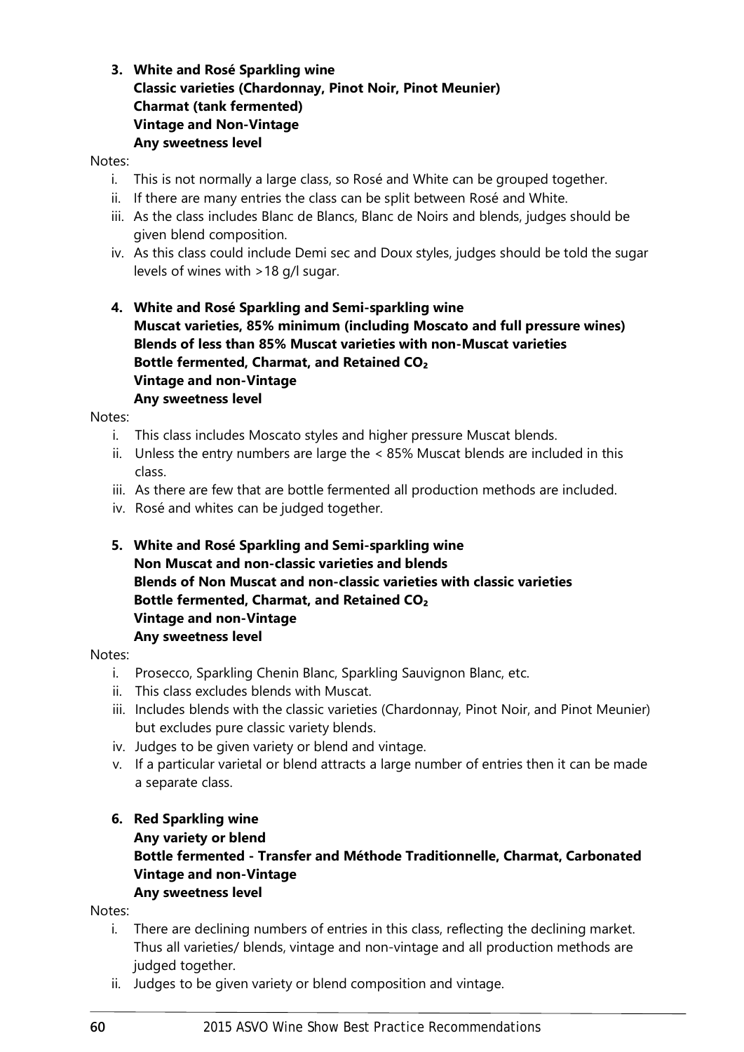**3. White and Rosé Sparkling wine**
**Classic varieties (Chardonnay, Pinot Noir, Pinot Meunier)**
**Charmat (tank fermented)**
**Vintage and Non-Vintage**
**Any sweetness level**

Notes:

i. This is not normally a large class, so Rosé and White can be grouped together.
ii. If there are many entries the class can be split between Rosé and White.
iii. As the class includes Blanc de Blancs, Blanc de Noirs and blends, judges should be given blend composition.
iv. As this class could include Demi sec and Doux styles, judges should be told the sugar levels of wines with >18 g/l sugar.

**4. White and Rosé Sparkling and Semi-sparkling wine**
**Muscat varieties, 85% minimum (including Moscato and full pressure wines)**
**Blends of less than 85% Muscat varieties with non-Muscat varieties**
**Bottle fermented, Charmat, and Retained $CO_2$**
**Vintage and non-Vintage**
**Any sweetness level**

Notes:

i. This class includes Moscato styles and higher pressure Muscat blends.
ii. Unless the entry numbers are large the < 85% Muscat blends are included in this class.
iii. As there are few that are bottle fermented all production methods are included.
iv. Rosé and whites can be judged together.

**5. White and Rosé Sparkling and Semi-sparkling wine**
**Non Muscat and non-classic varieties and blends**
**Blends of Non Muscat and non-classic varieties with classic varieties**
**Bottle fermented, Charmat, and Retained $CO_2$**
**Vintage and non-Vintage**
**Any sweetness level**

Notes:

i. Prosecco, Sparkling Chenin Blanc, Sparkling Sauvignon Blanc, etc.
ii. This class excludes blends with Muscat.
iii. Includes blends with the classic varieties (Chardonnay, Pinot Noir, and Pinot Meunier) but excludes pure classic variety blends.
iv. Judges to be given variety or blend and vintage.
v. If a particular varietal or blend attracts a large number of entries then it can be made a separate class.

**6. Red Sparkling wine**
**Any variety or blend**
**Bottle fermented - Transfer and Méthode Traditionnelle, Charmat, Carbonated**
**Vintage and non-Vintage**
**Any sweetness level**

Notes:

i. There are declining numbers of entries in this class, reflecting the declining market. Thus all varieties/ blends, vintage and non-vintage and all production methods are judged together.
ii. Judges to be given variety or blend composition and vintage.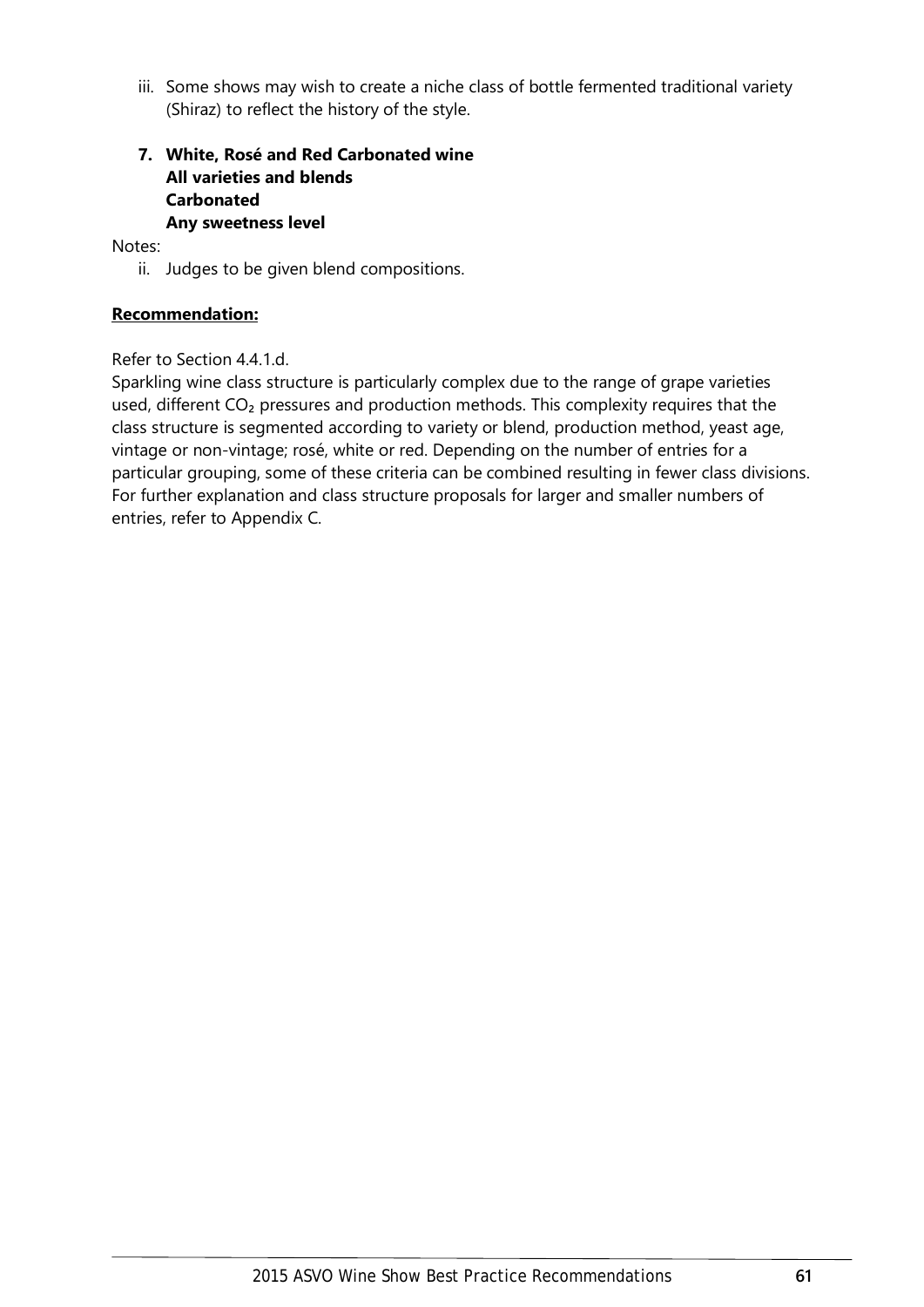iii. Some shows may wish to create a niche class of bottle fermented traditional variety (Shiraz) to reflect the history of the style.

**7. White, Rosé and Red Carbonated wine**
**All varieties and blends**
**Carbonated**
**Any sweetness level**

Notes:

ii. Judges to be given blend compositions.

**Recommendation:**

Refer to Section 4.4.1.d.
Sparkling wine class structure is particularly complex due to the range of grape varieties used, different $CO_2$ pressures and production methods. This complexity requires that the class structure is segmented according to variety or blend, production method, yeast age, vintage or non-vintage; rosé, white or red. Depending on the number of entries for a particular grouping, some of these criteria can be combined resulting in fewer class divisions. For further explanation and class structure proposals for larger and smaller numbers of entries, refer to Appendix C.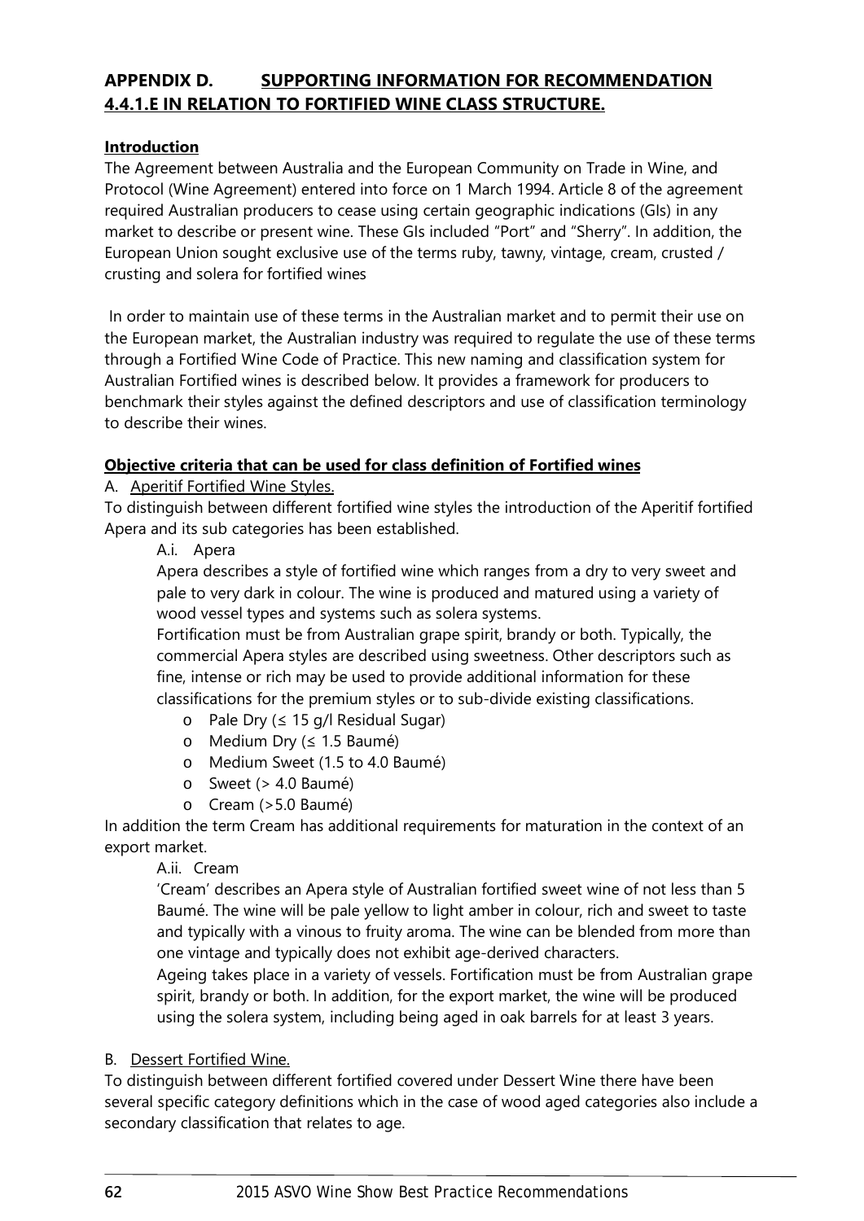## APPENDIX D. SUPPORTING INFORMATION FOR RECOMMENDATION 4.4.1.E IN RELATION TO FORTIFIED WINE CLASS STRUCTURE.

**Introduction**

The Agreement between Australia and the European Community on Trade in Wine, and Protocol (Wine Agreement) entered into force on 1 March 1994. Article 8 of the agreement required Australian producers to cease using certain geographic indications (GIs) in any market to describe or present wine. These GIs included "Port" and "Sherry". In addition, the European Union sought exclusive use of the terms ruby, tawny, vintage, cream, crusted / crusting and solera for fortified wines

In order to maintain use of these terms in the Australian market and to permit their use on the European market, the Australian industry was required to regulate the use of these terms through a Fortified Wine Code of Practice. This new naming and classification system for Australian Fortified wines is described below. It provides a framework for producers to benchmark their styles against the defined descriptors and use of classification terminology to describe their wines.

**Objective criteria that can be used for class definition of Fortified wines**

A. Aperitif Fortified Wine Styles.

To distinguish between different fortified wine styles the introduction of the Aperitif fortified Apera and its sub categories has been established.

A.i. Apera

Apera describes a style of fortified wine which ranges from a dry to very sweet and pale to very dark in colour. The wine is produced and matured using a variety of wood vessel types and systems such as solera systems.

Fortification must be from Australian grape spirit, brandy or both. Typically, the commercial Apera styles are described using sweetness. Other descriptors such as fine, intense or rich may be used to provide additional information for these classifications for the premium styles or to sub-divide existing classifications.

- Pale Dry (≤ 15 g/l Residual Sugar)
- Medium Dry (≤ 1.5 Baumé)
- Medium Sweet (1.5 to 4.0 Baumé)
- Sweet (> 4.0 Baumé)
- Cream (>5.0 Baumé)

In addition the term Cream has additional requirements for maturation in the context of an export market.

A.ii. Cream

'Cream' describes an Apera style of Australian fortified sweet wine of not less than 5 Baumé. The wine will be pale yellow to light amber in colour, rich and sweet to taste and typically with a vinous to fruity aroma. The wine can be blended from more than one vintage and typically does not exhibit age-derived characters.

Ageing takes place in a variety of vessels. Fortification must be from Australian grape spirit, brandy or both. In addition, for the export market, the wine will be produced using the solera system, including being aged in oak barrels for at least 3 years.

B. Dessert Fortified Wine.

To distinguish between different fortified covered under Dessert Wine there have been several specific category definitions which in the case of wood aged categories also include a secondary classification that relates to age.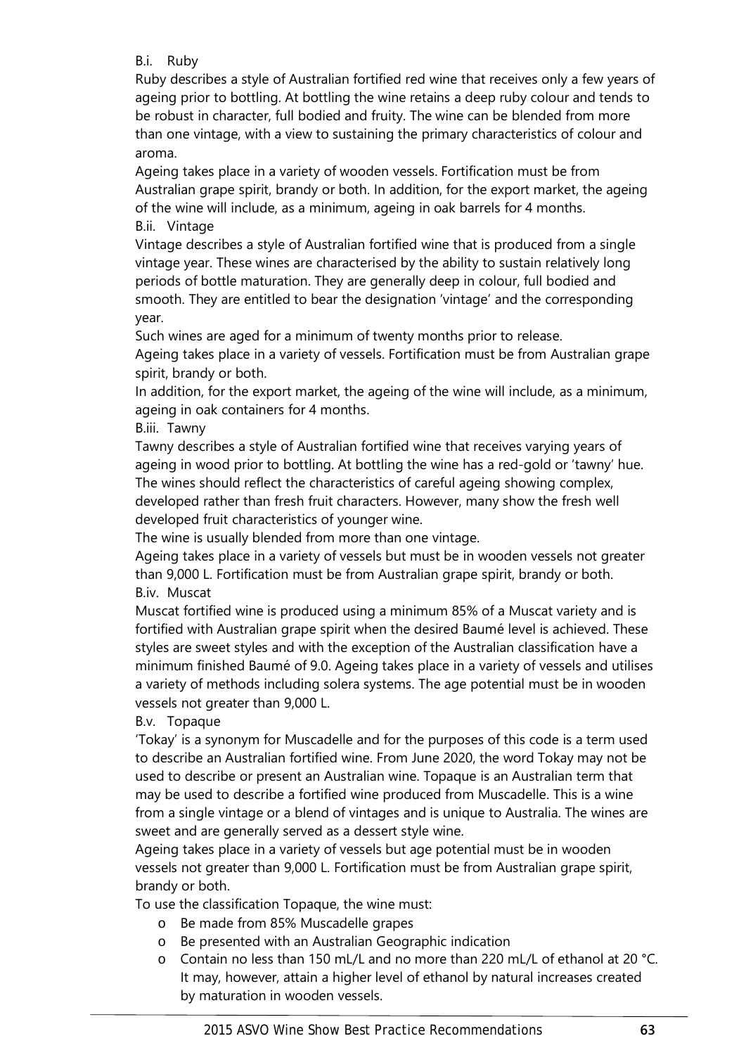B.i. Ruby

Ruby describes a style of Australian fortified red wine that receives only a few years of ageing prior to bottling. At bottling the wine retains a deep ruby colour and tends to be robust in character, full bodied and fruity. The wine can be blended from more than one vintage, with a view to sustaining the primary characteristics of colour and aroma.

Ageing takes place in a variety of wooden vessels. Fortification must be from Australian grape spirit, brandy or both. In addition, for the export market, the ageing of the wine will include, as a minimum, ageing in oak barrels for 4 months.

B.ii. Vintage

Vintage describes a style of Australian fortified wine that is produced from a single vintage year. These wines are characterised by the ability to sustain relatively long periods of bottle maturation. They are generally deep in colour, full bodied and smooth. They are entitled to bear the designation 'vintage' and the corresponding year.

Such wines are aged for a minimum of twenty months prior to release.

Ageing takes place in a variety of vessels. Fortification must be from Australian grape spirit, brandy or both.

In addition, for the export market, the ageing of the wine will include, as a minimum, ageing in oak containers for 4 months.

B.iii. Tawny

Tawny describes a style of Australian fortified wine that receives varying years of ageing in wood prior to bottling. At bottling the wine has a red-gold or 'tawny' hue. The wines should reflect the characteristics of careful ageing showing complex, developed rather than fresh fruit characters. However, many show the fresh well developed fruit characteristics of younger wine.

The wine is usually blended from more than one vintage.

Ageing takes place in a variety of vessels but must be in wooden vessels not greater than 9,000 L. Fortification must be from Australian grape spirit, brandy or both.

B.iv. Muscat

Muscat fortified wine is produced using a minimum 85% of a Muscat variety and is fortified with Australian grape spirit when the desired Baumé level is achieved. These styles are sweet styles and with the exception of the Australian classification have a minimum finished Baumé of 9.0. Ageing takes place in a variety of vessels and utilises a variety of methods including solera systems. The age potential must be in wooden vessels not greater than 9,000 L.

B.v. Topaque

'Tokay' is a synonym for Muscadelle and for the purposes of this code is a term used to describe an Australian fortified wine. From June 2020, the word Tokay may not be used to describe or present an Australian wine. Topaque is an Australian term that may be used to describe a fortified wine produced from Muscadelle. This is a wine from a single vintage or a blend of vintages and is unique to Australia. The wines are sweet and are generally served as a dessert style wine.

Ageing takes place in a variety of vessels but age potential must be in wooden vessels not greater than 9,000 L. Fortification must be from Australian grape spirit, brandy or both.

To use the classification Topaque, the wine must:

- Be made from 85% Muscadelle grapes
- Be presented with an Australian Geographic indication
- Contain no less than 150 mL/L and no more than 220 mL/L of ethanol at 20 °C. It may, however, attain a higher level of ethanol by natural increases created by maturation in wooden vessels.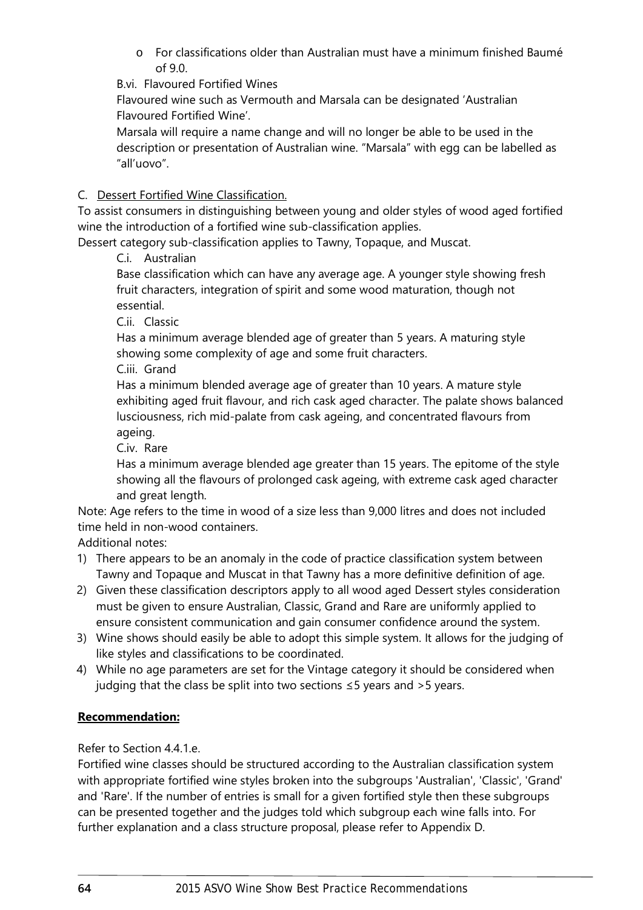- For classifications older than Australian must have a minimum finished Baumé of 9.0.

B.vi. Flavoured Fortified Wines

Flavoured wine such as Vermouth and Marsala can be designated 'Australian Flavoured Fortified Wine'.

Marsala will require a name change and will no longer be able to be used in the description or presentation of Australian wine. "Marsala" with egg can be labelled as "all'uovo".

C. <u>Dessert Fortified Wine Classification.</u>

To assist consumers in distinguishing between young and older styles of wood aged fortified wine the introduction of a fortified wine sub-classification applies.

Dessert category sub-classification applies to Tawny, Topaque, and Muscat.

C.i. Australian

Base classification which can have any average age. A younger style showing fresh fruit characters, integration of spirit and some wood maturation, though not essential.

C.ii. Classic

Has a minimum average blended age of greater than 5 years. A maturing style showing some complexity of age and some fruit characters.

C.iii. Grand

Has a minimum blended average age of greater than 10 years. A mature style exhibiting aged fruit flavour, and rich cask aged character. The palate shows balanced lusciousness, rich mid-palate from cask ageing, and concentrated flavours from ageing.

C.iv. Rare

Has a minimum average blended age greater than 15 years. The epitome of the style showing all the flavours of prolonged cask ageing, with extreme cask aged character and great length.

Note: Age refers to the time in wood of a size less than 9,000 litres and does not included time held in non-wood containers.

Additional notes:

1) There appears to be an anomaly in the code of practice classification system between Tawny and Topaque and Muscat in that Tawny has a more definitive definition of age.
2) Given these classification descriptors apply to all wood aged Dessert styles consideration must be given to ensure Australian, Classic, Grand and Rare are uniformly applied to ensure consistent communication and gain consumer confidence around the system.
3) Wine shows should easily be able to adopt this simple system. It allows for the judging of like styles and classifications to be coordinated.
4) While no age parameters are set for the Vintage category it should be considered when judging that the class be split into two sections ≤5 years and >5 years.

**<u>Recommendation:</u>**

Refer to Section 4.4.1.e.

Fortified wine classes should be structured according to the Australian classification system with appropriate fortified wine styles broken into the subgroups 'Australian', 'Classic', 'Grand' and 'Rare'. If the number of entries is small for a given fortified style then these subgroups can be presented together and the judges told which subgroup each wine falls into. For further explanation and a class structure proposal, please refer to Appendix D.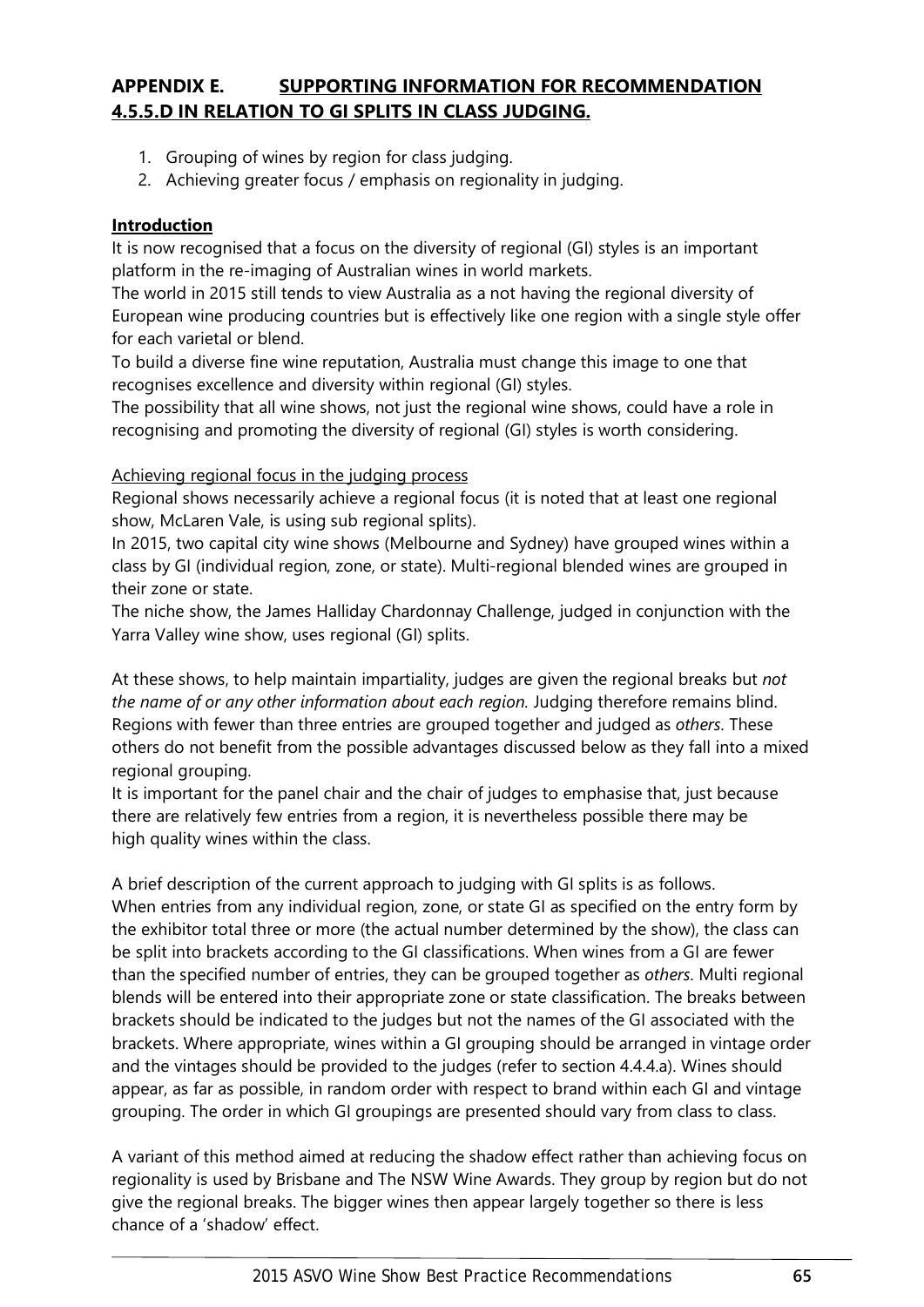## APPENDIX E. SUPPORTING INFORMATION FOR RECOMMENDATION 4.5.5.D IN RELATION TO GI SPLITS IN CLASS JUDGING.

1. Grouping of wines by region for class judging.
2. Achieving greater focus / emphasis on regionality in judging.

### Introduction

It is now recognised that a focus on the diversity of regional (GI) styles is an important platform in the re-imaging of Australian wines in world markets.
The world in 2015 still tends to view Australia as a not having the regional diversity of European wine producing countries but is effectively like one region with a single style offer for each varietal or blend.
To build a diverse fine wine reputation, Australia must change this image to one that recognises excellence and diversity within regional (GI) styles.
The possibility that all wine shows, not just the regional wine shows, could have a role in recognising and promoting the diversity of regional (GI) styles is worth considering.

#### Achieving regional focus in the judging process

Regional shows necessarily achieve a regional focus (it is noted that at least one regional show, McLaren Vale, is using sub regional splits).
In 2015, two capital city wine shows (Melbourne and Sydney) have grouped wines within a class by GI (individual region, zone, or state). Multi-regional blended wines are grouped in their zone or state.
The niche show, the James Halliday Chardonnay Challenge, judged in conjunction with the Yarra Valley wine show, uses regional (GI) splits.

At these shows, to help maintain impartiality, judges are given the regional breaks but *not the name of or any other information about each region.* Judging therefore remains blind. Regions with fewer than three entries are grouped together and judged as *others*. These others do not benefit from the possible advantages discussed below as they fall into a mixed regional grouping.
It is important for the panel chair and the chair of judges to emphasise that, just because there are relatively few entries from a region, it is nevertheless possible there may be high quality wines within the class.

A brief description of the current approach to judging with GI splits is as follows.
When entries from any individual region, zone, or state GI as specified on the entry form by the exhibitor total three or more (the actual number determined by the show), the class can be split into brackets according to the GI classifications. When wines from a GI are fewer than the specified number of entries, they can be grouped together as *others*. Multi regional blends will be entered into their appropriate zone or state classification. The breaks between brackets should be indicated to the judges but not the names of the GI associated with the brackets. Where appropriate, wines within a GI grouping should be arranged in vintage order and the vintages should be provided to the judges (refer to section 4.4.4.a). Wines should appear, as far as possible, in random order with respect to brand within each GI and vintage grouping. The order in which GI groupings are presented should vary from class to class.

A variant of this method aimed at reducing the shadow effect rather than achieving focus on regionality is used by Brisbane and The NSW Wine Awards. They group by region but do not give the regional breaks. The bigger wines then appear largely together so there is less chance of a 'shadow' effect.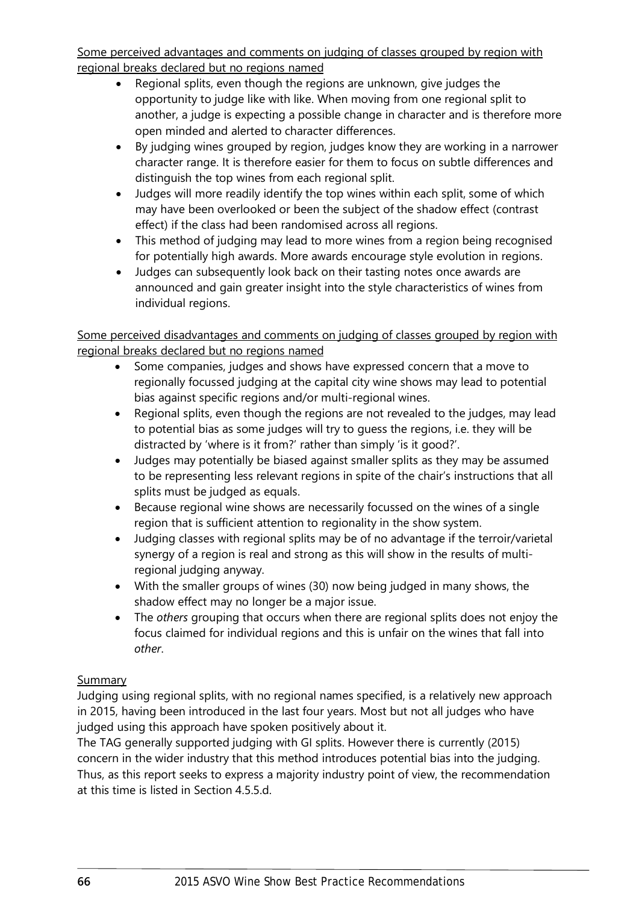Some perceived advantages and comments on judging of classes grouped by region with regional breaks declared but no regions named

- Regional splits, even though the regions are unknown, give judges the opportunity to judge like with like. When moving from one regional split to another, a judge is expecting a possible change in character and is therefore more open minded and alerted to character differences.
- By judging wines grouped by region, judges know they are working in a narrower character range. It is therefore easier for them to focus on subtle differences and distinguish the top wines from each regional split.
- Judges will more readily identify the top wines within each split, some of which may have been overlooked or been the subject of the shadow effect (contrast effect) if the class had been randomised across all regions.
- This method of judging may lead to more wines from a region being recognised for potentially high awards. More awards encourage style evolution in regions.
- Judges can subsequently look back on their tasting notes once awards are announced and gain greater insight into the style characteristics of wines from individual regions.

Some perceived disadvantages and comments on judging of classes grouped by region with regional breaks declared but no regions named

- Some companies, judges and shows have expressed concern that a move to regionally focussed judging at the capital city wine shows may lead to potential bias against specific regions and/or multi-regional wines.
- Regional splits, even though the regions are not revealed to the judges, may lead to potential bias as some judges will try to guess the regions, i.e. they will be distracted by 'where is it from?' rather than simply 'is it good?'.
- Judges may potentially be biased against smaller splits as they may be assumed to be representing less relevant regions in spite of the chair's instructions that all splits must be judged as equals.
- Because regional wine shows are necessarily focussed on the wines of a single region that is sufficient attention to regionality in the show system.
- Judging classes with regional splits may be of no advantage if the terroir/varietal synergy of a region is real and strong as this will show in the results of multi-regional judging anyway.
- With the smaller groups of wines (30) now being judged in many shows, the shadow effect may no longer be a major issue.
- The *others* grouping that occurs when there are regional splits does not enjoy the focus claimed for individual regions and this is unfair on the wines that fall into *other*.

Summary

Judging using regional splits, with no regional names specified, is a relatively new approach in 2015, having been introduced in the last four years. Most but not all judges who have judged using this approach have spoken positively about it.

The TAG generally supported judging with GI splits. However there is currently (2015) concern in the wider industry that this method introduces potential bias into the judging. Thus, as this report seeks to express a majority industry point of view, the recommendation at this time is listed in Section 4.5.5.d.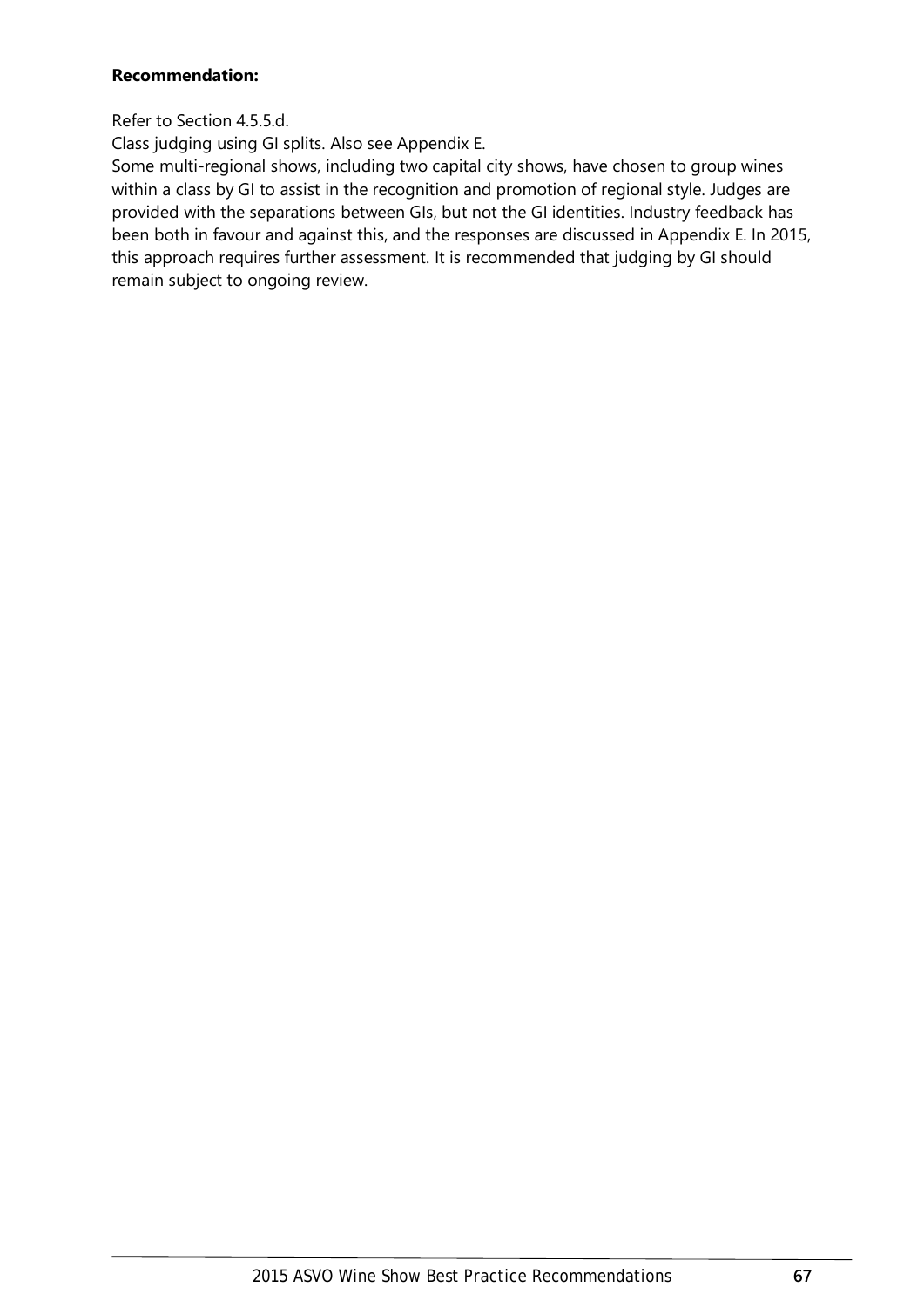**Recommendation:**

Refer to Section 4.5.5.d.

Class judging using GI splits. Also see Appendix E.

Some multi-regional shows, including two capital city shows, have chosen to group wines within a class by GI to assist in the recognition and promotion of regional style. Judges are provided with the separations between GIs, but not the GI identities. Industry feedback has been both in favour and against this, and the responses are discussed in Appendix E. In 2015, this approach requires further assessment. It is recommended that judging by GI should remain subject to ongoing review.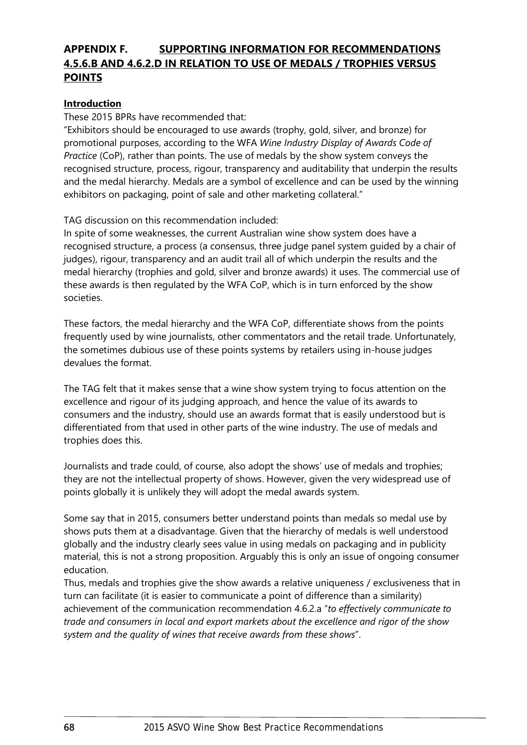## APPENDIX F. SUPPORTING INFORMATION FOR RECOMMENDATIONS 4.5.6.B AND 4.6.2.D IN RELATION TO USE OF MEDALS / TROPHIES VERSUS POINTS

**Introduction**

These 2015 BPRs have recommended that:
"Exhibitors should be encouraged to use awards (trophy, gold, silver, and bronze) for promotional purposes, according to the WFA *Wine Industry Display of Awards Code of Practice* (CoP), rather than points. The use of medals by the show system conveys the recognised structure, process, rigour, transparency and auditability that underpin the results and the medal hierarchy. Medals are a symbol of excellence and can be used by the winning exhibitors on packaging, point of sale and other marketing collateral."

TAG discussion on this recommendation included:
In spite of some weaknesses, the current Australian wine show system does have a recognised structure, a process (a consensus, three judge panel system guided by a chair of judges), rigour, transparency and an audit trail all of which underpin the results and the medal hierarchy (trophies and gold, silver and bronze awards) it uses. The commercial use of these awards is then regulated by the WFA CoP, which is in turn enforced by the show societies.

These factors, the medal hierarchy and the WFA CoP, differentiate shows from the points frequently used by wine journalists, other commentators and the retail trade. Unfortunately, the sometimes dubious use of these points systems by retailers using in-house judges devalues the format.

The TAG felt that it makes sense that a wine show system trying to focus attention on the excellence and rigour of its judging approach, and hence the value of its awards to consumers and the industry, should use an awards format that is easily understood but is differentiated from that used in other parts of the wine industry. The use of medals and trophies does this.

Journalists and trade could, of course, also adopt the shows' use of medals and trophies; they are not the intellectual property of shows. However, given the very widespread use of points globally it is unlikely they will adopt the medal awards system.

Some say that in 2015, consumers better understand points than medals so medal use by shows puts them at a disadvantage. Given that the hierarchy of medals is well understood globally and the industry clearly sees value in using medals on packaging and in publicity material, this is not a strong proposition. Arguably this is only an issue of ongoing consumer education.
Thus, medals and trophies give the show awards a relative uniqueness / exclusiveness that in turn can facilitate (it is easier to communicate a point of difference than a similarity) achievement of the communication recommendation 4.6.2.a "*to effectively communicate to trade and consumers in local and export markets about the excellence and rigor of the show system and the quality of wines that receive awards from these shows*".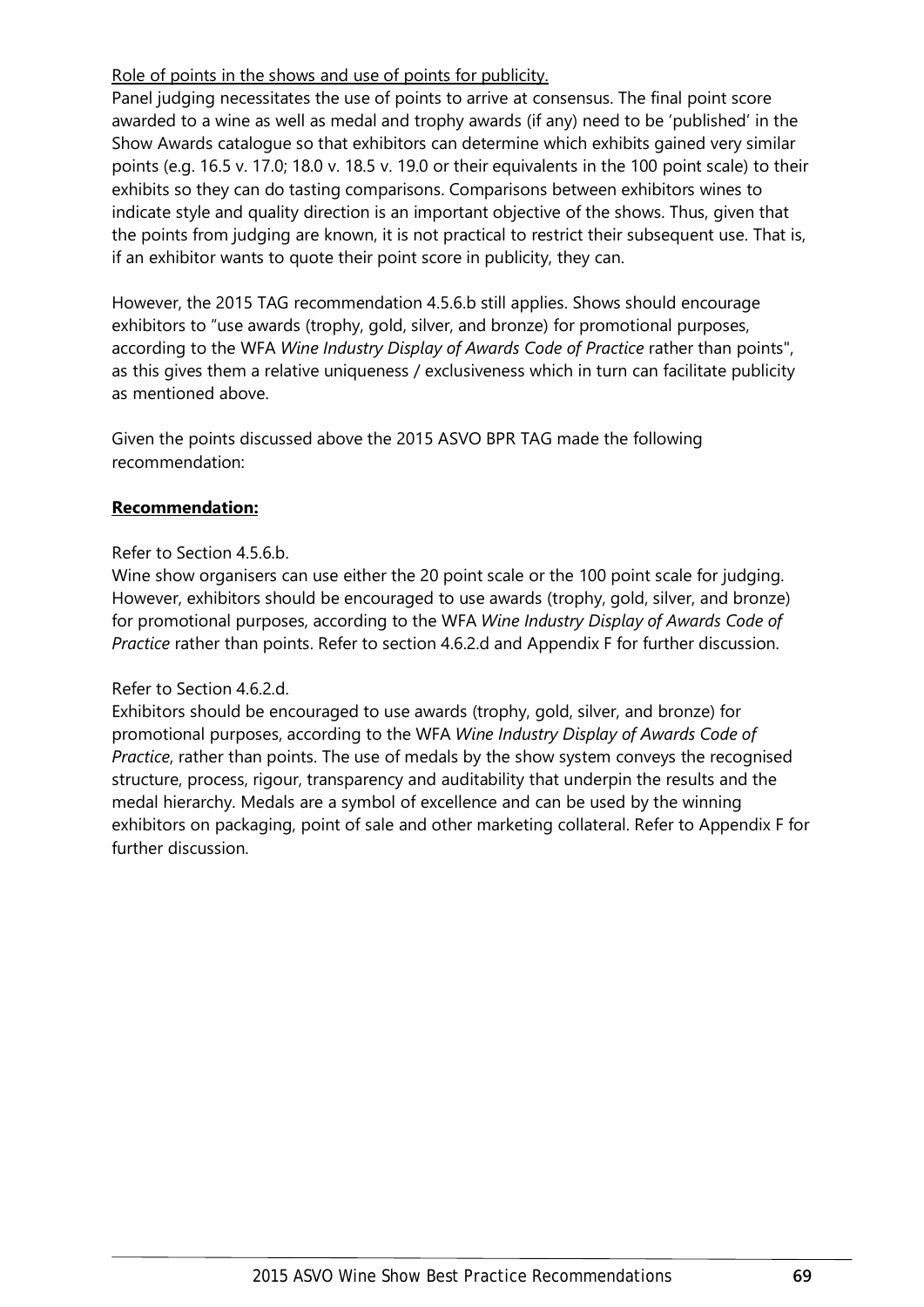Role of points in the shows and use of points for publicity.

Panel judging necessitates the use of points to arrive at consensus. The final point score awarded to a wine as well as medal and trophy awards (if any) need to be 'published' in the Show Awards catalogue so that exhibitors can determine which exhibits gained very similar points (e.g. 16.5 v. 17.0; 18.0 v. 18.5 v. 19.0 or their equivalents in the 100 point scale) to their exhibits so they can do tasting comparisons. Comparisons between exhibitors wines to indicate style and quality direction is an important objective of the shows. Thus, given that the points from judging are known, it is not practical to restrict their subsequent use. That is, if an exhibitor wants to quote their point score in publicity, they can.

However, the 2015 TAG recommendation 4.5.6.b still applies. Shows should encourage exhibitors to "use awards (trophy, gold, silver, and bronze) for promotional purposes, according to the WFA *Wine Industry Display of Awards Code of Practice* rather than points", as this gives them a relative uniqueness / exclusiveness which in turn can facilitate publicity as mentioned above.

Given the points discussed above the 2015 ASVO BPR TAG made the following recommendation:

**Recommendation:**

Refer to Section 4.5.6.b.
Wine show organisers can use either the 20 point scale or the 100 point scale for judging. However, exhibitors should be encouraged to use awards (trophy, gold, silver, and bronze) for promotional purposes, according to the WFA *Wine Industry Display of Awards Code of Practice* rather than points. Refer to section 4.6.2.d and Appendix F for further discussion.

Refer to Section 4.6.2.d.
Exhibitors should be encouraged to use awards (trophy, gold, silver, and bronze) for promotional purposes, according to the WFA *Wine Industry Display of Awards Code of Practice*, rather than points. The use of medals by the show system conveys the recognised structure, process, rigour, transparency and auditability that underpin the results and the medal hierarchy. Medals are a symbol of excellence and can be used by the winning exhibitors on packaging, point of sale and other marketing collateral. Refer to Appendix F for further discussion.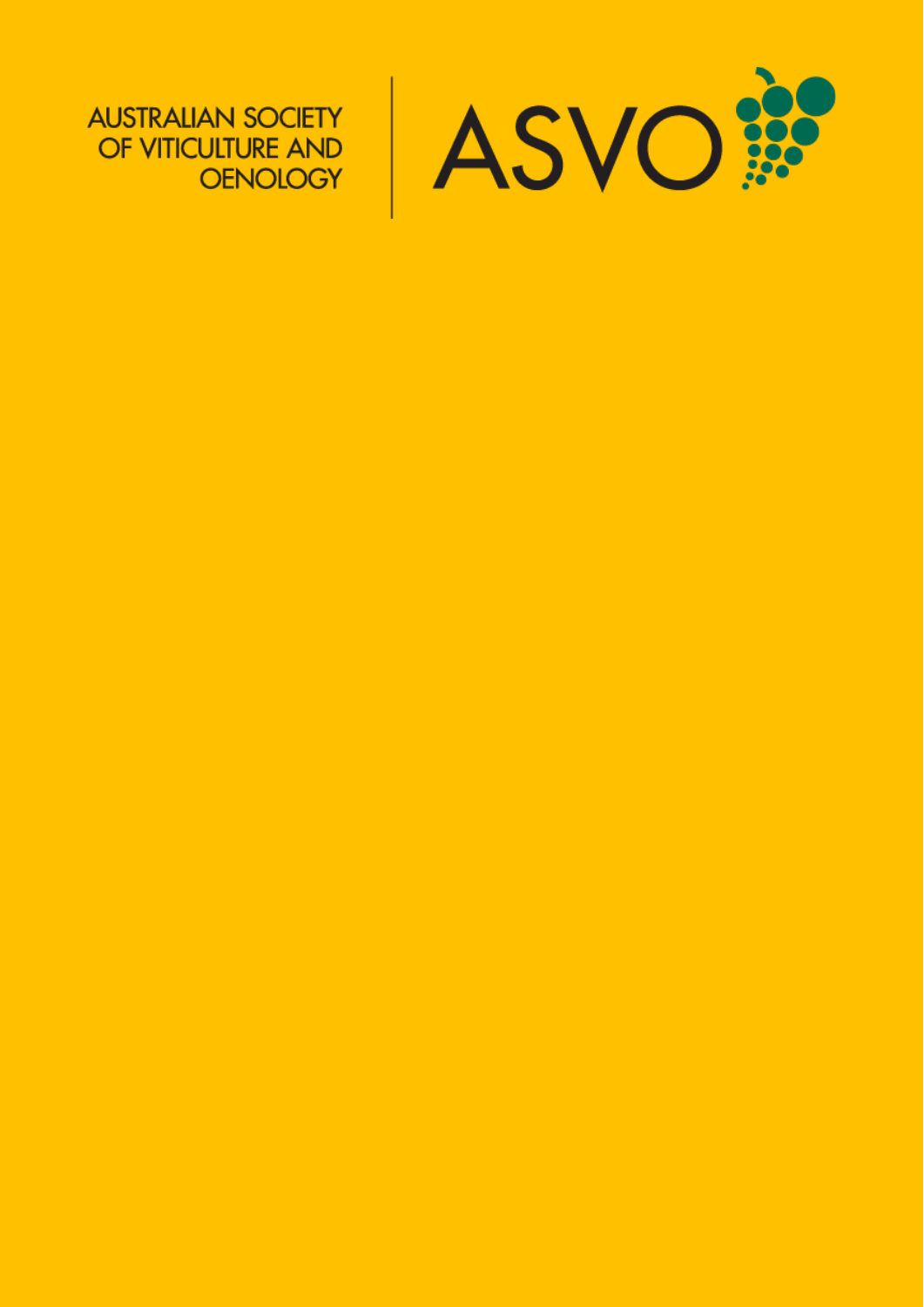AUSTRALIAN SOCIETY OF VITICULTURE AND OENOLOGY

ASVO